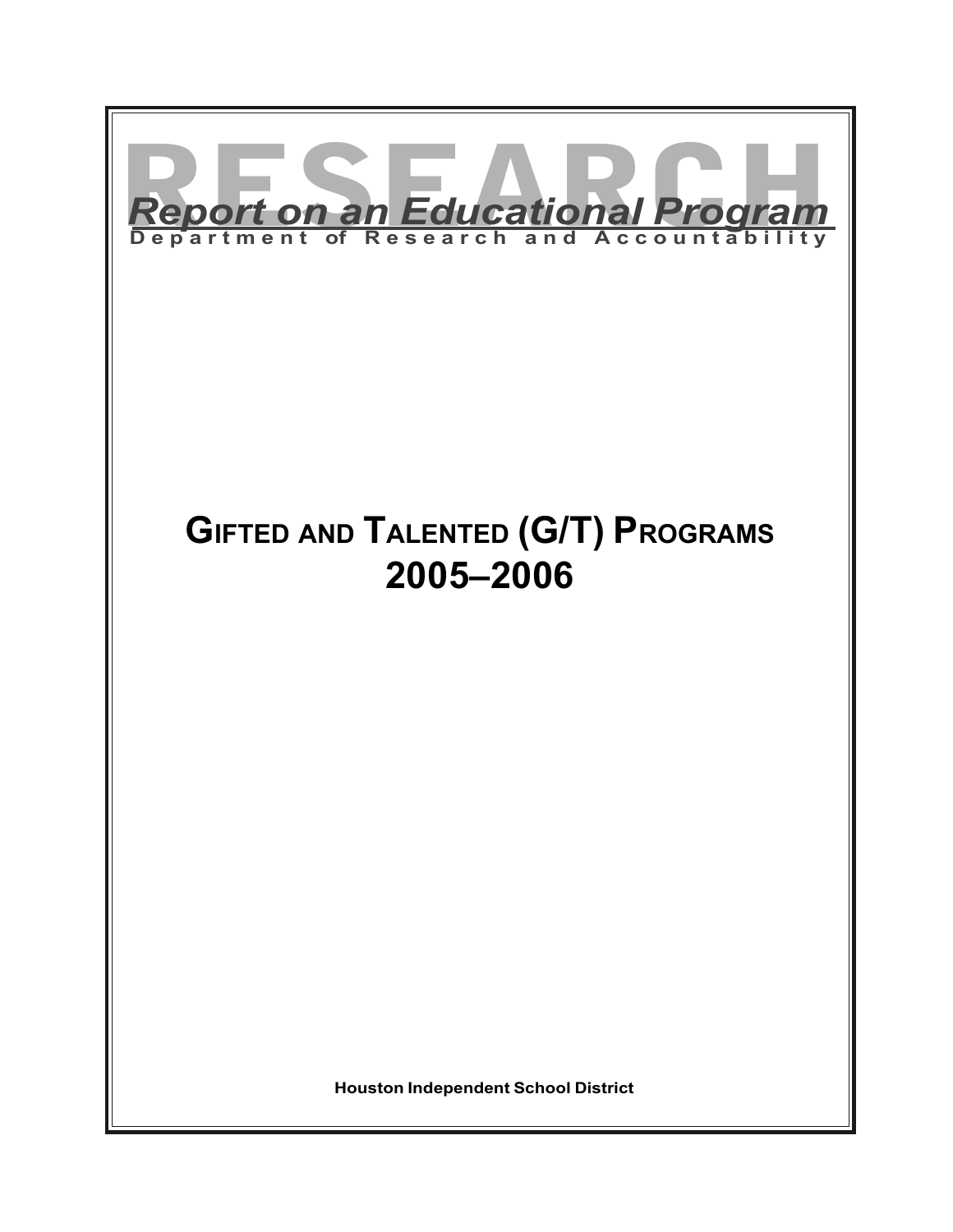# RESEARCH

***Report on an Educational Program***

Department of Research and Accountability

# GIFTED AND TALENTED (G/T) PROGRAMS 2005–2006

**Houston Independent School District**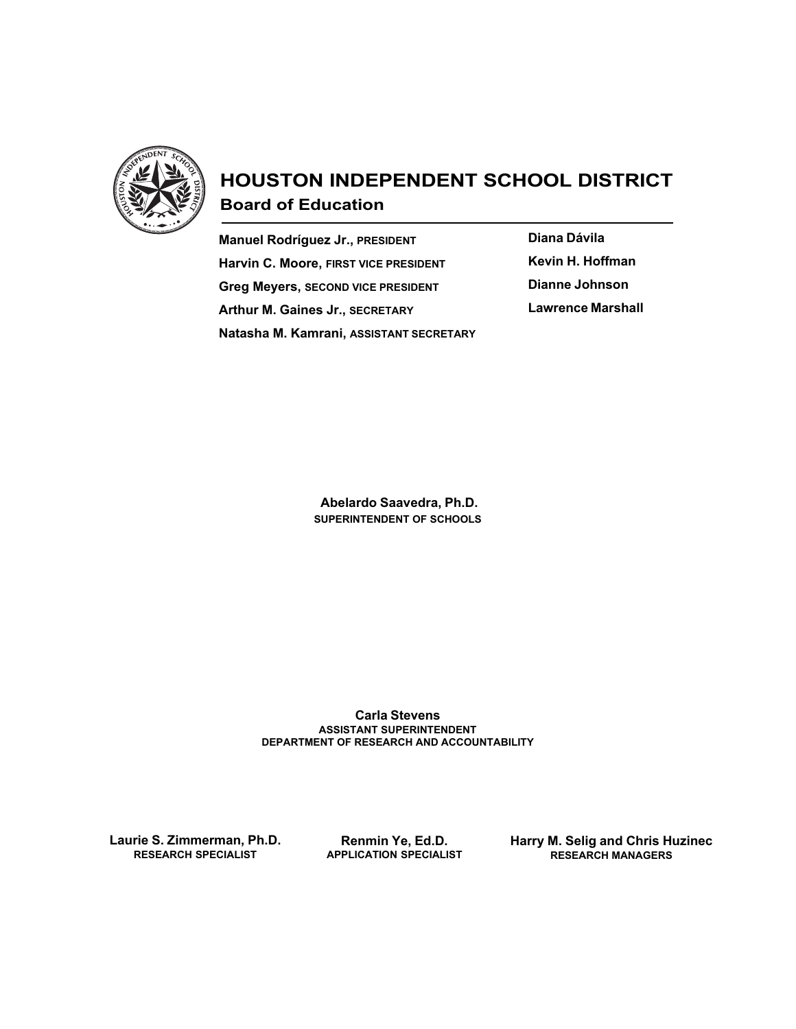# HOUSTON INDEPENDENT SCHOOL DISTRICT

## Board of Education

**Manuel Rodríguez Jr.**, PRESIDENT
**Harvin C. Moore**, FIRST VICE PRESIDENT
**Greg Meyers**, SECOND VICE PRESIDENT
**Arthur M. Gaines Jr.**, SECRETARY
**Natasha M. Kamrani**, ASSISTANT SECRETARY

**Diana Dávila**
**Kevin H. Hoffman**
**Dianne Johnson**
**Lawrence Marshall**

**Abelardo Saavedra, Ph.D.**
SUPERINTENDENT OF SCHOOLS

**Carla Stevens**
ASSISTANT SUPERINTENDENT
DEPARTMENT OF RESEARCH AND ACCOUNTABILITY

**Laurie S. Zimmerman, Ph.D.**
RESEARCH SPECIALIST

**Renmin Ye, Ed.D.**
APPLICATION SPECIALIST

**Harry M. Selig and Chris Huzinec**
RESEARCH MANAGERS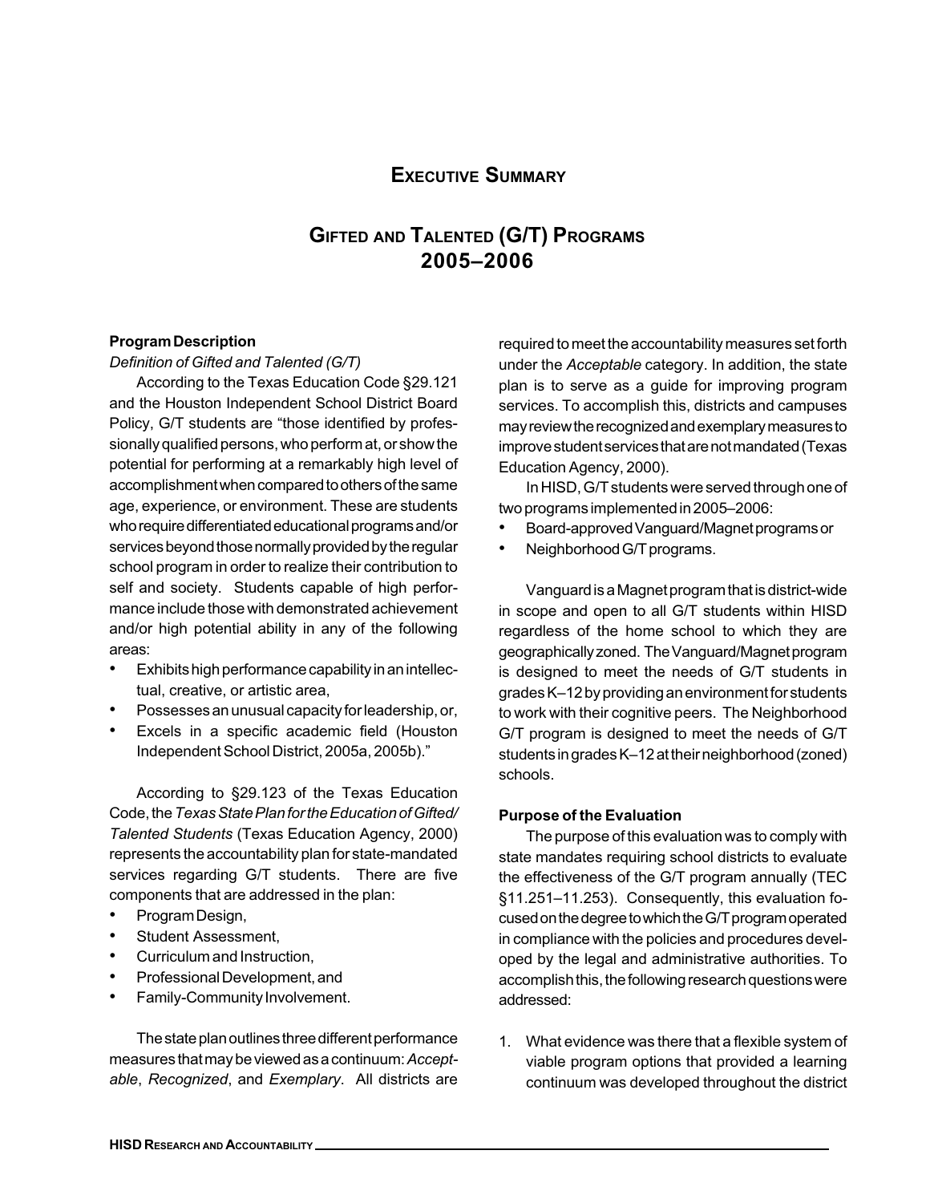# Executive Summary

## Gifted and Talented (G/T) Programs 2005–2006

**Program Description**

*Definition of Gifted and Talented (G/T)*

According to the Texas Education Code §29.121 and the Houston Independent School District Board Policy, G/T students are "those identified by professionally qualified persons, who perform at, or show the potential for performing at a remarkably high level of accomplishment when compared to others of the same age, experience, or environment. These are students who require differentiated educational programs and/or services beyond those normally provided by the regular school program in order to realize their contribution to self and society. Students capable of high performance include those with demonstrated achievement and/or high potential ability in any of the following areas:

- Exhibits high performance capability in an intellectual, creative, or artistic area,
- Possesses an unusual capacity for leadership, or,
- Excels in a specific academic field (Houston Independent School District, 2005a, 2005b)."

According to §29.123 of the Texas Education Code, the *Texas State Plan for the Education of Gifted/Talented Students* (Texas Education Agency, 2000) represents the accountability plan for state-mandated services regarding G/T students. There are five components that are addressed in the plan:

- Program Design,
- Student Assessment,
- Curriculum and Instruction,
- Professional Development, and
- Family-Community Involvement.

The state plan outlines three different performance measures that may be viewed as a continuum: *Acceptable*, *Recognized*, and *Exemplary*. All districts are required to meet the accountability measures set forth under the *Acceptable* category. In addition, the state plan is to serve as a guide for improving program services. To accomplish this, districts and campuses may review the recognized and exemplary measures to improve student services that are not mandated (Texas Education Agency, 2000).

In HISD, G/T students were served through one of two programs implemented in 2005–2006:

- Board-approved Vanguard/Magnet programs or
- Neighborhood G/T programs.

Vanguard is a Magnet program that is district-wide in scope and open to all G/T students within HISD regardless of the home school to which they are geographically zoned. The Vanguard/Magnet program is designed to meet the needs of G/T students in grades K–12 by providing an environment for students to work with their cognitive peers. The Neighborhood G/T program is designed to meet the needs of G/T students in grades K–12 at their neighborhood (zoned) schools.

**Purpose of the Evaluation**

The purpose of this evaluation was to comply with state mandates requiring school districts to evaluate the effectiveness of the G/T program annually (TEC §11.251–11.253). Consequently, this evaluation focused on the degree to which the G/T program operated in compliance with the policies and procedures developed by the legal and administrative authorities. To accomplish this, the following research questions were addressed:

1. What evidence was there that a flexible system of viable program options that provided a learning continuum was developed throughout the district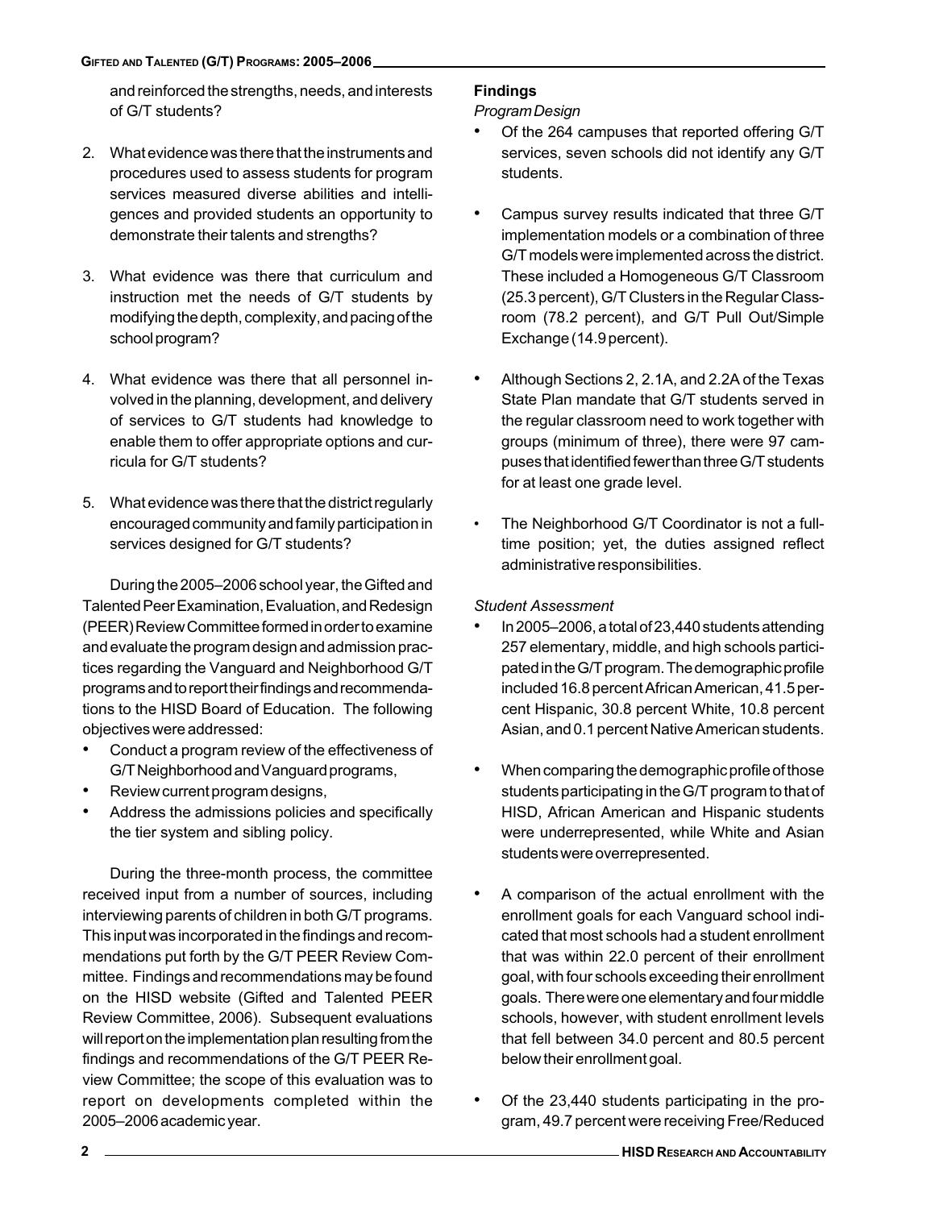and reinforced the strengths, needs, and interests of G/T students?

2. What evidence was there that the instruments and procedures used to assess students for program services measured diverse abilities and intelligences and provided students an opportunity to demonstrate their talents and strengths?

3. What evidence was there that curriculum and instruction met the needs of G/T students by modifying the depth, complexity, and pacing of the school program?

4. What evidence was there that all personnel involved in the planning, development, and delivery of services to G/T students had knowledge to enable them to offer appropriate options and curricula for G/T students?

5. What evidence was there that the district regularly encouraged community and family participation in services designed for G/T students?

During the 2005–2006 school year, the Gifted and Talented Peer Examination, Evaluation, and Redesign (PEER) Review Committee formed in order to examine and evaluate the program design and admission practices regarding the Vanguard and Neighborhood G/T programs and to report their findings and recommendations to the HISD Board of Education. The following objectives were addressed:

- Conduct a program review of the effectiveness of G/T Neighborhood and Vanguard programs,
- Review current program designs,
- Address the admissions policies and specifically the tier system and sibling policy.

During the three-month process, the committee received input from a number of sources, including interviewing parents of children in both G/T programs. This input was incorporated in the findings and recommendations put forth by the G/T PEER Review Committee. Findings and recommendations may be found on the HISD website (Gifted and Talented PEER Review Committee, 2006). Subsequent evaluations will report on the implementation plan resulting from the findings and recommendations of the G/T PEER Review Committee; the scope of this evaluation was to report on developments completed within the 2005–2006 academic year.

**Findings**

*Program Design*

- Of the 264 campuses that reported offering G/T services, seven schools did not identify any G/T students.
- Campus survey results indicated that three G/T implementation models or a combination of three G/T models were implemented across the district. These included a Homogeneous G/T Classroom (25.3 percent), G/T Clusters in the Regular Classroom (78.2 percent), and G/T Pull Out/Simple Exchange (14.9 percent).
- Although Sections 2, 2.1A, and 2.2A of the Texas State Plan mandate that G/T students served in the regular classroom need to work together with groups (minimum of three), there were 97 campuses that identified fewer than three G/T students for at least one grade level.
- The Neighborhood G/T Coordinator is not a full-time position; yet, the duties assigned reflect administrative responsibilities.

*Student Assessment*

- In 2005–2006, a total of 23,440 students attending 257 elementary, middle, and high schools participated in the G/T program. The demographic profile included 16.8 percent African American, 41.5 percent Hispanic, 30.8 percent White, 10.8 percent Asian, and 0.1 percent Native American students.
- When comparing the demographic profile of those students participating in the G/T program to that of HISD, African American and Hispanic students were underrepresented, while White and Asian students were overrepresented.
- A comparison of the actual enrollment with the enrollment goals for each Vanguard school indicated that most schools had a student enrollment that was within 22.0 percent of their enrollment goal, with four schools exceeding their enrollment goals. There were one elementary and four middle schools, however, with student enrollment levels that fell between 34.0 percent and 80.5 percent below their enrollment goal.
- Of the 23,440 students participating in the program, 49.7 percent were receiving Free/Reduced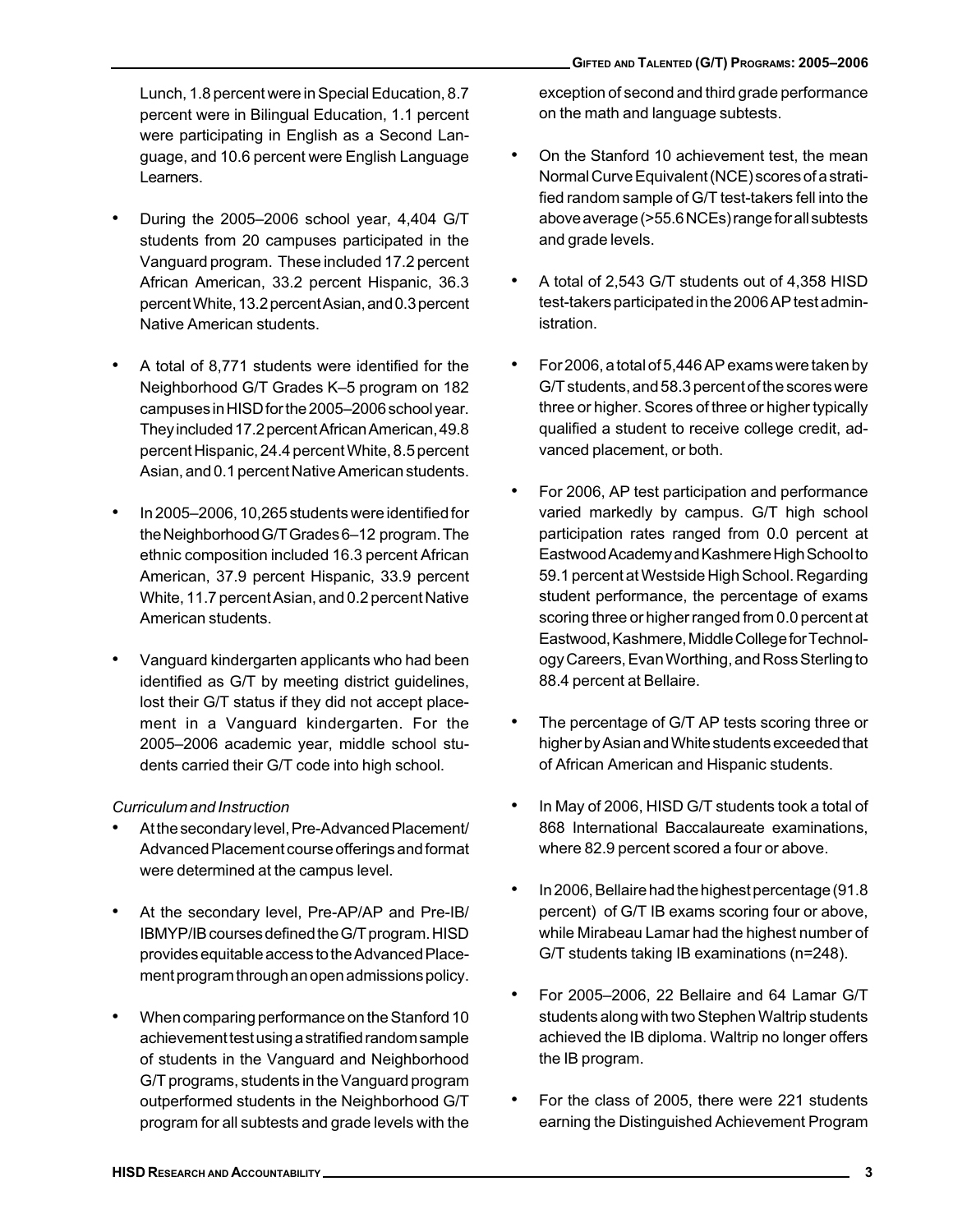Lunch, 1.8 percent were in Special Education, 8.7 percent were in Bilingual Education, 1.1 percent were participating in English as a Second Language, and 10.6 percent were English Language Learners.

- During the 2005–2006 school year, 4,404 G/T students from 20 campuses participated in the Vanguard program. These included 17.2 percent African American, 33.2 percent Hispanic, 36.3 percent White, 13.2 percent Asian, and 0.3 percent Native American students.
- A total of 8,771 students were identified for the Neighborhood G/T Grades K–5 program on 182 campuses in HISD for the 2005–2006 school year. They included 17.2 percent African American, 49.8 percent Hispanic, 24.4 percent White, 8.5 percent Asian, and 0.1 percent Native American students.
- In 2005–2006, 10,265 students were identified for the Neighborhood G/T Grades 6–12 program. The ethnic composition included 16.3 percent African American, 37.9 percent Hispanic, 33.9 percent White, 11.7 percent Asian, and 0.2 percent Native American students.
- Vanguard kindergarten applicants who had been identified as G/T by meeting district guidelines, lost their G/T status if they did not accept placement in a Vanguard kindergarten. For the 2005–2006 academic year, middle school students carried their G/T code into high school.

*Curriculum and Instruction*

- At the secondary level, Pre-Advanced Placement/ Advanced Placement course offerings and format were determined at the campus level.
- At the secondary level, Pre-AP/AP and Pre-IB/ IBMYP/IB courses defined the G/T program. HISD provides equitable access to the Advanced Placement program through an open admissions policy.
- When comparing performance on the Stanford 10 achievement test using a stratified random sample of students in the Vanguard and Neighborhood G/T programs, students in the Vanguard program outperformed students in the Neighborhood G/T program for all subtests and grade levels with the exception of second and third grade performance on the math and language subtests.
- On the Stanford 10 achievement test, the mean Normal Curve Equivalent (NCE) scores of a stratified random sample of G/T test-takers fell into the above average (>55.6 NCEs) range for all subtests and grade levels.
- A total of 2,543 G/T students out of 4,358 HISD test-takers participated in the 2006 AP test administration.
- For 2006, a total of 5,446 AP exams were taken by G/T students, and 58.3 percent of the scores were three or higher. Scores of three or higher typically qualified a student to receive college credit, advanced placement, or both.
- For 2006, AP test participation and performance varied markedly by campus. G/T high school participation rates ranged from 0.0 percent at Eastwood Academy and Kashmere High School to 59.1 percent at Westside High School. Regarding student performance, the percentage of exams scoring three or higher ranged from 0.0 percent at Eastwood, Kashmere, Middle College for Technology Careers, Evan Worthing, and Ross Sterling to 88.4 percent at Bellaire.
- The percentage of G/T AP tests scoring three or higher by Asian and White students exceeded that of African American and Hispanic students.
- In May of 2006, HISD G/T students took a total of 868 International Baccalaureate examinations, where 82.9 percent scored a four or above.
- In 2006, Bellaire had the highest percentage (91.8 percent) of G/T IB exams scoring four or above, while Mirabeau Lamar had the highest number of G/T students taking IB examinations (n=248).
- For 2005–2006, 22 Bellaire and 64 Lamar G/T students along with two Stephen Waltrip students achieved the IB diploma. Waltrip no longer offers the IB program.
- For the class of 2005, there were 221 students earning the Distinguished Achievement Program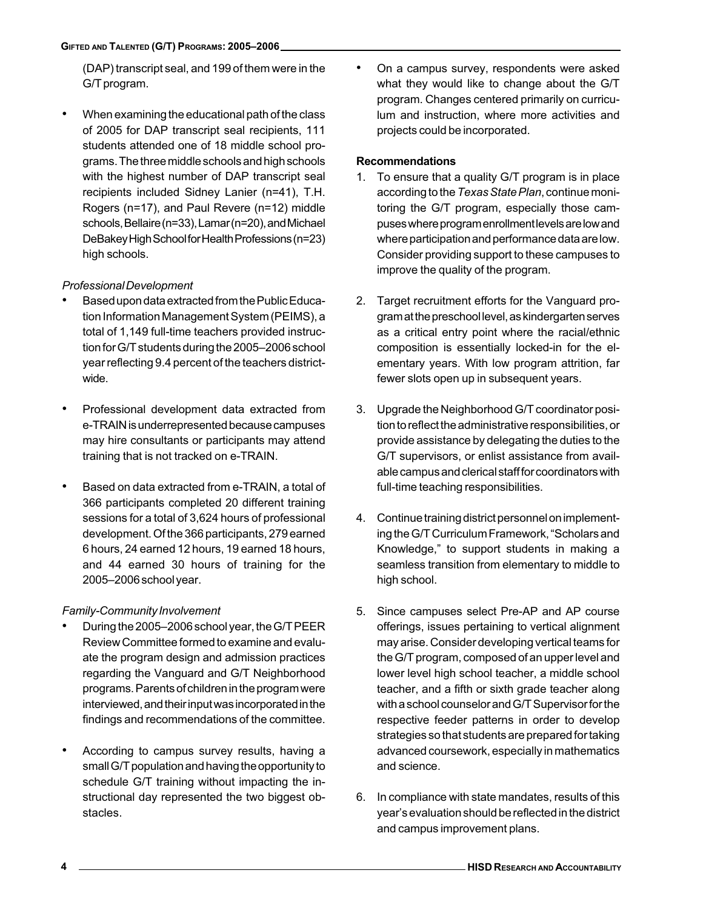(DAP) transcript seal, and 199 of them were in the G/T program.

- When examining the educational path of the class of 2005 for DAP transcript seal recipients, 111 students attended one of 18 middle school programs. The three middle schools and high schools with the highest number of DAP transcript seal recipients included Sidney Lanier (n=41), T.H. Rogers (n=17), and Paul Revere (n=12) middle schools, Bellaire (n=33), Lamar (n=20), and Michael DeBakey High School for Health Professions (n=23) high schools.

*Professional Development*

- Based upon data extracted from the Public Education Information Management System (PEIMS), a total of 1,149 full-time teachers provided instruction for G/T students during the 2005–2006 school year reflecting 9.4 percent of the teachers districtwide.
- Professional development data extracted from e-TRAIN is underrepresented because campuses may hire consultants or participants may attend training that is not tracked on e-TRAIN.
- Based on data extracted from e-TRAIN, a total of 366 participants completed 20 different training sessions for a total of 3,624 hours of professional development. Of the 366 participants, 279 earned 6 hours, 24 earned 12 hours, 19 earned 18 hours, and 44 earned 30 hours of training for the 2005–2006 school year.

*Family-Community Involvement*

- During the 2005–2006 school year, the G/T PEER Review Committee formed to examine and evaluate the program design and admission practices regarding the Vanguard and G/T Neighborhood programs. Parents of children in the program were interviewed, and their input was incorporated in the findings and recommendations of the committee.
- According to campus survey results, having a small G/T population and having the opportunity to schedule G/T training without impacting the instructional day represented the two biggest obstacles.
- On a campus survey, respondents were asked what they would like to change about the G/T program. Changes centered primarily on curriculum and instruction, where more activities and projects could be incorporated.

**Recommendations**

1. To ensure that a quality G/T program is in place according to the *Texas State Plan*, continue monitoring the G/T program, especially those campuses where program enrollment levels are low and where participation and performance data are low. Consider providing support to these campuses to improve the quality of the program.
2. Target recruitment efforts for the Vanguard program at the preschool level, as kindergarten serves as a critical entry point where the racial/ethnic composition is essentially locked-in for the elementary years. With low program attrition, far fewer slots open up in subsequent years.
3. Upgrade the Neighborhood G/T coordinator position to reflect the administrative responsibilities, or provide assistance by delegating the duties to the G/T supervisors, or enlist assistance from available campus and clerical staff for coordinators with full-time teaching responsibilities.
4. Continue training district personnel on implementing the G/T Curriculum Framework, "Scholars and Knowledge," to support students in making a seamless transition from elementary to middle to high school.
5. Since campuses select Pre-AP and AP course offerings, issues pertaining to vertical alignment may arise. Consider developing vertical teams for the G/T program, composed of an upper level and lower level high school teacher, a middle school teacher, and a fifth or sixth grade teacher along with a school counselor and G/T Supervisor for the respective feeder patterns in order to develop strategies so that students are prepared for taking advanced coursework, especially in mathematics and science.
6. In compliance with state mandates, results of this year's evaluation should be reflected in the district and campus improvement plans.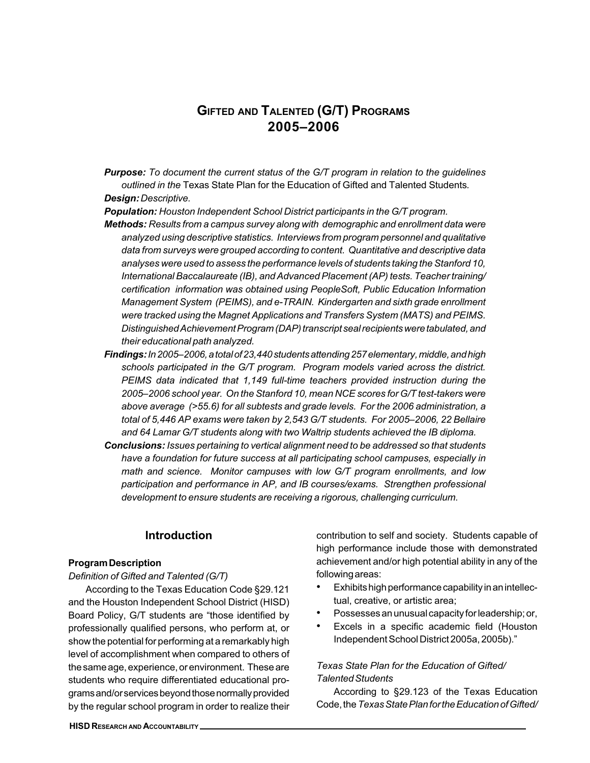# Gifted and Talented (G/T) Programs 2005–2006

***Purpose:*** *To document the current status of the G/T program in relation to the guidelines outlined in the* Texas State Plan for the Education of Gifted and Talented Students.

***Design:*** *Descriptive.*

***Population:*** *Houston Independent School District participants in the G/T program.*

***Methods:*** *Results from a campus survey along with demographic and enrollment data were analyzed using descriptive statistics. Interviews from program personnel and qualitative data from surveys were grouped according to content. Quantitative and descriptive data analyses were used to assess the performance levels of students taking the Stanford 10, International Baccalaureate (IB), and Advanced Placement (AP) tests. Teacher training/certification information was obtained using PeopleSoft, Public Education Information Management System (PEIMS), and e-TRAIN. Kindergarten and sixth grade enrollment were tracked using the Magnet Applications and Transfers System (MATS) and PEIMS. Distinguished Achievement Program (DAP) transcript seal recipients were tabulated, and their educational path analyzed.*

***Findings:*** *In 2005–2006, a total of 23,440 students attending 257 elementary, middle, and high schools participated in the G/T program. Program models varied across the district. PEIMS data indicated that 1,149 full-time teachers provided instruction during the 2005–2006 school year. On the Stanford 10, mean NCE scores for G/T test-takers were above average (>55.6) for all subtests and grade levels. For the 2006 administration, a total of 5,446 AP exams were taken by 2,543 G/T students. For 2005–2006, 22 Bellaire and 64 Lamar G/T students along with two Waltrip students achieved the IB diploma.*

***Conclusions:*** *Issues pertaining to vertical alignment need to be addressed so that students have a foundation for future success at all participating school campuses, especially in math and science. Monitor campuses with low G/T program enrollments, and low participation and performance in AP, and IB courses/exams. Strengthen professional development to ensure students are receiving a rigorous, challenging curriculum.*

## Introduction

### Program Description

*Definition of Gifted and Talented (G/T)*

According to the Texas Education Code §29.121 and the Houston Independent School District (HISD) Board Policy, G/T students are "those identified by professionally qualified persons, who perform at, or show the potential for performing at a remarkably high level of accomplishment when compared to others of the same age, experience, or environment. These are students who require differentiated educational programs and/or services beyond those normally provided by the regular school program in order to realize their contribution to self and society. Students capable of high performance include those with demonstrated achievement and/or high potential ability in any of the following areas:

- Exhibits high performance capability in an intellectual, creative, or artistic area;
- Possesses an unusual capacity for leadership; or,
- Excels in a specific academic field (Houston Independent School District 2005a, 2005b)."

*Texas State Plan for the Education of Gifted/Talented Students*

According to §29.123 of the Texas Education Code, the *Texas State Plan for the Education of Gifted/*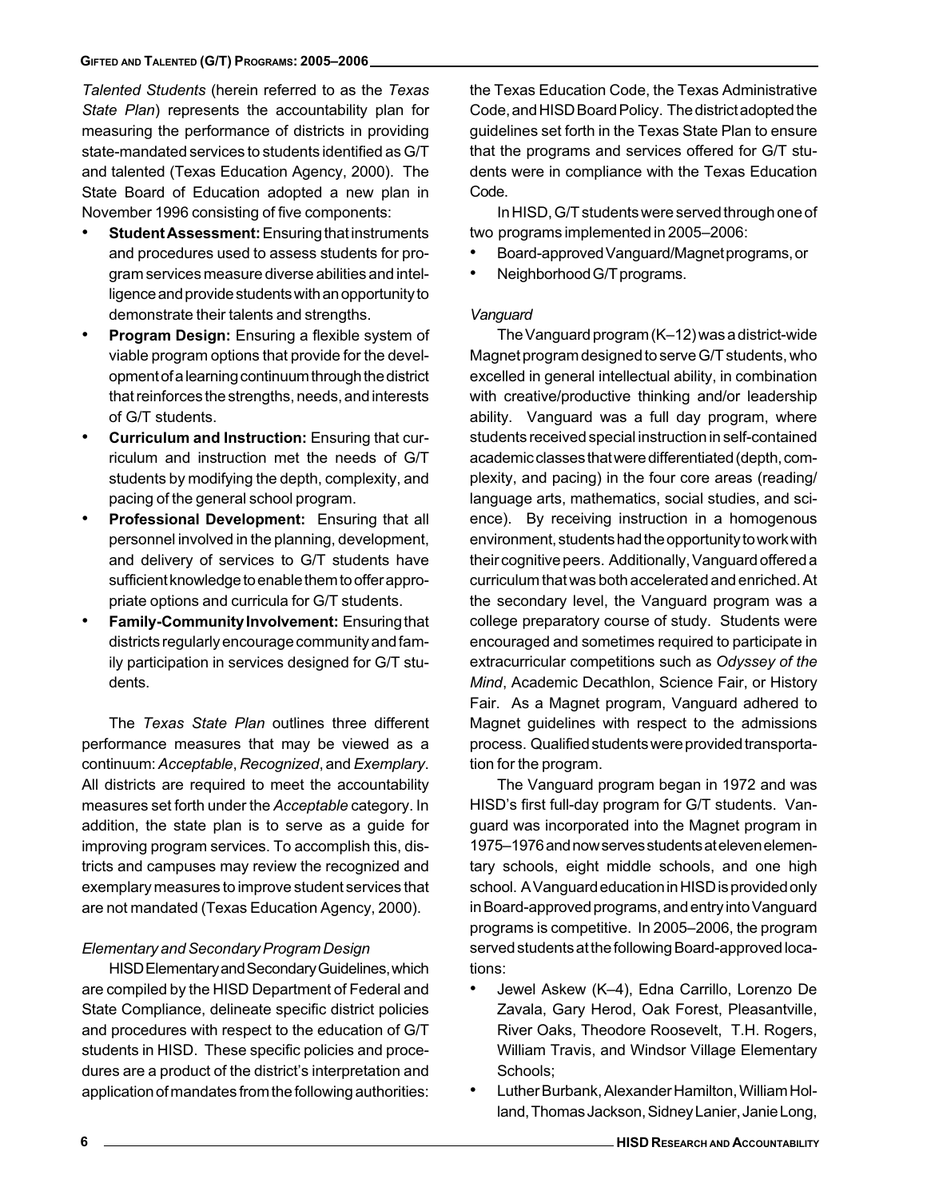*Talented Students* (herein referred to as the *Texas State Plan*) represents the accountability plan for measuring the performance of districts in providing state-mandated services to students identified as G/T and talented (Texas Education Agency, 2000). The State Board of Education adopted a new plan in November 1996 consisting of five components:

- **Student Assessment:** Ensuring that instruments and procedures used to assess students for program services measure diverse abilities and intelligence and provide students with an opportunity to demonstrate their talents and strengths.
- **Program Design:** Ensuring a flexible system of viable program options that provide for the development of a learning continuum through the district that reinforces the strengths, needs, and interests of G/T students.
- **Curriculum and Instruction:** Ensuring that curriculum and instruction met the needs of G/T students by modifying the depth, complexity, and pacing of the general school program.
- **Professional Development:** Ensuring that all personnel involved in the planning, development, and delivery of services to G/T students have sufficient knowledge to enable them to offer appropriate options and curricula for G/T students.
- **Family-Community Involvement:** Ensuring that districts regularly encourage community and family participation in services designed for G/T students.

The *Texas State Plan* outlines three different performance measures that may be viewed as a continuum: *Acceptable*, *Recognized*, and *Exemplary*. All districts are required to meet the accountability measures set forth under the *Acceptable* category. In addition, the state plan is to serve as a guide for improving program services. To accomplish this, districts and campuses may review the recognized and exemplary measures to improve student services that are not mandated (Texas Education Agency, 2000).

*Elementary and Secondary Program Design*

HISD Elementary and Secondary Guidelines, which are compiled by the HISD Department of Federal and State Compliance, delineate specific district policies and procedures with respect to the education of G/T students in HISD. These specific policies and procedures are a product of the district's interpretation and application of mandates from the following authorities: the Texas Education Code, the Texas Administrative Code, and HISD Board Policy. The district adopted the guidelines set forth in the Texas State Plan to ensure that the programs and services offered for G/T students were in compliance with the Texas Education Code.

In HISD, G/T students were served through one of two programs implemented in 2005–2006:

- Board-approved Vanguard/Magnet programs, or
- Neighborhood G/T programs.

*Vanguard*

The Vanguard program (K–12) was a district-wide Magnet program designed to serve G/T students, who excelled in general intellectual ability, in combination with creative/productive thinking and/or leadership ability. Vanguard was a full day program, where students received special instruction in self-contained academic classes that were differentiated (depth, complexity, and pacing) in the four core areas (reading/ language arts, mathematics, social studies, and science). By receiving instruction in a homogenous environment, students had the opportunity to work with their cognitive peers. Additionally, Vanguard offered a curriculum that was both accelerated and enriched. At the secondary level, the Vanguard program was a college preparatory course of study. Students were encouraged and sometimes required to participate in extracurricular competitions such as *Odyssey of the Mind*, Academic Decathlon, Science Fair, or History Fair. As a Magnet program, Vanguard adhered to Magnet guidelines with respect to the admissions process. Qualified students were provided transportation for the program.

The Vanguard program began in 1972 and was HISD's first full-day program for G/T students. Vanguard was incorporated into the Magnet program in 1975–1976 and now serves students at eleven elementary schools, eight middle schools, and one high school. A Vanguard education in HISD is provided only in Board-approved programs, and entry into Vanguard programs is competitive. In 2005–2006, the program served students at the following Board-approved locations:

- Jewel Askew (K–4), Edna Carrillo, Lorenzo De Zavala, Gary Herod, Oak Forest, Pleasantville, River Oaks, Theodore Roosevelt, T.H. Rogers, William Travis, and Windsor Village Elementary Schools;
- Luther Burbank, Alexander Hamilton, William Holland, Thomas Jackson, Sidney Lanier, Janie Long,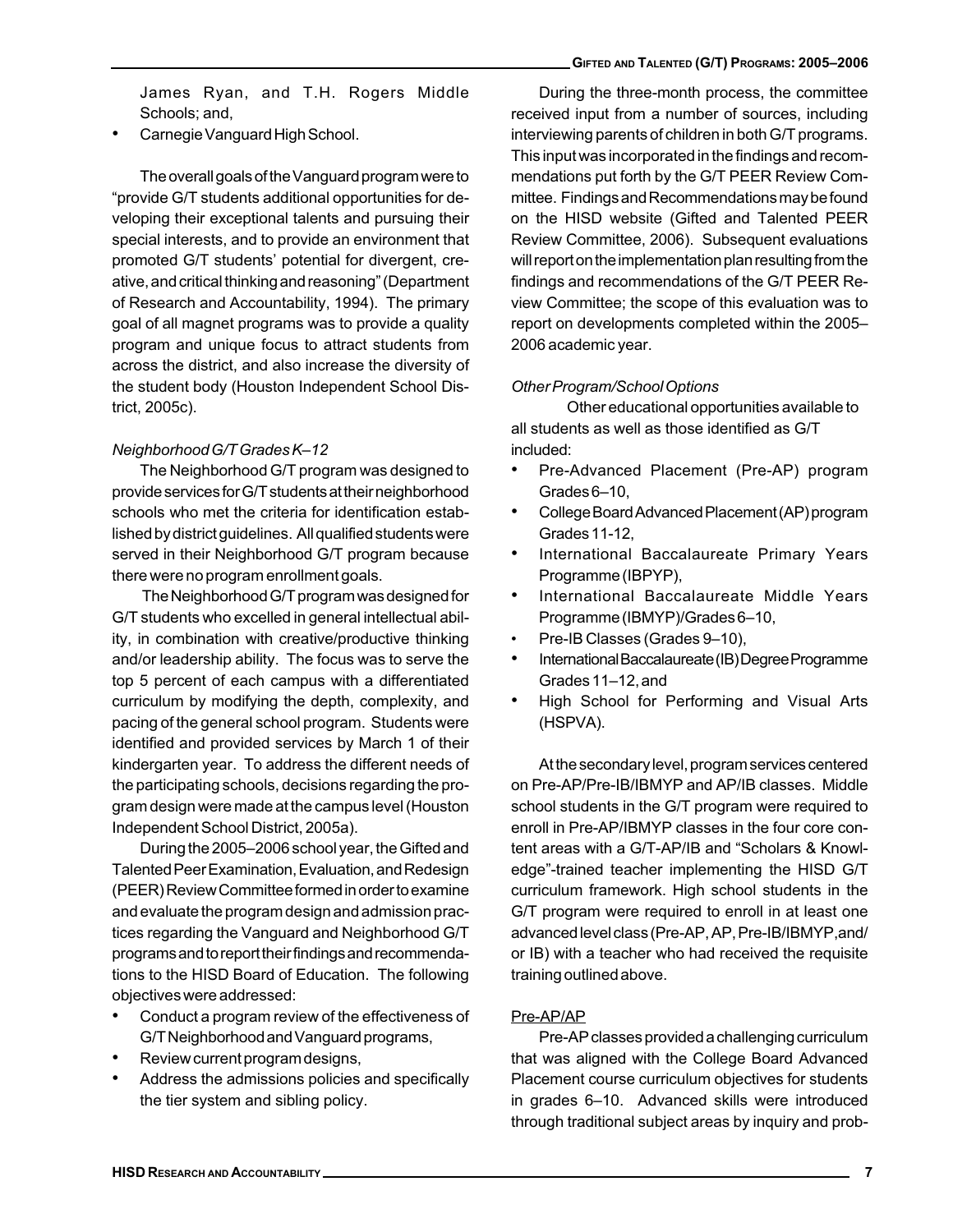James Ryan, and T.H. Rogers Middle Schools; and,

- Carnegie Vanguard High School.

The overall goals of the Vanguard program were to "provide G/T students additional opportunities for developing their exceptional talents and pursuing their special interests, and to provide an environment that promoted G/T students' potential for divergent, creative, and critical thinking and reasoning" (Department of Research and Accountability, 1994). The primary goal of all magnet programs was to provide a quality program and unique focus to attract students from across the district, and also increase the diversity of the student body (Houston Independent School District, 2005c).

*Neighborhood G/T Grades K–12*

The Neighborhood G/T program was designed to provide services for G/T students at their neighborhood schools who met the criteria for identification established by district guidelines. All qualified students were served in their Neighborhood G/T program because there were no program enrollment goals.

The Neighborhood G/T program was designed for G/T students who excelled in general intellectual ability, in combination with creative/productive thinking and/or leadership ability. The focus was to serve the top 5 percent of each campus with a differentiated curriculum by modifying the depth, complexity, and pacing of the general school program. Students were identified and provided services by March 1 of their kindergarten year. To address the different needs of the participating schools, decisions regarding the program design were made at the campus level (Houston Independent School District, 2005a).

During the 2005–2006 school year, the Gifted and Talented Peer Examination, Evaluation, and Redesign (PEER) Review Committee formed in order to examine and evaluate the program design and admission practices regarding the Vanguard and Neighborhood G/T programs and to report their findings and recommendations to the HISD Board of Education. The following objectives were addressed:

- Conduct a program review of the effectiveness of G/T Neighborhood and Vanguard programs,
- Review current program designs,
- Address the admissions policies and specifically the tier system and sibling policy.

During the three-month process, the committee received input from a number of sources, including interviewing parents of children in both G/T programs. This input was incorporated in the findings and recommendations put forth by the G/T PEER Review Committee. Findings and Recommendations may be found on the HISD website (Gifted and Talented PEER Review Committee, 2006). Subsequent evaluations will report on the implementation plan resulting from the findings and recommendations of the G/T PEER Review Committee; the scope of this evaluation was to report on developments completed within the 2005–2006 academic year.

*Other Program/School Options*

Other educational opportunities available to all students as well as those identified as G/T included:

- Pre-Advanced Placement (Pre-AP) program Grades 6–10,
- College Board Advanced Placement (AP) program Grades 11-12,
- International Baccalaureate Primary Years Programme (IBPYP),
- International Baccalaureate Middle Years Programme (IBMYP)/Grades 6–10,
- Pre-IB Classes (Grades 9–10),
- International Baccalaureate (IB) Degree Programme Grades 11–12, and
- High School for Performing and Visual Arts (HSPVA).

At the secondary level, program services centered on Pre-AP/Pre-IB/IBMYP and AP/IB classes. Middle school students in the G/T program were required to enroll in Pre-AP/IBMYP classes in the four core content areas with a G/T-AP/IB and "Scholars & Knowledge"-trained teacher implementing the HISD G/T curriculum framework. High school students in the G/T program were required to enroll in at least one advanced level class (Pre-AP, AP, Pre-IB/IBMYP, and/or IB) with a teacher who had received the requisite training outlined above.

Pre-AP/AP

Pre-AP classes provided a challenging curriculum that was aligned with the College Board Advanced Placement course curriculum objectives for students in grades 6–10. Advanced skills were introduced through traditional subject areas by inquiry and prob-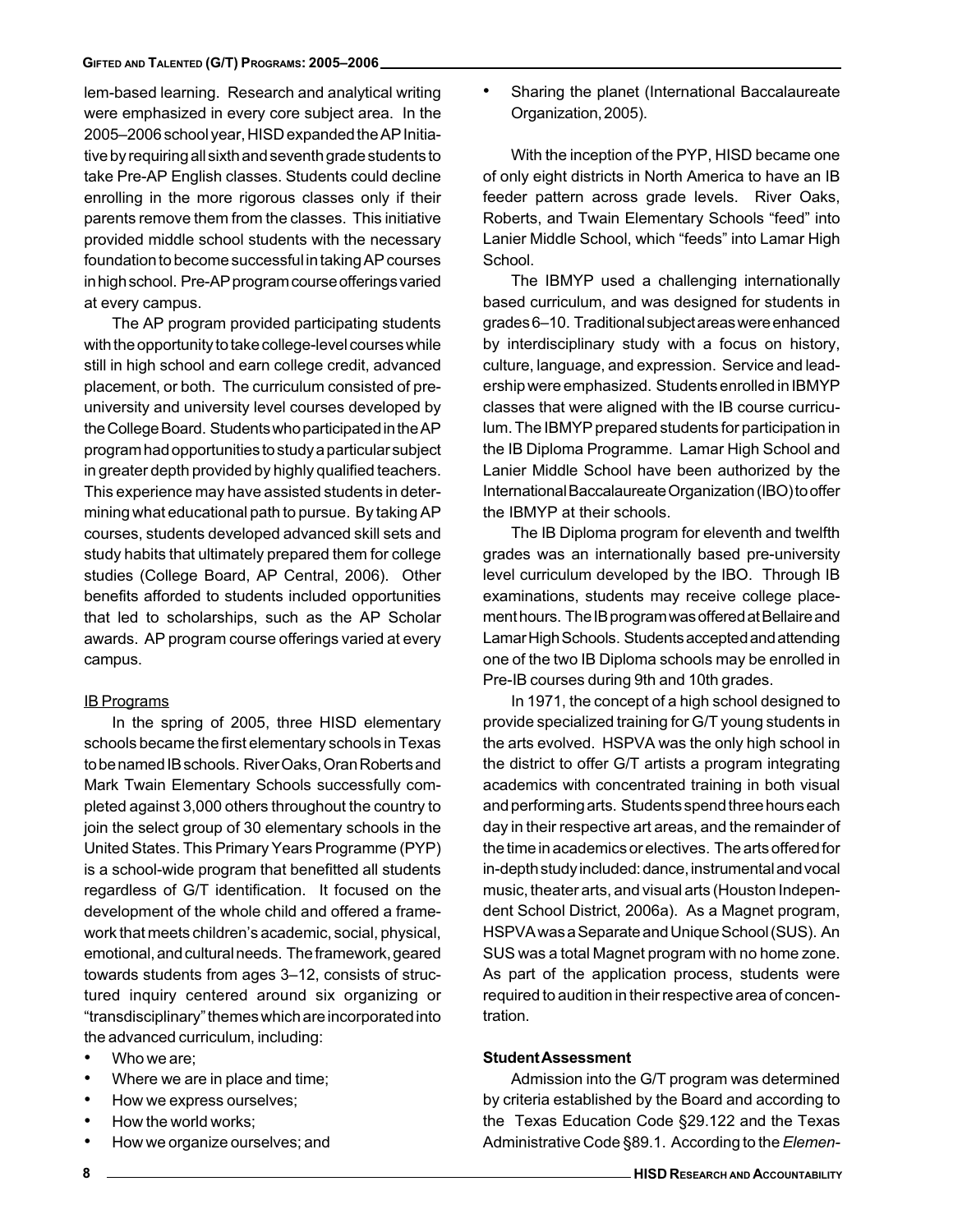lem-based learning. Research and analytical writing were emphasized in every core subject area. In the 2005–2006 school year, HISD expanded the AP Initiative by requiring all sixth and seventh grade students to take Pre-AP English classes. Students could decline enrolling in the more rigorous classes only if their parents remove them from the classes. This initiative provided middle school students with the necessary foundation to become successful in taking AP courses in high school. Pre-AP program course offerings varied at every campus.

The AP program provided participating students with the opportunity to take college-level courses while still in high school and earn college credit, advanced placement, or both. The curriculum consisted of pre-university and university level courses developed by the College Board. Students who participated in the AP program had opportunities to study a particular subject in greater depth provided by highly qualified teachers. This experience may have assisted students in determining what educational path to pursue. By taking AP courses, students developed advanced skill sets and study habits that ultimately prepared them for college studies (College Board, AP Central, 2006). Other benefits afforded to students included opportunities that led to scholarships, such as the AP Scholar awards. AP program course offerings varied at every campus.

IB Programs

In the spring of 2005, three HISD elementary schools became the first elementary schools in Texas to be named IB schools. River Oaks, Oran Roberts and Mark Twain Elementary Schools successfully completed against 3,000 others throughout the country to join the select group of 30 elementary schools in the United States. This Primary Years Programme (PYP) is a school-wide program that benefitted all students regardless of G/T identification. It focused on the development of the whole child and offered a framework that meets children's academic, social, physical, emotional, and cultural needs. The framework, geared towards students from ages 3–12, consists of structured inquiry centered around six organizing or "transdisciplinary" themes which are incorporated into the advanced curriculum, including:

- Who we are;
- Where we are in place and time;
- How we express ourselves;
- How the world works;
- How we organize ourselves; and
- Sharing the planet (International Baccalaureate Organization, 2005).

With the inception of the PYP, HISD became one of only eight districts in North America to have an IB feeder pattern across grade levels. River Oaks, Roberts, and Twain Elementary Schools "feed" into Lanier Middle School, which "feeds" into Lamar High School.

The IBMYP used a challenging internationally based curriculum, and was designed for students in grades 6–10. Traditional subject areas were enhanced by interdisciplinary study with a focus on history, culture, language, and expression. Service and leadership were emphasized. Students enrolled in IBMYP classes that were aligned with the IB course curriculum. The IBMYP prepared students for participation in the IB Diploma Programme. Lamar High School and Lanier Middle School have been authorized by the International Baccalaureate Organization (IBO) to offer the IBMYP at their schools.

The IB Diploma program for eleventh and twelfth grades was an internationally based pre-university level curriculum developed by the IBO. Through IB examinations, students may receive college placement hours. The IB program was offered at Bellaire and Lamar High Schools. Students accepted and attending one of the two IB Diploma schools may be enrolled in Pre-IB courses during 9th and 10th grades.

In 1971, the concept of a high school designed to provide specialized training for G/T young students in the arts evolved. HSPVA was the only high school in the district to offer G/T artists a program integrating academics with concentrated training in both visual and performing arts. Students spend three hours each day in their respective art areas, and the remainder of the time in academics or electives. The arts offered for in-depth study included: dance, instrumental and vocal music, theater arts, and visual arts (Houston Independent School District, 2006a). As a Magnet program, HSPVA was a Separate and Unique School (SUS). An SUS was a total Magnet program with no home zone. As part of the application process, students were required to audition in their respective area of concentration.

**Student Assessment**

Admission into the G/T program was determined by criteria established by the Board and according to the Texas Education Code §29.122 and the Texas Administrative Code §89.1. According to the *Elemen-*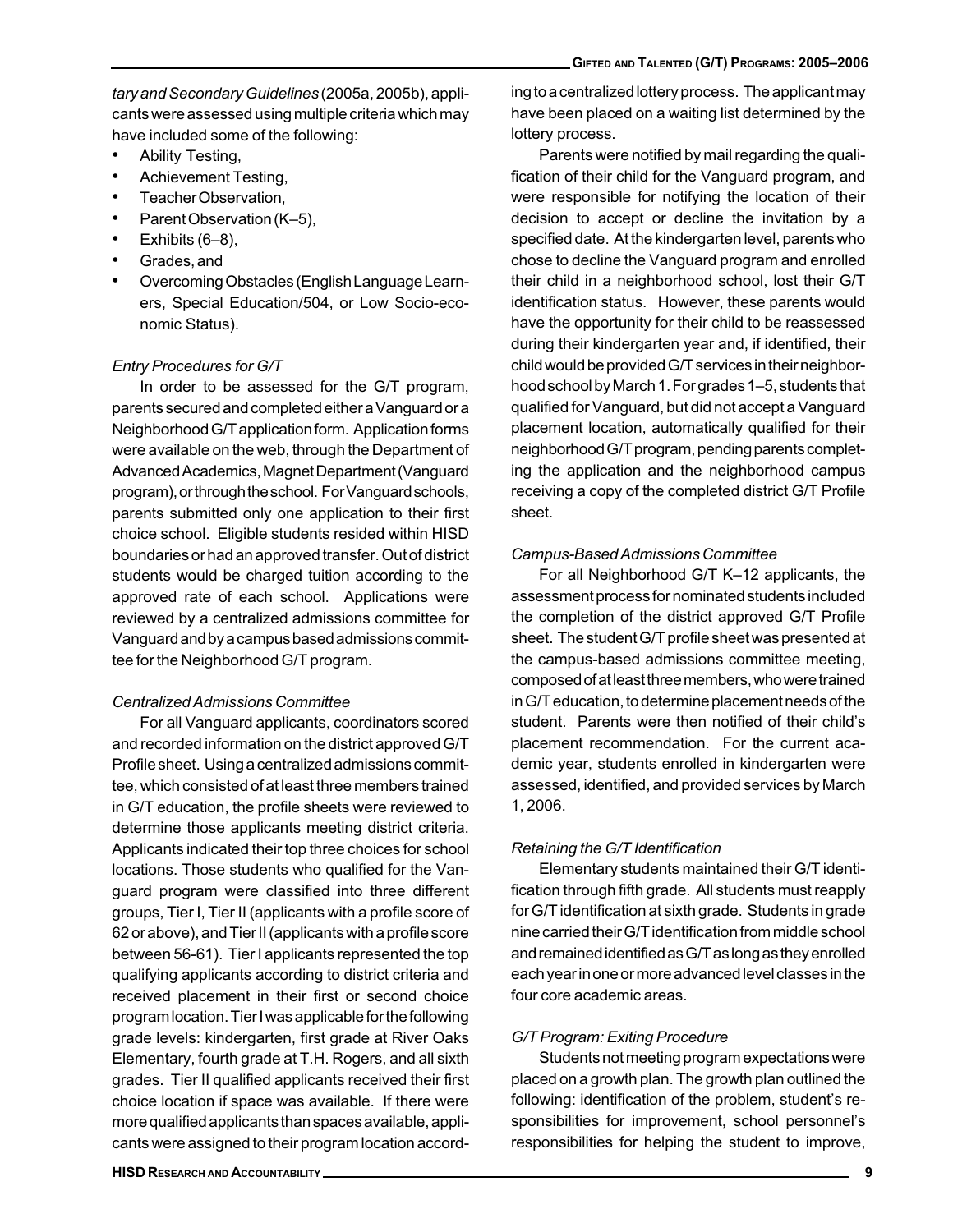*tary and Secondary Guidelines* (2005a, 2005b), applicants were assessed using multiple criteria which may have included some of the following:

- Ability Testing,
- Achievement Testing,
- Teacher Observation,
- Parent Observation (K–5),
- Exhibits (6–8),
- Grades, and
- Overcoming Obstacles (English Language Learners, Special Education/504, or Low Socio-economic Status).

*Entry Procedures for G/T*

In order to be assessed for the G/T program, parents secured and completed either a Vanguard or a Neighborhood G/T application form. Application forms were available on the web, through the Department of Advanced Academics, Magnet Department (Vanguard program), or through the school. For Vanguard schools, parents submitted only one application to their first choice school. Eligible students resided within HISD boundaries or had an approved transfer. Out of district students would be charged tuition according to the approved rate of each school. Applications were reviewed by a centralized admissions committee for Vanguard and by a campus based admissions committee for the Neighborhood G/T program.

*Centralized Admissions Committee*

For all Vanguard applicants, coordinators scored and recorded information on the district approved G/T Profile sheet. Using a centralized admissions committee, which consisted of at least three members trained in G/T education, the profile sheets were reviewed to determine those applicants meeting district criteria. Applicants indicated their top three choices for school locations. Those students who qualified for the Vanguard program were classified into three different groups, Tier I, Tier II (applicants with a profile score of 62 or above), and Tier II (applicants with a profile score between 56-61). Tier I applicants represented the top qualifying applicants according to district criteria and received placement in their first or second choice program location. Tier I was applicable for the following grade levels: kindergarten, first grade at River Oaks Elementary, fourth grade at T.H. Rogers, and all sixth grades. Tier II qualified applicants received their first choice location if space was available. If there were more qualified applicants than spaces available, applicants were assigned to their program location according to a centralized lottery process. The applicant may have been placed on a waiting list determined by the lottery process.

Parents were notified by mail regarding the qualification of their child for the Vanguard program, and were responsible for notifying the location of their decision to accept or decline the invitation by a specified date. At the kindergarten level, parents who chose to decline the Vanguard program and enrolled their child in a neighborhood school, lost their G/T identification status. However, these parents would have the opportunity for their child to be reassessed during their kindergarten year and, if identified, their child would be provided G/T services in their neighborhood school by March 1. For grades 1–5, students that qualified for Vanguard, but did not accept a Vanguard placement location, automatically qualified for their neighborhood G/T program, pending parents completing the application and the neighborhood campus receiving a copy of the completed district G/T Profile sheet.

*Campus-Based Admissions Committee*

For all Neighborhood G/T K–12 applicants, the assessment process for nominated students included the completion of the district approved G/T Profile sheet. The student G/T profile sheet was presented at the campus-based admissions committee meeting, composed of at least three members, who were trained in G/T education, to determine placement needs of the student. Parents were then notified of their child's placement recommendation. For the current academic year, students enrolled in kindergarten were assessed, identified, and provided services by March 1, 2006.

*Retaining the G/T Identification*

Elementary students maintained their G/T identification through fifth grade. All students must reapply for G/T identification at sixth grade. Students in grade nine carried their G/T identification from middle school and remained identified as G/T as long as they enrolled each year in one or more advanced level classes in the four core academic areas.

*G/T Program: Exiting Procedure*

Students not meeting program expectations were placed on a growth plan. The growth plan outlined the following: identification of the problem, student's responsibilities for improvement, school personnel's responsibilities for helping the student to improve,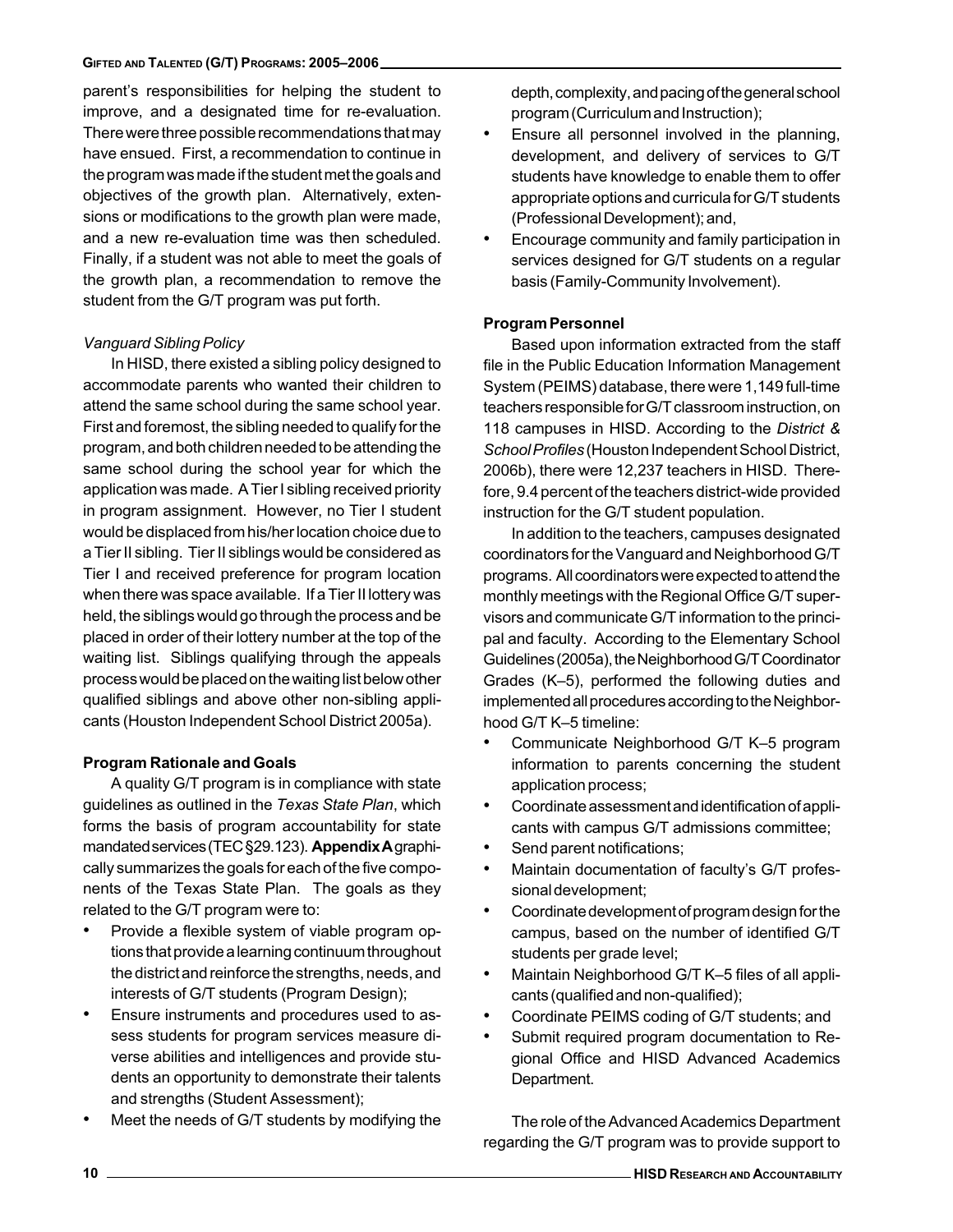parent's responsibilities for helping the student to improve, and a designated time for re-evaluation. There were three possible recommendations that may have ensued. First, a recommendation to continue in the program was made if the student met the goals and objectives of the growth plan. Alternatively, extensions or modifications to the growth plan were made, and a new re-evaluation time was then scheduled. Finally, if a student was not able to meet the goals of the growth plan, a recommendation to remove the student from the G/T program was put forth.

*Vanguard Sibling Policy*

In HISD, there existed a sibling policy designed to accommodate parents who wanted their children to attend the same school during the same school year. First and foremost, the sibling needed to qualify for the program, and both children needed to be attending the same school during the school year for which the application was made. A Tier I sibling received priority in program assignment. However, no Tier I student would be displaced from his/her location choice due to a Tier II sibling. Tier II siblings would be considered as Tier I and received preference for program location when there was space available. If a Tier II lottery was held, the siblings would go through the process and be placed in order of their lottery number at the top of the waiting list. Siblings qualifying through the appeals process would be placed on the waiting list below other qualified siblings and above other non-sibling applicants (Houston Independent School District 2005a).

**Program Rationale and Goals**

A quality G/T program is in compliance with state guidelines as outlined in the *Texas State Plan*, which forms the basis of program accountability for state mandated services (TEC §29.123). **Appendix A** graphically summarizes the goals for each of the five components of the Texas State Plan. The goals as they related to the G/T program were to:

- Provide a flexible system of viable program options that provide a learning continuum throughout the district and reinforce the strengths, needs, and interests of G/T students (Program Design);
- Ensure instruments and procedures used to assess students for program services measure diverse abilities and intelligences and provide students an opportunity to demonstrate their talents and strengths (Student Assessment);
- Meet the needs of G/T students by modifying the depth, complexity, and pacing of the general school program (Curriculum and Instruction);
- Ensure all personnel involved in the planning, development, and delivery of services to G/T students have knowledge to enable them to offer appropriate options and curricula for G/T students (Professional Development); and,
- Encourage community and family participation in services designed for G/T students on a regular basis (Family-Community Involvement).

**Program Personnel**

Based upon information extracted from the staff file in the Public Education Information Management System (PEIMS) database, there were 1,149 full-time teachers responsible for G/T classroom instruction, on 118 campuses in HISD. According to the *District & School Profiles* (Houston Independent School District, 2006b), there were 12,237 teachers in HISD. Therefore, 9.4 percent of the teachers district-wide provided instruction for the G/T student population.

In addition to the teachers, campuses designated coordinators for the Vanguard and Neighborhood G/T programs. All coordinators were expected to attend the monthly meetings with the Regional Office G/T supervisors and communicate G/T information to the principal and faculty. According to the Elementary School Guidelines (2005a), the Neighborhood G/T Coordinator Grades (K–5), performed the following duties and implemented all procedures according to the Neighborhood G/T K–5 timeline:

- Communicate Neighborhood G/T K–5 program information to parents concerning the student application process;
- Coordinate assessment and identification of applicants with campus G/T admissions committee;
- Send parent notifications;
- Maintain documentation of faculty's G/T professional development;
- Coordinate development of program design for the campus, based on the number of identified G/T students per grade level;
- Maintain Neighborhood G/T K–5 files of all applicants (qualified and non-qualified);
- Coordinate PEIMS coding of G/T students; and
- Submit required program documentation to Regional Office and HISD Advanced Academics Department.

The role of the Advanced Academics Department regarding the G/T program was to provide support to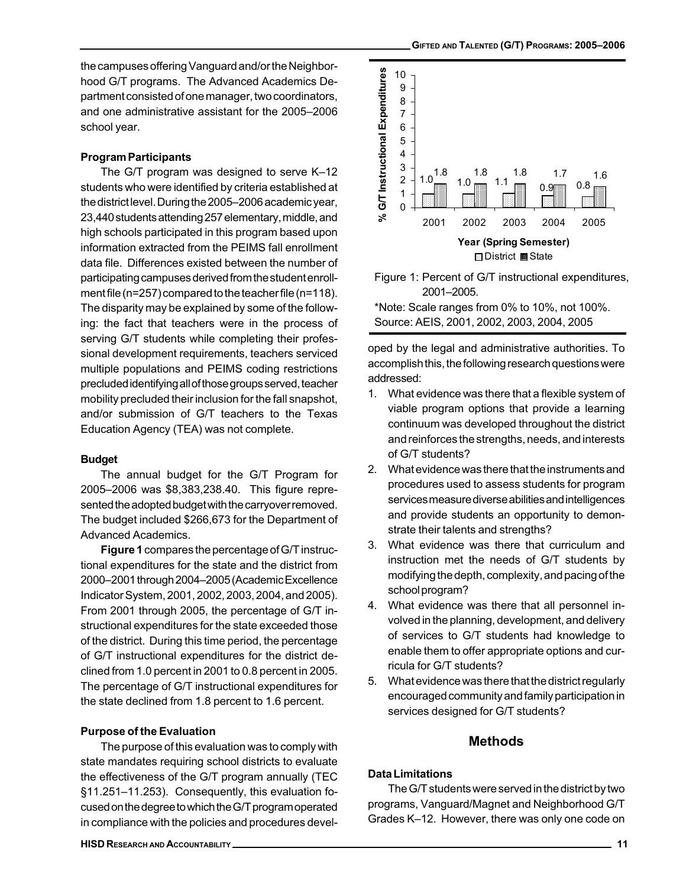the campuses offering Vanguard and/or the Neighborhood G/T programs. The Advanced Academics Department consisted of one manager, two coordinators, and one administrative assistant for the 2005–2006 school year.

### Program Participants

The G/T program was designed to serve K–12 students who were identified by criteria established at the district level. During the 2005–2006 academic year, 23,440 students attending 257 elementary, middle, and high schools participated in this program based upon information extracted from the PEIMS fall enrollment data file. Differences existed between the number of participating campuses derived from the student enrollment file (n=257) compared to the teacher file (n=118). The disparity may be explained by some of the following: the fact that teachers were in the process of serving G/T students while completing their professional development requirements, teachers serviced multiple populations and PEIMS coding restrictions precluded identifying all of those groups served, teacher mobility precluded their inclusion for the fall snapshot, and/or submission of G/T teachers to the Texas Education Agency (TEA) was not complete.

### Budget

The annual budget for the G/T Program for 2005–2006 was $8,383,238.40. This figure represented the adopted budget with the carryover removed. The budget included $266,673 for the Department of Advanced Academics.

**Figure 1** compares the percentage of G/T instructional expenditures for the state and the district from 2000–2001 through 2004–2005 (Academic Excellence Indicator System, 2001, 2002, 2003, 2004, and 2005). From 2001 through 2005, the percentage of G/T instructional expenditures for the state exceeded those of the district. During this time period, the percentage of G/T instructional expenditures for the district declined from 1.0 percent in 2001 to 0.8 percent in 2005. The percentage of G/T instructional expenditures for the state declined from 1.8 percent to 1.6 percent.

| Year (Spring Semester) | District | State |
|---|---|---|
| 2001 | 1.0 | 1.8 |
| 2002 | 1.0 | 1.8 |
| 2003 | 1.1 | 1.8 |
| 2004 | 0.9 | 1.7 |
| 2005 | 0.8 | 1.6 |

Figure 1: Percent of G/T instructional expenditures, 2001–2005.

*Note: Scale ranges from 0% to 10%, not 100%.
Source: AEIS, 2001, 2002, 2003, 2004, 2005

### Purpose of the Evaluation

The purpose of this evaluation was to comply with state mandates requiring school districts to evaluate the effectiveness of the G/T program annually (TEC §11.251–11.253). Consequently, this evaluation focused on the degree to which the G/T program operated in compliance with the policies and procedures developed by the legal and administrative authorities. To accomplish this, the following research questions were addressed:

1. What evidence was there that a flexible system of viable program options that provide a learning continuum was developed throughout the district and reinforces the strengths, needs, and interests of G/T students?
2. What evidence was there that the instruments and procedures used to assess students for program services measure diverse abilities and intelligences and provide students an opportunity to demonstrate their talents and strengths?
3. What evidence was there that curriculum and instruction met the needs of G/T students by modifying the depth, complexity, and pacing of the school program?
4. What evidence was there that all personnel involved in the planning, development, and delivery of services to G/T students had knowledge to enable them to offer appropriate options and curricula for G/T students?
5. What evidence was there that the district regularly encouraged community and family participation in services designed for G/T students?

## Methods

### Data Limitations

The G/T students were served in the district by two programs, Vanguard/Magnet and Neighborhood G/T Grades K–12. However, there was only one code on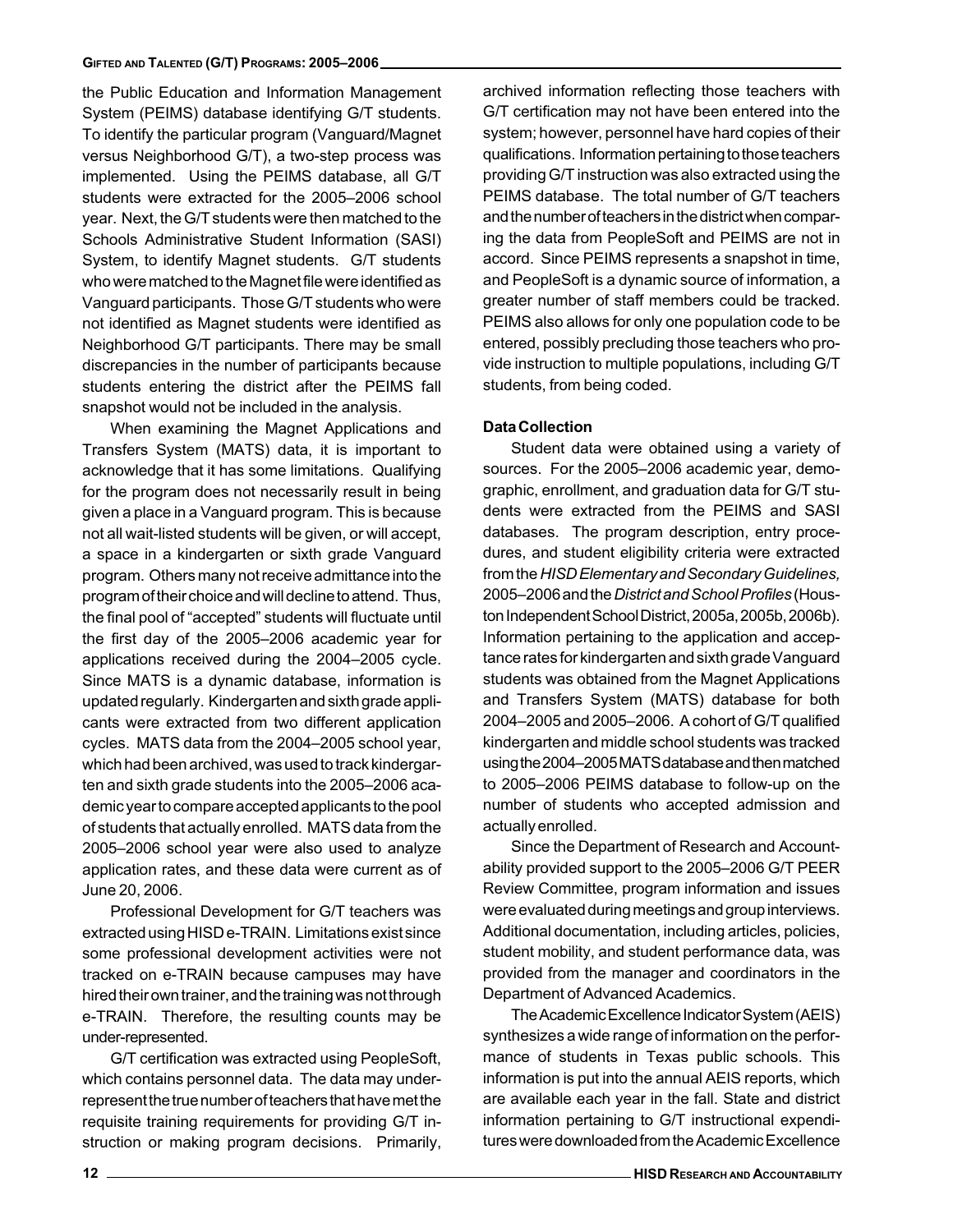the Public Education and Information Management System (PEIMS) database identifying G/T students. To identify the particular program (Vanguard/Magnet versus Neighborhood G/T), a two-step process was implemented. Using the PEIMS database, all G/T students were extracted for the 2005–2006 school year. Next, the G/T students were then matched to the Schools Administrative Student Information (SASI) System, to identify Magnet students. G/T students who were matched to the Magnet file were identified as Vanguard participants. Those G/T students who were not identified as Magnet students were identified as Neighborhood G/T participants. There may be small discrepancies in the number of participants because students entering the district after the PEIMS fall snapshot would not be included in the analysis.

When examining the Magnet Applications and Transfers System (MATS) data, it is important to acknowledge that it has some limitations. Qualifying for the program does not necessarily result in being given a place in a Vanguard program. This is because not all wait-listed students will be given, or will accept, a space in a kindergarten or sixth grade Vanguard program. Others many not receive admittance into the program of their choice and will decline to attend. Thus, the final pool of "accepted" students will fluctuate until the first day of the 2005–2006 academic year for applications received during the 2004–2005 cycle. Since MATS is a dynamic database, information is updated regularly. Kindergarten and sixth grade applicants were extracted from two different application cycles. MATS data from the 2004–2005 school year, which had been archived, was used to track kindergarten and sixth grade students into the 2005–2006 academic year to compare accepted applicants to the pool of students that actually enrolled. MATS data from the 2005–2006 school year were also used to analyze application rates, and these data were current as of June 20, 2006.

Professional Development for G/T teachers was extracted using HISD e-TRAIN. Limitations exist since some professional development activities were not tracked on e-TRAIN because campuses may have hired their own trainer, and the training was not through e-TRAIN. Therefore, the resulting counts may be under-represented.

G/T certification was extracted using PeopleSoft, which contains personnel data. The data may under-represent the true number of teachers that have met the requisite training requirements for providing G/T instruction or making program decisions. Primarily, archived information reflecting those teachers with G/T certification may not have been entered into the system; however, personnel have hard copies of their qualifications. Information pertaining to those teachers providing G/T instruction was also extracted using the PEIMS database. The total number of G/T teachers and the number of teachers in the district when comparing the data from PeopleSoft and PEIMS are not in accord. Since PEIMS represents a snapshot in time, and PeopleSoft is a dynamic source of information, a greater number of staff members could be tracked. PEIMS also allows for only one population code to be entered, possibly precluding those teachers who provide instruction to multiple populations, including G/T students, from being coded.

**Data Collection**

Student data were obtained using a variety of sources. For the 2005–2006 academic year, demographic, enrollment, and graduation data for G/T students were extracted from the PEIMS and SASI databases. The program description, entry procedures, and student eligibility criteria were extracted from the *HISD Elementary and Secondary Guidelines,* 2005–2006 and the *District and School Profiles* (Houston Independent School District, 2005a, 2005b, 2006b). Information pertaining to the application and acceptance rates for kindergarten and sixth grade Vanguard students was obtained from the Magnet Applications and Transfers System (MATS) database for both 2004–2005 and 2005–2006. A cohort of G/T qualified kindergarten and middle school students was tracked using the 2004–2005 MATS database and then matched to 2005–2006 PEIMS database to follow-up on the number of students who accepted admission and actually enrolled.

Since the Department of Research and Accountability provided support to the 2005–2006 G/T PEER Review Committee, program information and issues were evaluated during meetings and group interviews. Additional documentation, including articles, policies, student mobility, and student performance data, was provided from the manager and coordinators in the Department of Advanced Academics.

The Academic Excellence Indicator System (AEIS) synthesizes a wide range of information on the performance of students in Texas public schools. This information is put into the annual AEIS reports, which are available each year in the fall. State and district information pertaining to G/T instructional expenditures were downloaded from the Academic Excellence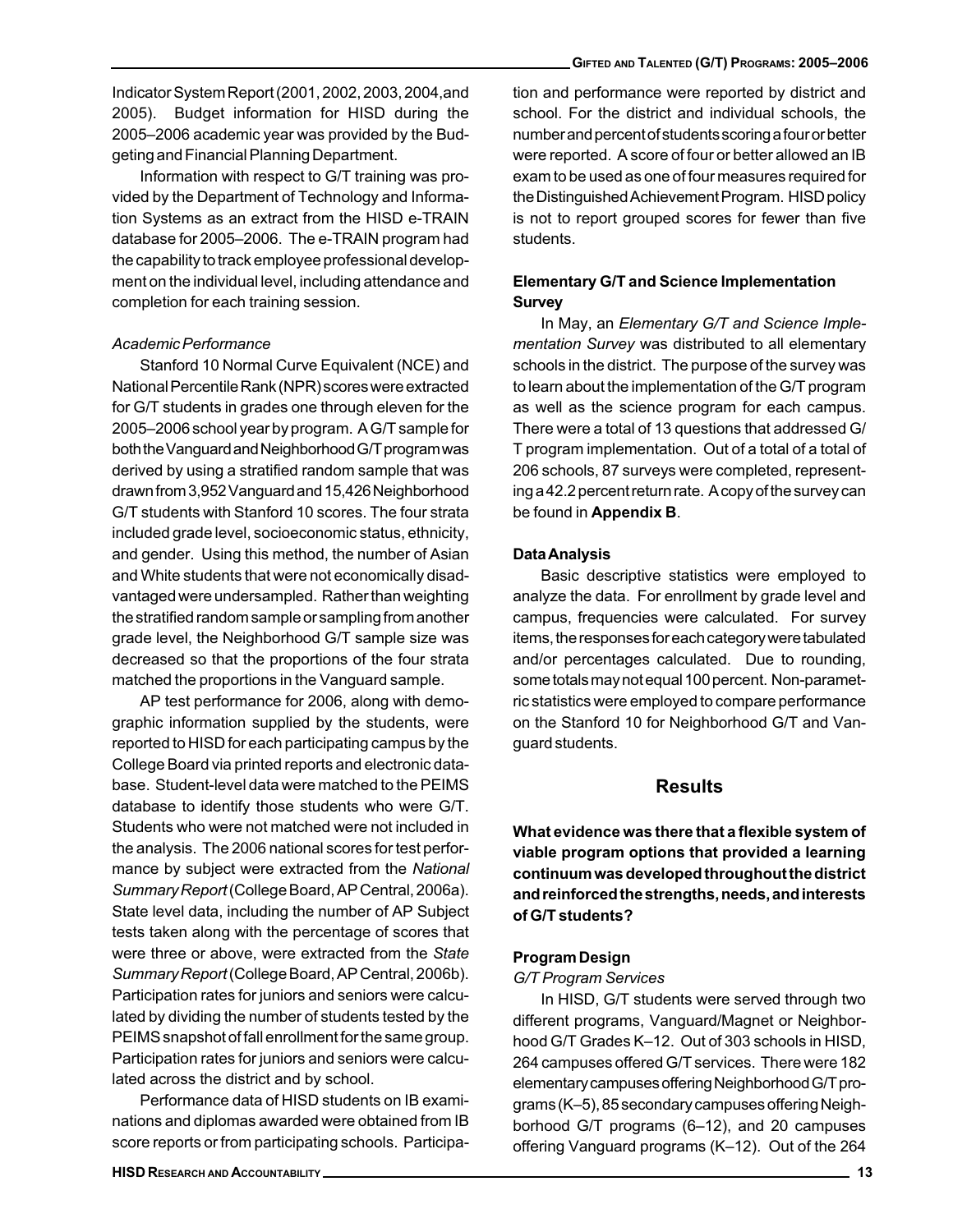Indicator System Report (2001, 2002, 2003, 2004, and 2005). Budget information for HISD during the 2005–2006 academic year was provided by the Budgeting and Financial Planning Department.

Information with respect to G/T training was provided by the Department of Technology and Information Systems as an extract from the HISD e-TRAIN database for 2005–2006. The e-TRAIN program had the capability to track employee professional development on the individual level, including attendance and completion for each training session.

*Academic Performance*

Stanford 10 Normal Curve Equivalent (NCE) and National Percentile Rank (NPR) scores were extracted for G/T students in grades one through eleven for the 2005–2006 school year by program. A G/T sample for both the Vanguard and Neighborhood G/T program was derived by using a stratified random sample that was drawn from 3,952 Vanguard and 15,426 Neighborhood G/T students with Stanford 10 scores. The four strata included grade level, socioeconomic status, ethnicity, and gender. Using this method, the number of Asian and White students that were not economically disadvantaged were undersampled. Rather than weighting the stratified random sample or sampling from another grade level, the Neighborhood G/T sample size was decreased so that the proportions of the four strata matched the proportions in the Vanguard sample.

AP test performance for 2006, along with demographic information supplied by the students, were reported to HISD for each participating campus by the College Board via printed reports and electronic database. Student-level data were matched to the PEIMS database to identify those students who were G/T. Students who were not matched were not included in the analysis. The 2006 national scores for test performance by subject were extracted from the *National Summary Report* (College Board, AP Central, 2006a). State level data, including the number of AP Subject tests taken along with the percentage of scores that were three or above, were extracted from the *State Summary Report* (College Board, AP Central, 2006b). Participation rates for juniors and seniors were calculated by dividing the number of students tested by the PEIMS snapshot of fall enrollment for the same group. Participation rates for juniors and seniors were calculated across the district and by school.

Performance data of HISD students on IB examinations and diplomas awarded were obtained from IB score reports or from participating schools. Participation and performance were reported by district and school. For the district and individual schools, the number and percent of students scoring a four or better were reported. A score of four or better allowed an IB exam to be used as one of four measures required for the Distinguished Achievement Program. HISD policy is not to report grouped scores for fewer than five students.

**Elementary G/T and Science Implementation Survey**

In May, an *Elementary G/T and Science Implementation Survey* was distributed to all elementary schools in the district. The purpose of the survey was to learn about the implementation of the G/T program as well as the science program for each campus. There were a total of 13 questions that addressed G/T program implementation. Out of a total of a total of 206 schools, 87 surveys were completed, representing a 42.2 percent return rate. A copy of the survey can be found in **Appendix B**.

**Data Analysis**

Basic descriptive statistics were employed to analyze the data. For enrollment by grade level and campus, frequencies were calculated. For survey items, the responses for each category were tabulated and/or percentages calculated. Due to rounding, some totals may not equal 100 percent. Non-parametric statistics were employed to compare performance on the Stanford 10 for Neighborhood G/T and Vanguard students.

## Results

**What evidence was there that a flexible system of viable program options that provided a learning continuum was developed throughout the district and reinforced the strengths, needs, and interests of G/T students?**

**Program Design**

*G/T Program Services*

In HISD, G/T students were served through two different programs, Vanguard/Magnet or Neighborhood G/T Grades K–12. Out of 303 schools in HISD, 264 campuses offered G/T services. There were 182 elementary campuses offering Neighborhood G/T programs (K–5), 85 secondary campuses offering Neighborhood G/T programs (6–12), and 20 campuses offering Vanguard programs (K–12). Out of the 264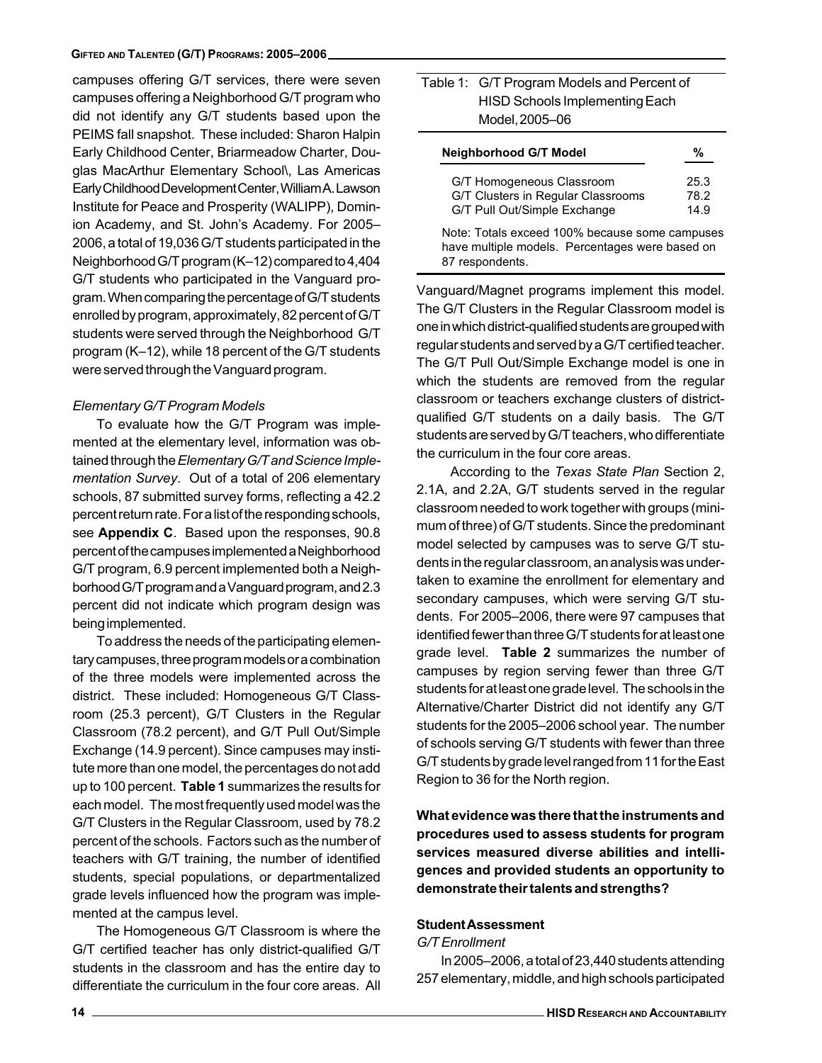campuses offering G/T services, there were seven campuses offering a Neighborhood G/T program who did not identify any G/T students based upon the PEIMS fall snapshot. These included: Sharon Halpin Early Childhood Center, Briarmeadow Charter, Douglas MacArthur Elementary School\, Las Americas Early Childhood Development Center, William A. Lawson Institute for Peace and Prosperity (WALIPP), Dominion Academy, and St. John's Academy. For 2005–2006, a total of 19,036 G/T students participated in the Neighborhood G/T program (K–12) compared to 4,404 G/T students who participated in the Vanguard program. When comparing the percentage of G/T students enrolled by program, approximately, 82 percent of G/T students were served through the Neighborhood G/T program (K–12), while 18 percent of the G/T students were served through the Vanguard program.

*Elementary G/T Program Models*

To evaluate how the G/T Program was implemented at the elementary level, information was obtained through the *Elementary G/T and Science Implementation Survey*. Out of a total of 206 elementary schools, 87 submitted survey forms, reflecting a 42.2 percent return rate. For a list of the responding schools, see **Appendix C**. Based upon the responses, 90.8 percent of the campuses implemented a Neighborhood G/T program, 6.9 percent implemented both a Neighborhood G/T program and a Vanguard program, and 2.3 percent did not indicate which program design was being implemented.

To address the needs of the participating elementary campuses, three program models or a combination of the three models were implemented across the district. These included: Homogeneous G/T Classroom (25.3 percent), G/T Clusters in the Regular Classroom (78.2 percent), and G/T Pull Out/Simple Exchange (14.9 percent). Since campuses may institute more than one model, the percentages do not add up to 100 percent. **Table 1** summarizes the results for each model. The most frequently used model was the G/T Clusters in the Regular Classroom, used by 78.2 percent of the schools. Factors such as the number of teachers with G/T training, the number of identified students, special populations, or departmentalized grade levels influenced how the program was implemented at the campus level.

The Homogeneous G/T Classroom is where the G/T certified teacher has only district-qualified G/T students in the classroom and has the entire day to differentiate the curriculum in the four core areas. All

Table 1: G/T Program Models and Percent of HISD Schools Implementing Each Model, 2005–06

| Neighborhood G/T Model | % |
|---|---|
| G/T Homogeneous Classroom | 25.3 |
| G/T Clusters in Regular Classrooms | 78.2 |
| G/T Pull Out/Simple Exchange | 14.9 |

Note: Totals exceed 100% because some campuses have multiple models. Percentages were based on 87 respondents.

Vanguard/Magnet programs implement this model. The G/T Clusters in the Regular Classroom model is one in which district-qualified students are grouped with regular students and served by a G/T certified teacher. The G/T Pull Out/Simple Exchange model is one in which the students are removed from the regular classroom or teachers exchange clusters of district-qualified G/T students on a daily basis. The G/T students are served by G/T teachers, who differentiate the curriculum in the four core areas.

According to the *Texas State Plan* Section 2, 2.1A, and 2.2A, G/T students served in the regular classroom needed to work together with groups (minimum of three) of G/T students. Since the predominant model selected by campuses was to serve G/T students in the regular classroom, an analysis was undertaken to examine the enrollment for elementary and secondary campuses, which were serving G/T students. For 2005–2006, there were 97 campuses that identified fewer than three G/T students for at least one grade level. **Table 2** summarizes the number of campuses by region serving fewer than three G/T students for at least one grade level. The schools in the Alternative/Charter District did not identify any G/T students for the 2005–2006 school year. The number of schools serving G/T students with fewer than three G/T students by grade level ranged from 11 for the East Region to 36 for the North region.

**What evidence was there that the instruments and procedures used to assess students for program services measured diverse abilities and intelligences and provided students an opportunity to demonstrate their talents and strengths?**

**Student Assessment**

*G/T Enrollment*

In 2005–2006, a total of 23,440 students attending 257 elementary, middle, and high schools participated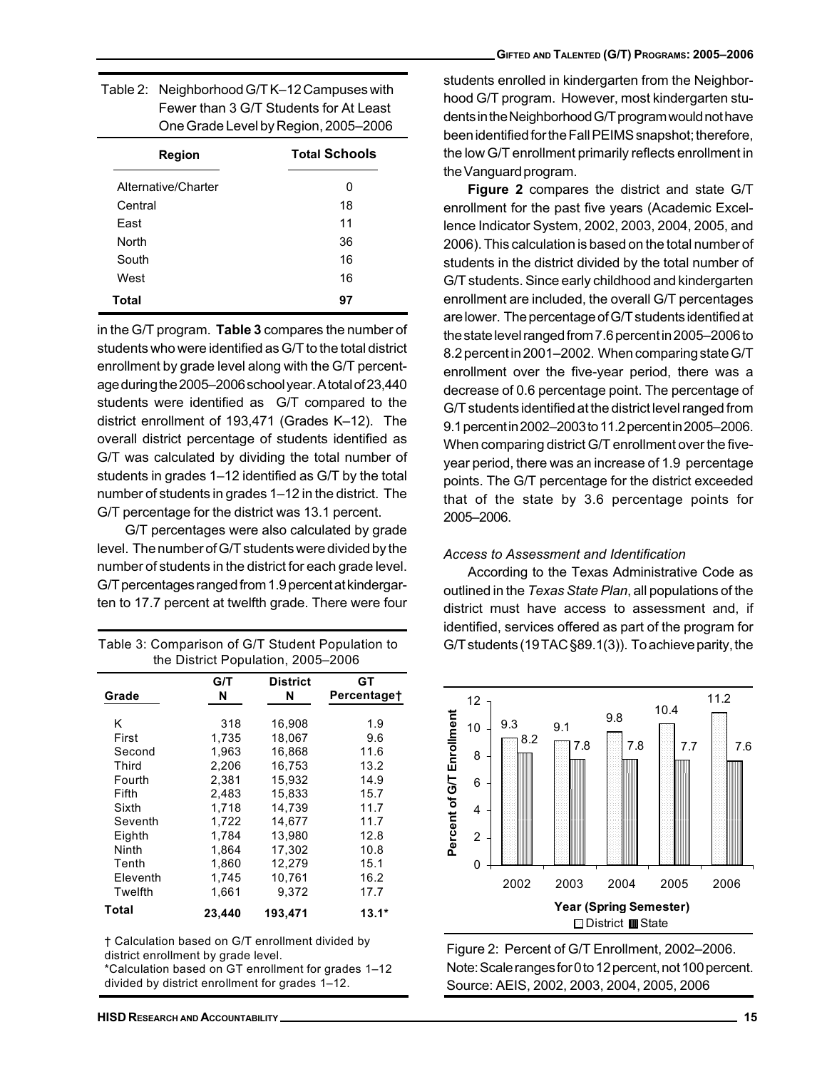Table 2: Neighborhood G/T K–12 Campuses with Fewer than 3 G/T Students for At Least One Grade Level by Region, 2005–2006

| Region | Total Schools |
|---|---|
| Alternative/Charter | 0 |
| Central | 18 |
| East | 11 |
| North | 36 |
| South | 16 |
| West | 16 |
| **Total** | **97** |

in the G/T program. **Table 3** compares the number of students who were identified as G/T to the total district enrollment by grade level along with the G/T percentage during the 2005–2006 school year. A total of 23,440 students were identified as G/T compared to the district enrollment of 193,471 (Grades K–12). The overall district percentage of students identified as G/T was calculated by dividing the total number of students in grades 1–12 identified as G/T by the total number of students in grades 1–12 in the district. The G/T percentage for the district was 13.1 percent.

G/T percentages were also calculated by grade level. The number of G/T students were divided by the number of students in the district for each grade level. G/T percentages ranged from 1.9 percent at kindergarten to 17.7 percent at twelfth grade. There were four students enrolled in kindergarten from the Neighborhood G/T program. However, most kindergarten students in the Neighborhood G/T program would not have been identified for the Fall PEIMS snapshot; therefore, the low G/T enrollment primarily reflects enrollment in the Vanguard program.

Table 3: Comparison of G/T Student Population to the District Population, 2005–2006

| Grade | G/T N | District N | GT Percentage† |
|---|---|---|---|
| K | 318 | 16,908 | 1.9 |
| First | 1,735 | 18,067 | 9.6 |
| Second | 1,963 | 16,868 | 11.6 |
| Third | 2,206 | 16,753 | 13.2 |
| Fourth | 2,381 | 15,932 | 14.9 |
| Fifth | 2,483 | 15,833 | 15.7 |
| Sixth | 1,718 | 14,739 | 11.7 |
| Seventh | 1,722 | 14,677 | 11.7 |
| Eighth | 1,784 | 13,980 | 12.8 |
| Ninth | 1,864 | 17,302 | 10.8 |
| Tenth | 1,860 | 12,279 | 15.1 |
| Eleventh | 1,745 | 10,761 | 16.2 |
| Twelfth | 1,661 | 9,372 | 17.7 |
| **Total** | **23,440** | **193,471** | **13.1*** |

† Calculation based on G/T enrollment divided by district enrollment by grade level.
*Calculation based on GT enrollment for grades 1–12 divided by district enrollment for grades 1–12.

**Figure 2** compares the district and state G/T enrollment for the past five years (Academic Excellence Indicator System, 2002, 2003, 2004, 2005, and 2006). This calculation is based on the total number of students in the district divided by the total number of G/T students. Since early childhood and kindergarten enrollment are included, the overall G/T percentages are lower. The percentage of G/T students identified at the state level ranged from 7.6 percent in 2005–2006 to 8.2 percent in 2001–2002. When comparing state G/T enrollment over the five-year period, there was a decrease of 0.6 percentage point. The percentage of G/T students identified at the district level ranged from 9.1 percent in 2002–2003 to 11.2 percent in 2005–2006. When comparing district G/T enrollment over the five-year period, there was an increase of 1.9 percentage points. The G/T percentage for the district exceeded that of the state by 3.6 percentage points for 2005–2006.

*Access to Assessment and Identification*

According to the Texas Administrative Code as outlined in the *Texas State Plan*, all populations of the district must have access to assessment and, if identified, services offered as part of the program for G/T students (19 TAC §89.1(3)). To achieve parity, the

| Year (Spring Semester) | District | State |
|---|---|---|
| 2002 | 9.3 | 8.2 |
| 2003 | 9.1 | 7.8 |
| 2004 | 9.8 | 7.8 |
| 2005 | 10.4 | 7.7 |
| 2006 | 11.2 | 7.6 |

Figure 2: Percent of G/T Enrollment, 2002–2006.
Note: Scale ranges for 0 to 12 percent, not 100 percent.
Source: AEIS, 2002, 2003, 2004, 2005, 2006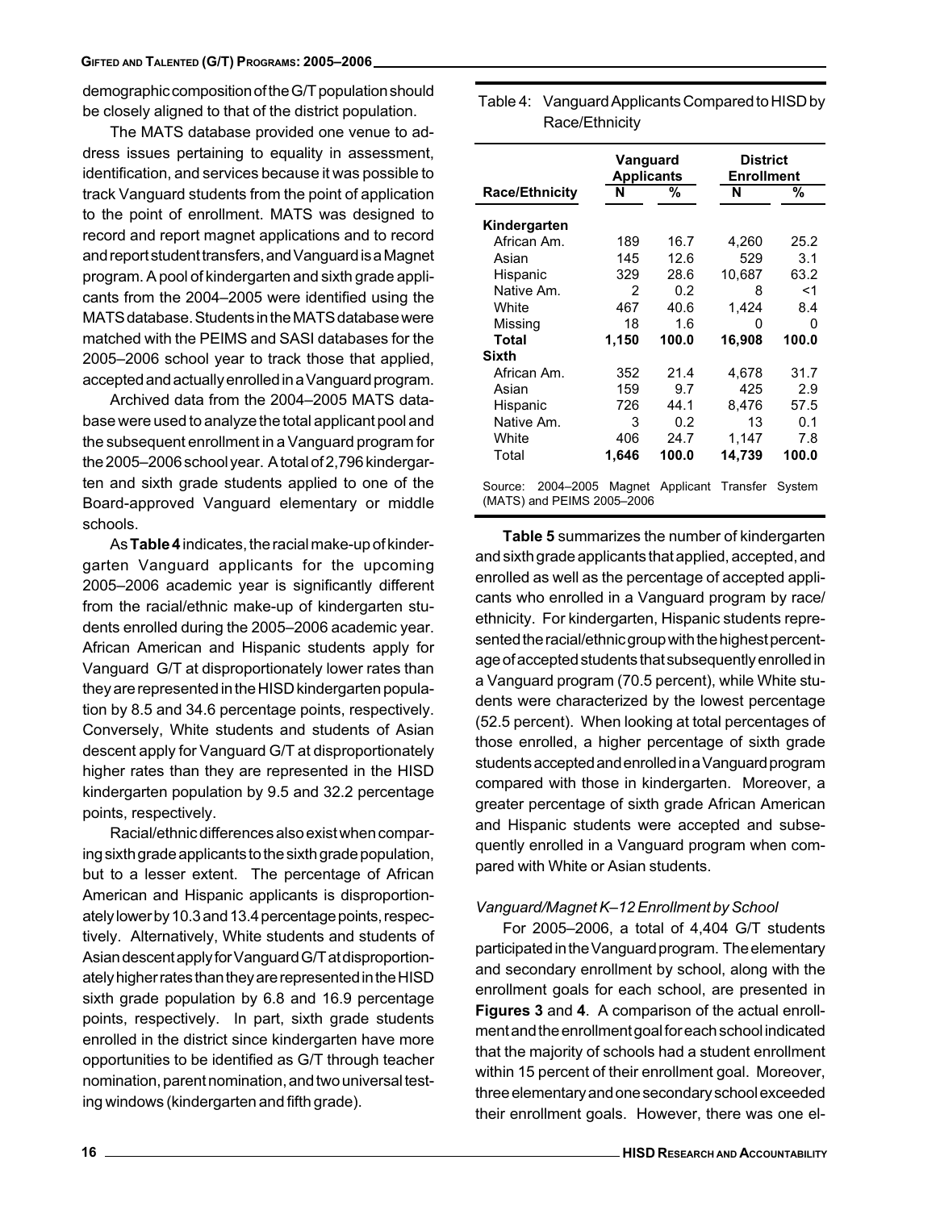demographic composition of the G/T population should be closely aligned to that of the district population.

The MATS database provided one venue to address issues pertaining to equality in assessment, identification, and services because it was possible to track Vanguard students from the point of application to the point of enrollment. MATS was designed to record and report magnet applications and to record and report student transfers, and Vanguard is a Magnet program. A pool of kindergarten and sixth grade applicants from the 2004–2005 were identified using the MATS database. Students in the MATS database were matched with the PEIMS and SASI databases for the 2005–2006 school year to track those that applied, accepted and actually enrolled in a Vanguard program.

Archived data from the 2004–2005 MATS database were used to analyze the total applicant pool and the subsequent enrollment in a Vanguard program for the 2005–2006 school year. A total of 2,796 kindergarten and sixth grade students applied to one of the Board-approved Vanguard elementary or middle schools.

As **Table 4** indicates, the racial make-up of kindergarten Vanguard applicants for the upcoming 2005–2006 academic year is significantly different from the racial/ethnic make-up of kindergarten students enrolled during the 2005–2006 academic year. African American and Hispanic students apply for Vanguard G/T at disproportionately lower rates than they are represented in the HISD kindergarten population by 8.5 and 34.6 percentage points, respectively. Conversely, White students and students of Asian descent apply for Vanguard G/T at disproportionately higher rates than they are represented in the HISD kindergarten population by 9.5 and 32.2 percentage points, respectively.

Racial/ethnic differences also exist when comparing sixth grade applicants to the sixth grade population, but to a lesser extent. The percentage of African American and Hispanic applicants is disproportionately lower by 10.3 and 13.4 percentage points, respectively. Alternatively, White students and students of Asian descent apply for Vanguard G/T at disproportionately higher rates than they are represented in the HISD sixth grade population by 6.8 and 16.9 percentage points, respectively. In part, sixth grade students enrolled in the district since kindergarten have more opportunities to be identified as G/T through teacher nomination, parent nomination, and two universal testing windows (kindergarten and fifth grade).

Table 4: Vanguard Applicants Compared to HISD by Race/Ethnicity

| Race/Ethnicity | Vanguard Applicants N | Vanguard Applicants % | District Enrollment N | District Enrollment % |
|---|---|---|---|---|
| **Kindergarten** | | | | |
| African Am. | 189 | 16.7 | 4,260 | 25.2 |
| Asian | 145 | 12.6 | 529 | 3.1 |
| Hispanic | 329 | 28.6 | 10,687 | 63.2 |
| Native Am. | 2 | 0.2 | 8 | <1 |
| White | 467 | 40.6 | 1,424 | 8.4 |
| Missing | 18 | 1.6 | 0 | 0 |
| **Total** | **1,150** | **100.0** | **16,908** | **100.0** |
| **Sixth** | | | | |
| African Am. | 352 | 21.4 | 4,678 | 31.7 |
| Asian | 159 | 9.7 | 425 | 2.9 |
| Hispanic | 726 | 44.1 | 8,476 | 57.5 |
| Native Am. | 3 | 0.2 | 13 | 0.1 |
| White | 406 | 24.7 | 1,147 | 7.8 |
| Total | **1,646** | **100.0** | **14,739** | **100.0** |

Source: 2004–2005 Magnet Applicant Transfer System (MATS) and PEIMS 2005–2006

**Table 5** summarizes the number of kindergarten and sixth grade applicants that applied, accepted, and enrolled as well as the percentage of accepted applicants who enrolled in a Vanguard program by race/ethnicity. For kindergarten, Hispanic students represented the racial/ethnic group with the highest percentage of accepted students that subsequently enrolled in a Vanguard program (70.5 percent), while White students were characterized by the lowest percentage (52.5 percent). When looking at total percentages of those enrolled, a higher percentage of sixth grade students accepted and enrolled in a Vanguard program compared with those in kindergarten. Moreover, a greater percentage of sixth grade African American and Hispanic students were accepted and subsequently enrolled in a Vanguard program when compared with White or Asian students.

*Vanguard/Magnet K–12 Enrollment by School*

For 2005–2006, a total of 4,404 G/T students participated in the Vanguard program. The elementary and secondary enrollment by school, along with the enrollment goals for each school, are presented in **Figures 3** and **4**. A comparison of the actual enrollment and the enrollment goal for each school indicated that the majority of schools had a student enrollment within 15 percent of their enrollment goal. Moreover, three elementary and one secondary school exceeded their enrollment goals. However, there was one el-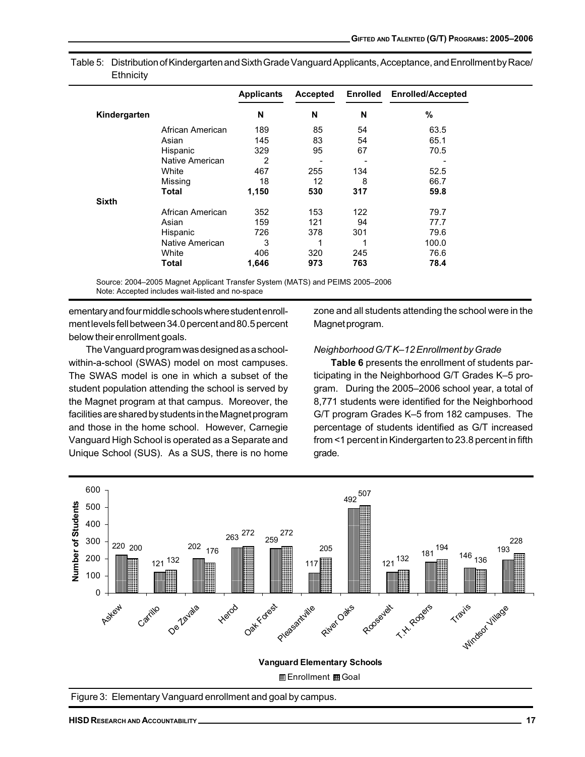Table 5: Distribution of Kindergarten and Sixth Grade Vanguard Applicants, Acceptance, and Enrollment by Race/Ethnicity

| | | Applicants | Accepted | Enrolled | Enrolled/Accepted |
|---|---|---|---|---|---|
| **Kindergarten** | | **N** | **N** | **N** | **%** |
| | African American | 189 | 85 | 54 | 63.5 |
| | Asian | 145 | 83 | 54 | 65.1 |
| | Hispanic | 329 | 95 | 67 | 70.5 |
| | Native American | 2 | - | - | - |
| | White | 467 | 255 | 134 | 52.5 |
| | Missing | 18 | 12 | 8 | 66.7 |
| | **Total** | **1,150** | **530** | **317** | **59.8** |
| **Sixth** | | | | | |
| | African American | 352 | 153 | 122 | 79.7 |
| | Asian | 159 | 121 | 94 | 77.7 |
| | Hispanic | 726 | 378 | 301 | 79.6 |
| | Native American | 3 | 1 | 1 | 100.0 |
| | White | 406 | 320 | 245 | 76.6 |
| | **Total** | **1,646** | **973** | **763** | **78.4** |

Source: 2004–2005 Magnet Applicant Transfer System (MATS) and PEIMS 2005–2006
Note: Accepted includes wait-listed and no-space

ementary and four middle schools where student enrollment levels fell between 34.0 percent and 80.5 percent below their enrollment goals.

The Vanguard program was designed as a school-within-a-school (SWAS) model on most campuses. The SWAS model is one in which a subset of the student population attending the school is served by the Magnet program at that campus. Moreover, the facilities are shared by students in the Magnet program and those in the home school. However, Carnegie Vanguard High School is operated as a Separate and Unique School (SUS). As a SUS, there is no home zone and all students attending the school were in the Magnet program.

*Neighborhood G/T K–12 Enrollment by Grade*

**Table 6** presents the enrollment of students participating in the Neighborhood G/T Grades K–5 program. During the 2005–2006 school year, a total of 8,771 students were identified for the Neighborhood G/T program Grades K–5 from 182 campuses. The percentage of students identified as G/T increased from <1 percent in Kindergarten to 23.8 percent in fifth grade.

| Vanguard Elementary Schools | Enrollment | Goal |
|---|---|---|
| Askew | 220 | 200 |
| Carillo | 121 | 132 |
| De Zavala | 202 | 176 |
| Herod | 263 | 272 |
| Oak Forest | 259 | 272 |
| Pleasantville | 117 | 205 |
| River Oaks | 492 | 507 |
| Roosevelt | 121 | 132 |
| T.H. Rogers | 181 | 194 |
| Travis | 146 | 136 |
| Windsor Village | 193 | 228 |

Figure 3: Elementary Vanguard enrollment and goal by campus.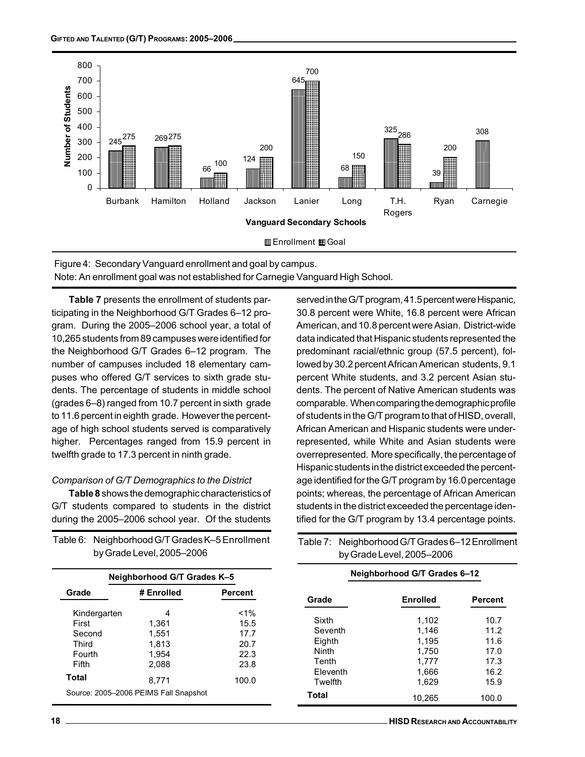Figure 4: Secondary Vanguard enrollment and goal by campus.
Note: An enrollment goal was not established for Carnegie Vanguard High School.

**Table 7** presents the enrollment of students participating in the Neighborhood G/T Grades 6–12 program. During the 2005–2006 school year, a total of 10,265 students from 89 campuses were identified for the Neighborhood G/T Grades 6–12 program. The number of campuses included 18 elementary campuses who offered G/T services to sixth grade students. The percentage of students in middle school (grades 6–8) ranged from 10.7 percent in sixth grade to 11.6 percent in eighth grade. However the percentage of high school students served is comparatively higher. Percentages ranged from 15.9 percent in twelfth grade to 17.3 percent in ninth grade.

*Comparison of G/T Demographics to the District*

**Table 8** shows the demographic characteristics of G/T students compared to students in the district during the 2005–2006 school year. Of the students served in the G/T program, 41.5 percent were Hispanic, 30.8 percent were White, 16.8 percent were African American, and 10.8 percent were Asian. District-wide data indicated that Hispanic students represented the predominant racial/ethnic group (57.5 percent), followed by 30.2 percent African American students, 9.1 percent White students, and 3.2 percent Asian students. The percent of Native American students was comparable. When comparing the demographic profile of students in the G/T program to that of HISD, overall, African American and Hispanic students were underrepresented, while White and Asian students were overrepresented. More specifically, the percentage of Hispanic students in the district exceeded the percentage identified for the G/T program by 16.0 percentage points; whereas, the percentage of African American students in the district exceeded the percentage identified for the G/T program by 13.4 percentage points.

Table 6: Neighborhood G/T Grades K–5 Enrollment by Grade Level, 2005–2006

| Grade | Neighborhood G/T Grades K–5 # Enrolled | Percent |
|---|---|---|
| Kindergarten | 4 | <1% |
| First | 1,361 | 15.5 |
| Second | 1,551 | 17.7 |
| Third | 1,813 | 20.7 |
| Fourth | 1,954 | 22.3 |
| Fifth | 2,088 | 23.8 |
| **Total** | 8,771 | 100.0 |

Source: 2005–2006 PEIMS Fall Snapshot

Table 7: Neighborhood G/T Grades 6–12 Enrollment by Grade Level, 2005–2006

| Grade | Neighborhood G/T Grades 6–12 Enrolled | Percent |
|---|---|---|
| Sixth | 1,102 | 10.7 |
| Seventh | 1,146 | 11.2 |
| Eighth | 1,195 | 11.6 |
| Ninth | 1,750 | 17.0 |
| Tenth | 1,777 | 17.3 |
| Eleventh | 1,666 | 16.2 |
| Twelfth | 1,629 | 15.9 |
| **Total** | 10,265 | 100.0 |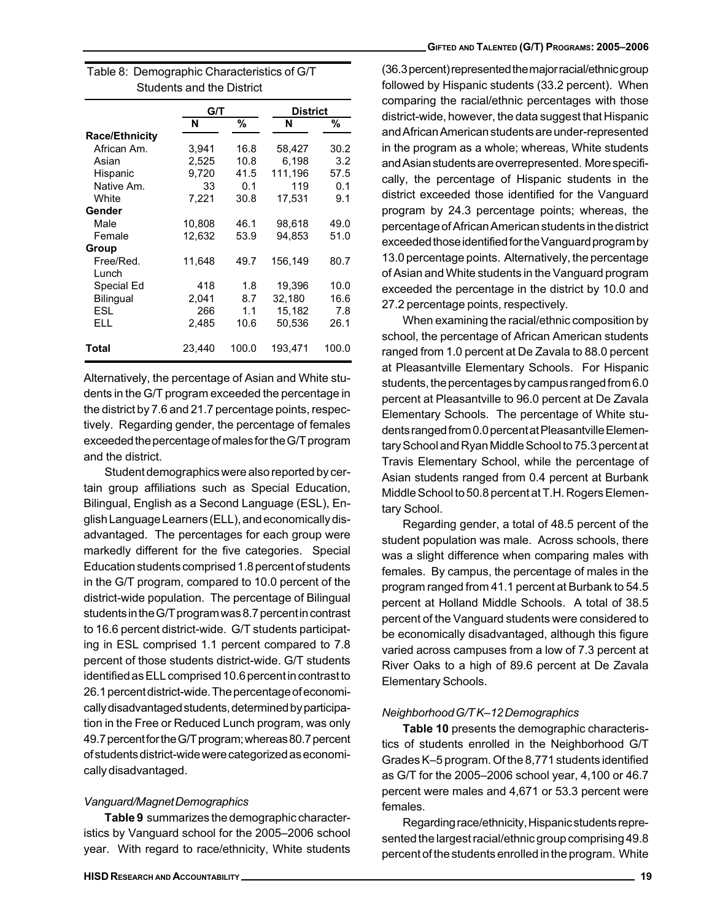Table 8: Demographic Characteristics of G/T Students and the District

| | G/T | | District | |
|---|---|---|---|---|
| | N | % | N | % |
| **Race/Ethnicity** | | | | |
| African Am. | 3,941 | 16.8 | 58,427 | 30.2 |
| Asian | 2,525 | 10.8 | 6,198 | 3.2 |
| Hispanic | 9,720 | 41.5 | 111,196 | 57.5 |
| Native Am. | 33 | 0.1 | 119 | 0.1 |
| White | 7,221 | 30.8 | 17,531 | 9.1 |
| **Gender** | | | | |
| Male | 10,808 | 46.1 | 98,618 | 49.0 |
| Female | 12,632 | 53.9 | 94,853 | 51.0 |
| **Group** | | | | |
| Free/Red. Lunch | 11,648 | 49.7 | 156,149 | 80.7 |
| Special Ed | 418 | 1.8 | 19,396 | 10.0 |
| Bilingual | 2,041 | 8.7 | 32,180 | 16.6 |
| ESL | 266 | 1.1 | 15,182 | 7.8 |
| ELL | 2,485 | 10.6 | 50,536 | 26.1 |
| **Total** | 23,440 | 100.0 | 193,471 | 100.0 |

Alternatively, the percentage of Asian and White students in the G/T program exceeded the percentage in the district by 7.6 and 21.7 percentage points, respectively. Regarding gender, the percentage of females exceeded the percentage of males for the G/T program and the district.

Student demographics were also reported by certain group affiliations such as Special Education, Bilingual, English as a Second Language (ESL), English Language Learners (ELL), and economically disadvantaged. The percentages for each group were markedly different for the five categories. Special Education students comprised 1.8 percent of students in the G/T program, compared to 10.0 percent of the district-wide population. The percentage of Bilingual students in the G/T program was 8.7 percent in contrast to 16.6 percent district-wide. G/T students participating in ESL comprised 1.1 percent compared to 7.8 percent of those students district-wide. G/T students identified as ELL comprised 10.6 percent in contrast to 26.1 percent district-wide. The percentage of economically disadvantaged students, determined by participation in the Free or Reduced Lunch program, was only 49.7 percent for the G/T program; whereas 80.7 percent of students district-wide were categorized as economically disadvantaged.

*Vanguard/Magnet Demographics*

**Table 9** summarizes the demographic characteristics by Vanguard school for the 2005–2006 school year. With regard to race/ethnicity, White students (36.3 percent) represented the major racial/ethnic group followed by Hispanic students (33.2 percent). When comparing the racial/ethnic percentages with those district-wide, however, the data suggest that Hispanic and African American students are under-represented in the program as a whole; whereas, White students and Asian students are overrepresented. More specifically, the percentage of Hispanic students in the district exceeded those identified for the Vanguard program by 24.3 percentage points; whereas, the percentage of African American students in the district exceeded those identified for the Vanguard program by 13.0 percentage points. Alternatively, the percentage of Asian and White students in the Vanguard program exceeded the percentage in the district by 10.0 and 27.2 percentage points, respectively.

When examining the racial/ethnic composition by school, the percentage of African American students ranged from 1.0 percent at De Zavala to 88.0 percent at Pleasantville Elementary Schools. For Hispanic students, the percentages by campus ranged from 6.0 percent at Pleasantville to 96.0 percent at De Zavala Elementary Schools. The percentage of White students ranged from 0.0 percent at Pleasantville Elementary School and Ryan Middle School to 75.3 percent at Travis Elementary School, while the percentage of Asian students ranged from 0.4 percent at Burbank Middle School to 50.8 percent at T.H. Rogers Elementary School.

Regarding gender, a total of 48.5 percent of the student population was male. Across schools, there was a slight difference when comparing males with females. By campus, the percentage of males in the program ranged from 41.1 percent at Burbank to 54.5 percent at Holland Middle Schools. A total of 38.5 percent of the Vanguard students were considered to be economically disadvantaged, although this figure varied across campuses from a low of 7.3 percent at River Oaks to a high of 89.6 percent at De Zavala Elementary Schools.

*Neighborhood G/T K–12 Demographics*

**Table 10** presents the demographic characteristics of students enrolled in the Neighborhood G/T Grades K–5 program. Of the 8,771 students identified as G/T for the 2005–2006 school year, 4,100 or 46.7 percent were males and 4,671 or 53.3 percent were females.

Regarding race/ethnicity, Hispanic students represented the largest racial/ethnic group comprising 49.8 percent of the students enrolled in the program. White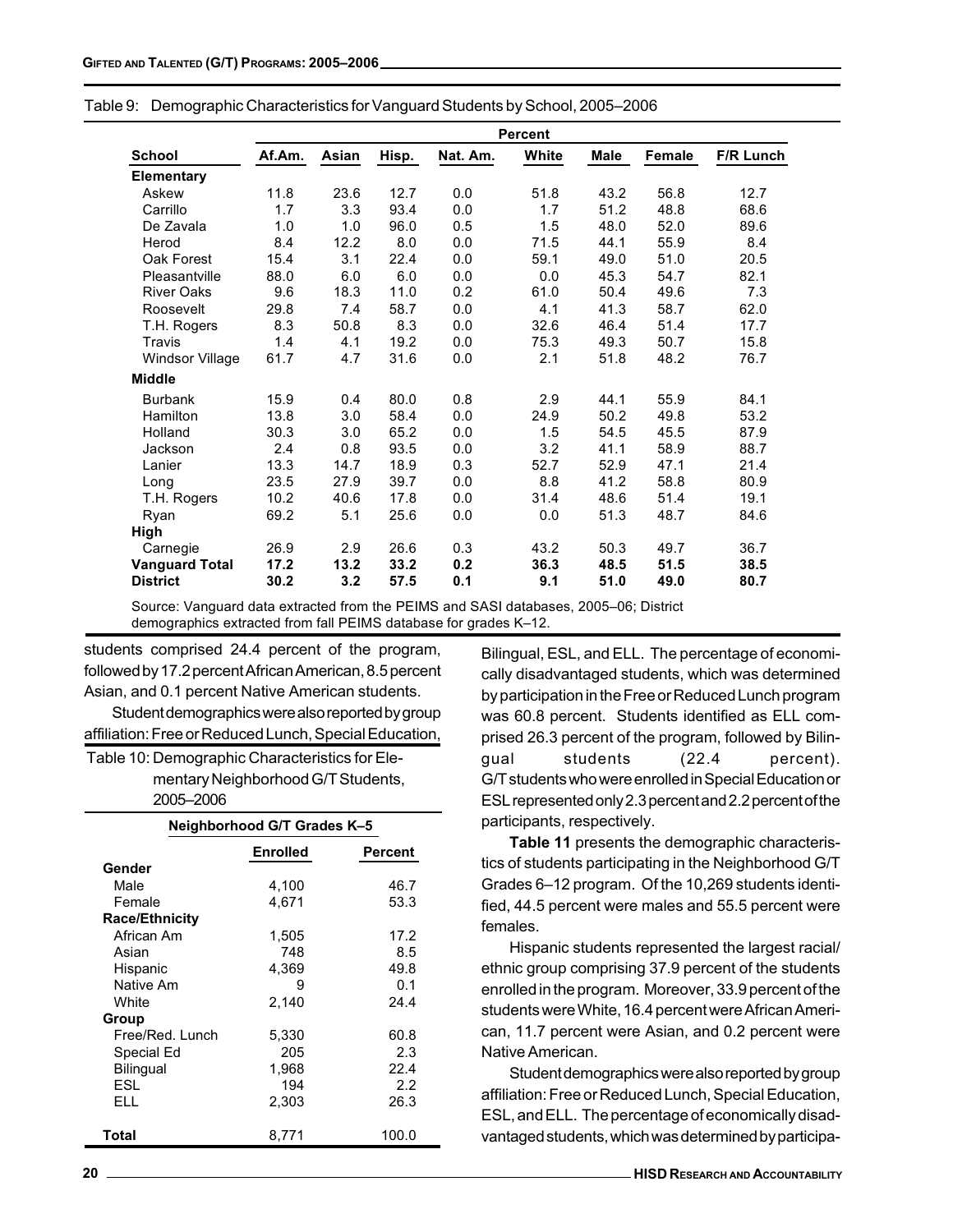Table 9: Demographic Characteristics for Vanguard Students by School, 2005–2006

| School | Af.Am. | Asian | Hisp. | Nat. Am. | White | Male | Female | F/R Lunch |
|---|---|---|---|---|---|---|---|---|
| | Percent | | | | | | | |
| **Elementary** | | | | | | | | |
| Askew | 11.8 | 23.6 | 12.7 | 0.0 | 51.8 | 43.2 | 56.8 | 12.7 |
| Carrillo | 1.7 | 3.3 | 93.4 | 0.0 | 1.7 | 51.2 | 48.8 | 68.6 |
| De Zavala | 1.0 | 1.0 | 96.0 | 0.5 | 1.5 | 48.0 | 52.0 | 89.6 |
| Herod | 8.4 | 12.2 | 8.0 | 0.0 | 71.5 | 44.1 | 55.9 | 8.4 |
| Oak Forest | 15.4 | 3.1 | 22.4 | 0.0 | 59.1 | 49.0 | 51.0 | 20.5 |
| Pleasantville | 88.0 | 6.0 | 6.0 | 0.0 | 0.0 | 45.3 | 54.7 | 82.1 |
| River Oaks | 9.6 | 18.3 | 11.0 | 0.2 | 61.0 | 50.4 | 49.6 | 7.3 |
| Roosevelt | 29.8 | 7.4 | 58.7 | 0.0 | 4.1 | 41.3 | 58.7 | 62.0 |
| T.H. Rogers | 8.3 | 50.8 | 8.3 | 0.0 | 32.6 | 46.4 | 51.4 | 17.7 |
| Travis | 1.4 | 4.1 | 19.2 | 0.0 | 75.3 | 49.3 | 50.7 | 15.8 |
| Windsor Village | 61.7 | 4.7 | 31.6 | 0.0 | 2.1 | 51.8 | 48.2 | 76.7 |
| **Middle** | | | | | | | | |
| Burbank | 15.9 | 0.4 | 80.0 | 0.8 | 2.9 | 44.1 | 55.9 | 84.1 |
| Hamilton | 13.8 | 3.0 | 58.4 | 0.0 | 24.9 | 50.2 | 49.8 | 53.2 |
| Holland | 30.3 | 3.0 | 65.2 | 0.0 | 1.5 | 54.5 | 45.5 | 87.9 |
| Jackson | 2.4 | 0.8 | 93.5 | 0.0 | 3.2 | 41.1 | 58.9 | 88.7 |
| Lanier | 13.3 | 14.7 | 18.9 | 0.3 | 52.7 | 52.9 | 47.1 | 21.4 |
| Long | 23.5 | 27.9 | 39.7 | 0.0 | 8.8 | 41.2 | 58.8 | 80.9 |
| T.H. Rogers | 10.2 | 40.6 | 17.8 | 0.0 | 31.4 | 48.6 | 51.4 | 19.1 |
| Ryan | 69.2 | 5.1 | 25.6 | 0.0 | 0.0 | 51.3 | 48.7 | 84.6 |
| **High** | | | | | | | | |
| Carnegie | 26.9 | 2.9 | 26.6 | 0.3 | 43.2 | 50.3 | 49.7 | 36.7 |
| **Vanguard Total** | **17.2** | **13.2** | **33.2** | **0.2** | **36.3** | **48.5** | **51.5** | **38.5** |
| **District** | **30.2** | **3.2** | **57.5** | **0.1** | **9.1** | **51.0** | **49.0** | **80.7** |

Source: Vanguard data extracted from the PEIMS and SASI databases, 2005–06; District demographics extracted from fall PEIMS database for grades K–12.

students comprised 24.4 percent of the program, followed by 17.2 percent African American, 8.5 percent Asian, and 0.1 percent Native American students.

Student demographics were also reported by group affiliation: Free or Reduced Lunch, Special Education, Bilingual, ESL, and ELL. The percentage of economically disadvantaged students, which was determined by participation in the Free or Reduced Lunch program was 60.8 percent. Students identified as ELL comprised 26.3 percent of the program, followed by Bilingual students (22.4 percent). G/T students who were enrolled in Special Education or ESL represented only 2.3 percent and 2.2 percent of the participants, respectively.

Table 10: Demographic Characteristics for Elementary Neighborhood G/T Students, 2005–2006

| Neighborhood G/T Grades K–5 | Enrolled | Percent |
|---|---|---|
| **Gender** | | |
| Male | 4,100 | 46.7 |
| Female | 4,671 | 53.3 |
| **Race/Ethnicity** | | |
| African Am | 1,505 | 17.2 |
| Asian | 748 | 8.5 |
| Hispanic | 4,369 | 49.8 |
| Native Am | 9 | 0.1 |
| White | 2,140 | 24.4 |
| **Group** | | |
| Free/Red. Lunch | 5,330 | 60.8 |
| Special Ed | 205 | 2.3 |
| Bilingual | 1,968 | 22.4 |
| ESL | 194 | 2.2 |
| ELL | 2,303 | 26.3 |
| **Total** | 8,771 | 100.0 |

**Table 11** presents the demographic characteristics of students participating in the Neighborhood G/T Grades 6–12 program. Of the 10,269 students identified, 44.5 percent were males and 55.5 percent were females.

Hispanic students represented the largest racial/ethnic group comprising 37.9 percent of the students enrolled in the program. Moreover, 33.9 percent of the students were White, 16.4 percent were African American, 11.7 percent were Asian, and 0.2 percent were Native American.

Student demographics were also reported by group affiliation: Free or Reduced Lunch, Special Education, ESL, and ELL. The percentage of economically disadvantaged students, which was determined by participa-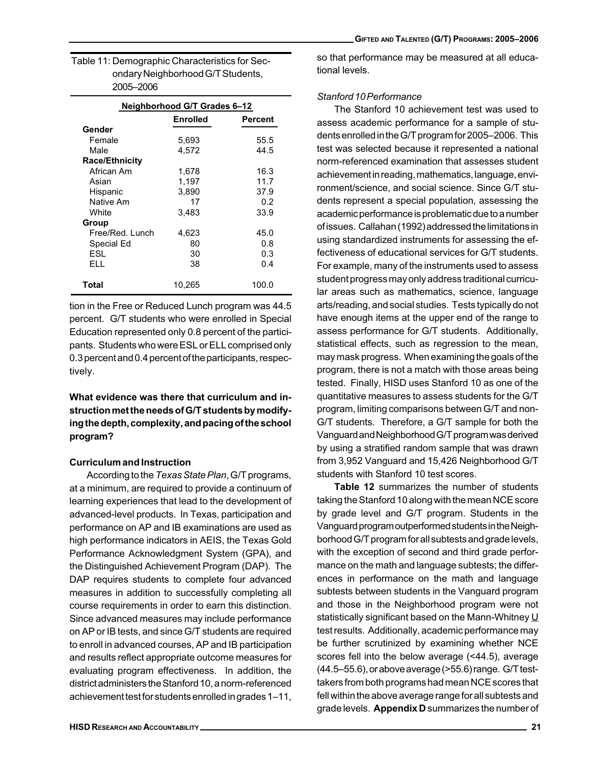Table 11: Demographic Characteristics for Secondary Neighborhood G/T Students, 2005–2006

| | Neighborhood G/T Grades 6–12 | |
|---|---|---|
| | **Enrolled** | **Percent** |
| **Gender** | | |
| Female | 5,693 | 55.5 |
| Male | 4,572 | 44.5 |
| **Race/Ethnicity** | | |
| African Am | 1,678 | 16.3 |
| Asian | 1,197 | 11.7 |
| Hispanic | 3,890 | 37.9 |
| Native Am | 17 | 0.2 |
| White | 3,483 | 33.9 |
| **Group** | | |
| Free/Red. Lunch | 4,623 | 45.0 |
| Special Ed | 80 | 0.8 |
| ESL | 30 | 0.3 |
| ELL | 38 | 0.4 |
| **Total** | 10,265 | 100.0 |

tion in the Free or Reduced Lunch program was 44.5 percent. G/T students who were enrolled in Special Education represented only 0.8 percent of the participants. Students who were ESL or ELL comprised only 0.3 percent and 0.4 percent of the participants, respectively.

**What evidence was there that curriculum and instruction met the needs of G/T students by modifying the depth, complexity, and pacing of the school program?**

**Curriculum and Instruction**

According to the *Texas State Plan*, G/T programs, at a minimum, are required to provide a continuum of learning experiences that lead to the development of advanced-level products. In Texas, participation and performance on AP and IB examinations are used as high performance indicators in AEIS, the Texas Gold Performance Acknowledgment System (GPA), and the Distinguished Achievement Program (DAP). The DAP requires students to complete four advanced measures in addition to successfully completing all course requirements in order to earn this distinction. Since advanced measures may include performance on AP or IB tests, and since G/T students are required to enroll in advanced courses, AP and IB participation and results reflect appropriate outcome measures for evaluating program effectiveness. In addition, the district administers the Stanford 10, a norm-referenced achievement test for students enrolled in grades 1–11, so that performance may be measured at all educational levels.

*Stanford 10 Performance*

The Stanford 10 achievement test was used to assess academic performance for a sample of students enrolled in the G/T program for 2005–2006. This test was selected because it represented a national norm-referenced examination that assesses student achievement in reading, mathematics, language, environment/science, and social science. Since G/T students represent a special population, assessing the academic performance is problematic due to a number of issues. Callahan (1992) addressed the limitations in using standardized instruments for assessing the effectiveness of educational services for G/T students. For example, many of the instruments used to assess student progress may only address traditional curricular areas such as mathematics, science, language arts/reading, and social studies. Tests typically do not have enough items at the upper end of the range to assess performance for G/T students. Additionally, statistical effects, such as regression to the mean, may mask progress. When examining the goals of the program, there is not a match with those areas being tested. Finally, HISD uses Stanford 10 as one of the quantitative measures to assess students for the G/T program, limiting comparisons between G/T and non-G/T students. Therefore, a G/T sample for both the Vanguard and Neighborhood G/T program was derived by using a stratified random sample that was drawn from 3,952 Vanguard and 15,426 Neighborhood G/T students with Stanford 10 test scores.

**Table 12** summarizes the number of students taking the Stanford 10 along with the mean NCE score by grade level and G/T program. Students in the Vanguard program outperformed students in the Neighborhood G/T program for all subtests and grade levels, with the exception of second and third grade performance on the math and language subtests; the differences in performance on the math and language subtests between students in the Vanguard program and those in the Neighborhood program were not statistically significant based on the Mann-Whitney U test results. Additionally, academic performance may be further scrutinized by examining whether NCE scores fell into the below average (<44.5), average (44.5–55.6), or above average (>55.6) range. G/T test-takers from both programs had mean NCE scores that fell within the above average range for all subtests and grade levels. **Appendix D** summarizes the number of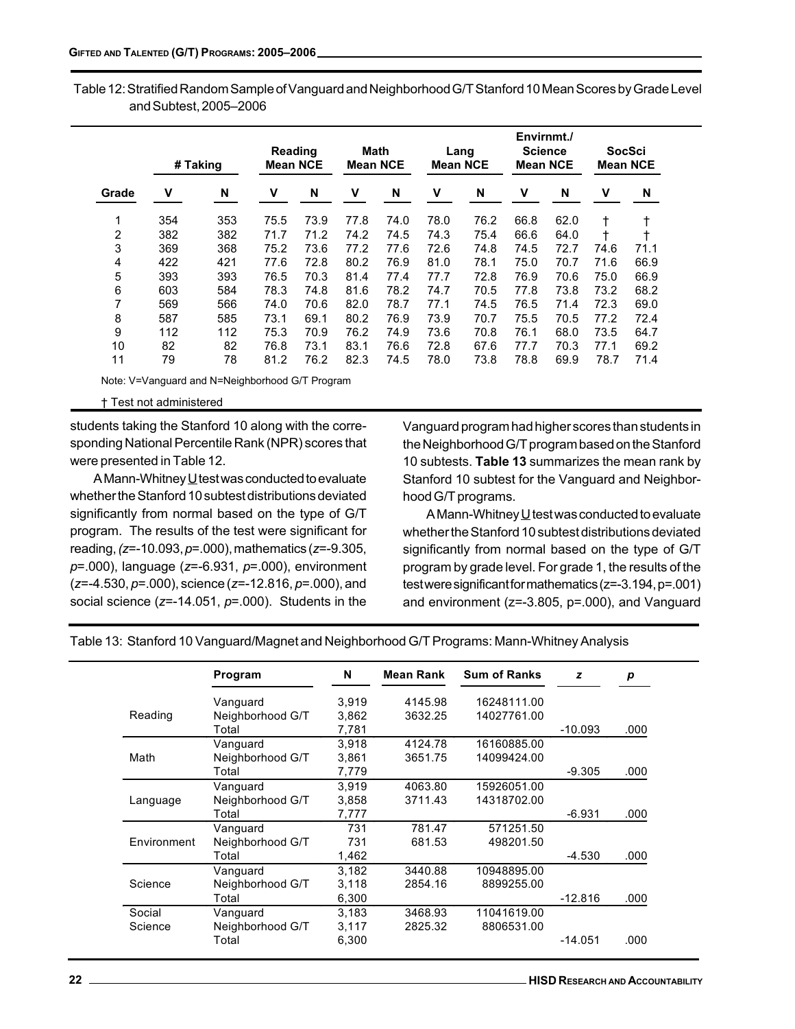Table 12: Stratified Random Sample of Vanguard and Neighborhood G/T Stanford 10 Mean Scores by Grade Level and Subtest, 2005–2006

| Grade | # Taking | | Reading Mean NCE | | Math Mean NCE | | Lang Mean NCE | | Envirnmt./ Science Mean NCE | | SocSci Mean NCE | |
|---|---|---|---|---|---|---|---|---|---|---|---|---|
| | V | N | V | N | V | N | V | N | V | N | V | N |
| 1 | 354 | 353 | 75.5 | 73.9 | 77.8 | 74.0 | 78.0 | 76.2 | 66.8 | 62.0 | † | † |
| 2 | 382 | 382 | 71.7 | 71.2 | 74.2 | 74.5 | 74.3 | 75.4 | 66.6 | 64.0 | † | † |
| 3 | 369 | 368 | 75.2 | 73.6 | 77.2 | 77.6 | 72.6 | 74.8 | 74.5 | 72.7 | 74.6 | 71.1 |
| 4 | 422 | 421 | 77.6 | 72.8 | 80.2 | 76.9 | 81.0 | 78.1 | 75.0 | 70.7 | 71.6 | 66.9 |
| 5 | 393 | 393 | 76.5 | 70.3 | 81.4 | 77.4 | 77.7 | 72.8 | 76.9 | 70.6 | 75.0 | 66.9 |
| 6 | 603 | 584 | 78.3 | 74.8 | 81.6 | 78.2 | 74.7 | 70.5 | 77.8 | 73.8 | 73.2 | 68.2 |
| 7 | 569 | 566 | 74.0 | 70.6 | 82.0 | 78.7 | 77.1 | 74.5 | 76.5 | 71.4 | 72.3 | 69.0 |
| 8 | 587 | 585 | 73.1 | 69.1 | 80.2 | 76.9 | 73.9 | 70.7 | 75.5 | 70.5 | 77.2 | 72.4 |
| 9 | 112 | 112 | 75.3 | 70.9 | 76.2 | 74.9 | 73.6 | 70.8 | 76.1 | 68.0 | 73.5 | 64.7 |
| 10 | 82 | 82 | 76.8 | 73.1 | 83.1 | 76.6 | 72.8 | 67.6 | 77.7 | 70.3 | 77.1 | 69.2 |
| 11 | 79 | 78 | 81.2 | 76.2 | 82.3 | 74.5 | 78.0 | 73.8 | 78.8 | 69.9 | 78.7 | 71.4 |

Note: V=Vanguard and N=Neighborhood G/T Program

† Test not administered

students taking the Stanford 10 along with the corresponding National Percentile Rank (NPR) scores that were presented in Table 12.

A Mann-Whitney U test was conducted to evaluate whether the Stanford 10 subtest distributions deviated significantly from normal based on the type of G/T program. The results of the test were significant for reading, ($z$=-10.093, $p$=.000), mathematics ($z$=-9.305, $p$=.000), language ($z$=-6.931, $p$=.000), environment ($z$=-4.530, $p$=.000), science ($z$=-12.816, $p$=.000), and social science ($z$=-14.051, $p$=.000). Students in the Vanguard program had higher scores than students in the Neighborhood G/T program based on the Stanford 10 subtests. **Table 13** summarizes the mean rank by Stanford 10 subtest for the Vanguard and Neighborhood G/T programs.

A Mann-Whitney U test was conducted to evaluate whether the Stanford 10 subtest distributions deviated significantly from normal based on the type of G/T program by grade level. For grade 1, the results of the test were significant for mathematics ($z$=-3.194, $p$=.001) and environment ($z$=-3.805, $p$=.000), and Vanguard

Table 13: Stanford 10 Vanguard/Magnet and Neighborhood G/T Programs: Mann-Whitney Analysis

| | Program | N | Mean Rank | Sum of Ranks | z | p |
|---|---|---|---|---|---|---|
| Reading | Vanguard | 3,919 | 4145.98 | 16248111.00 | | |
| | Neighborhood G/T | 3,862 | 3632.25 | 14027761.00 | | |
| | Total | 7,781 | | | -10.093 | .000 |
| Math | Vanguard | 3,918 | 4124.78 | 16160885.00 | | |
| | Neighborhood G/T | 3,861 | 3651.75 | 14099424.00 | | |
| | Total | 7,779 | | | -9.305 | .000 |
| Language | Vanguard | 3,919 | 4063.80 | 15926051.00 | | |
| | Neighborhood G/T | 3,858 | 3711.43 | 14318702.00 | | |
| | Total | 7,777 | | | -6.931 | .000 |
| Environment | Vanguard | 731 | 781.47 | 571251.50 | | |
| | Neighborhood G/T | 731 | 681.53 | 498201.50 | | |
| | Total | 1,462 | | | -4.530 | .000 |
| Science | Vanguard | 3,182 | 3440.88 | 10948895.00 | | |
| | Neighborhood G/T | 3,118 | 2854.16 | 8899255.00 | | |
| | Total | 6,300 | | | -12.816 | .000 |
| Social Science | Vanguard | 3,183 | 3468.93 | 11041619.00 | | |
| | Neighborhood G/T | 3,117 | 2825.32 | 8806531.00 | | |
| | Total | 6,300 | | | -14.051 | .000 |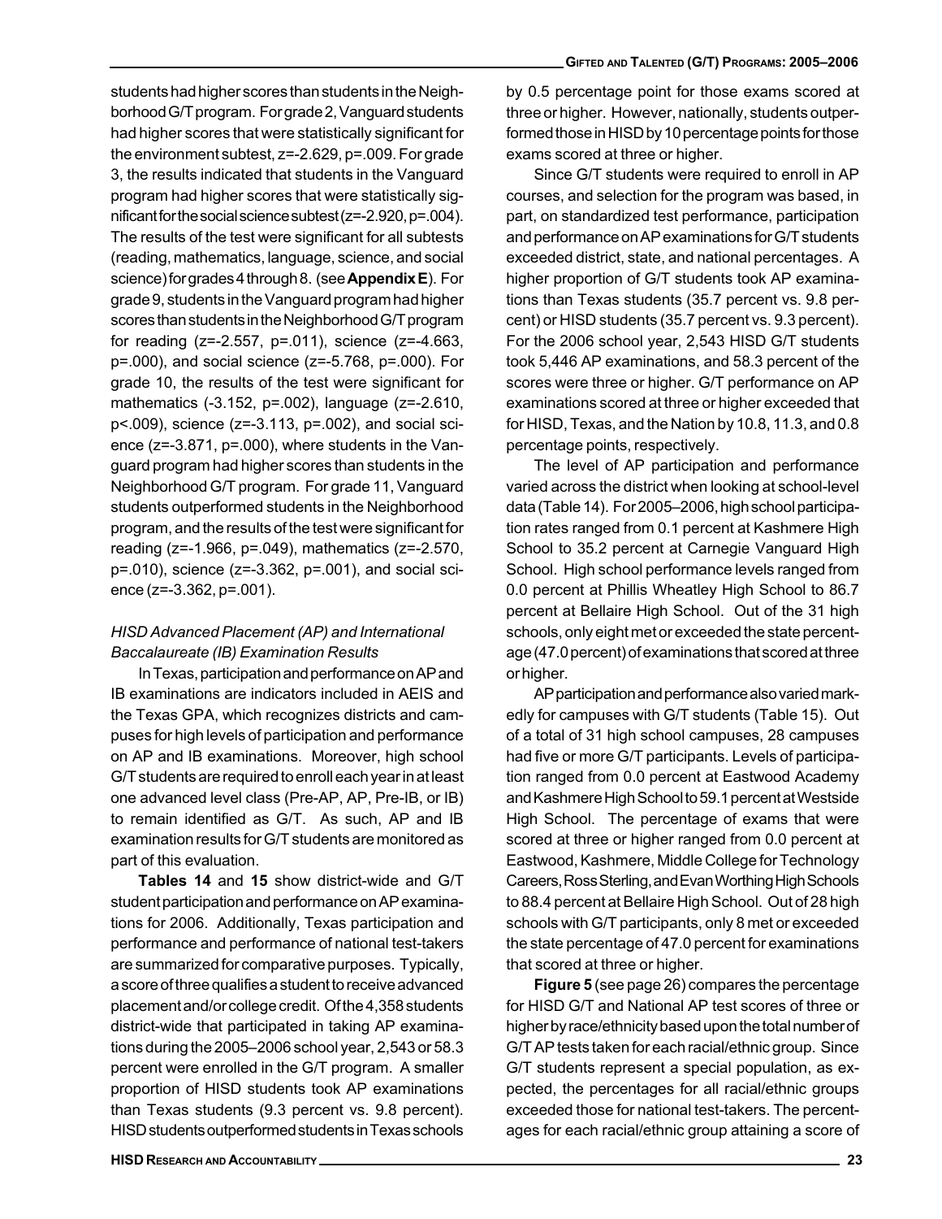students had higher scores than students in the Neighborhood G/T program. For grade 2, Vanguard students had higher scores that were statistically significant for the environment subtest, z=-2.629, p=.009. For grade 3, the results indicated that students in the Vanguard program had higher scores that were statistically significant for the social science subtest (z=-2.920, p=.004). The results of the test were significant for all subtests (reading, mathematics, language, science, and social science) for grades 4 through 8. (see **Appendix E**). For grade 9, students in the Vanguard program had higher scores than students in the Neighborhood G/T program for reading (z=-2.557, p=.011), science (z=-4.663, p=.000), and social science (z=-5.768, p=.000). For grade 10, the results of the test were significant for mathematics (-3.152, p=.002), language (z=-2.610, p<.009), science (z=-3.113, p=.002), and social science (z=-3.871, p=.000), where students in the Vanguard program had higher scores than students in the Neighborhood G/T program. For grade 11, Vanguard students outperformed students in the Neighborhood program, and the results of the test were significant for reading (z=-1.966, p=.049), mathematics (z=-2.570, p=.010), science (z=-3.362, p=.001), and social science (z=-3.362, p=.001).

*HISD Advanced Placement (AP) and International Baccalaureate (IB) Examination Results*

In Texas, participation and performance on AP and IB examinations are indicators included in AEIS and the Texas GPA, which recognizes districts and campuses for high levels of participation and performance on AP and IB examinations. Moreover, high school G/T students are required to enroll each year in at least one advanced level class (Pre-AP, AP, Pre-IB, or IB) to remain identified as G/T. As such, AP and IB examination results for G/T students are monitored as part of this evaluation.

**Tables 14** and **15** show district-wide and G/T student participation and performance on AP examinations for 2006. Additionally, Texas participation and performance and performance of national test-takers are summarized for comparative purposes. Typically, a score of three qualifies a student to receive advanced placement and/or college credit. Of the 4,358 students district-wide that participated in taking AP examinations during the 2005–2006 school year, 2,543 or 58.3 percent were enrolled in the G/T program. A smaller proportion of HISD students took AP examinations than Texas students (9.3 percent vs. 9.8 percent). HISD students outperformed students in Texas schools by 0.5 percentage point for those exams scored at three or higher. However, nationally, students outperformed those in HISD by 10 percentage points for those exams scored at three or higher.

Since G/T students were required to enroll in AP courses, and selection for the program was based, in part, on standardized test performance, participation and performance on AP examinations for G/T students exceeded district, state, and national percentages. A higher proportion of G/T students took AP examinations than Texas students (35.7 percent vs. 9.8 percent) or HISD students (35.7 percent vs. 9.3 percent). For the 2006 school year, 2,543 HISD G/T students took 5,446 AP examinations, and 58.3 percent of the scores were three or higher. G/T performance on AP examinations scored at three or higher exceeded that for HISD, Texas, and the Nation by 10.8, 11.3, and 0.8 percentage points, respectively.

The level of AP participation and performance varied across the district when looking at school-level data (Table 14). For 2005–2006, high school participation rates ranged from 0.1 percent at Kashmere High School to 35.2 percent at Carnegie Vanguard High School. High school performance levels ranged from 0.0 percent at Phillis Wheatley High School to 86.7 percent at Bellaire High School. Out of the 31 high schools, only eight met or exceeded the state percentage (47.0 percent) of examinations that scored at three or higher.

AP participation and performance also varied markedly for campuses with G/T students (Table 15). Out of a total of 31 high school campuses, 28 campuses had five or more G/T participants. Levels of participation ranged from 0.0 percent at Eastwood Academy and Kashmere High School to 59.1 percent at Westside High School. The percentage of exams that were scored at three or higher ranged from 0.0 percent at Eastwood, Kashmere, Middle College for Technology Careers, Ross Sterling, and Evan Worthing High Schools to 88.4 percent at Bellaire High School. Out of 28 high schools with G/T participants, only 8 met or exceeded the state percentage of 47.0 percent for examinations that scored at three or higher.

**Figure 5** (see page 26) compares the percentage for HISD G/T and National AP test scores of three or higher by race/ethnicity based upon the total number of G/T AP tests taken for each racial/ethnic group. Since G/T students represent a special population, as expected, the percentages for all racial/ethnic groups exceeded those for national test-takers. The percentages for each racial/ethnic group attaining a score of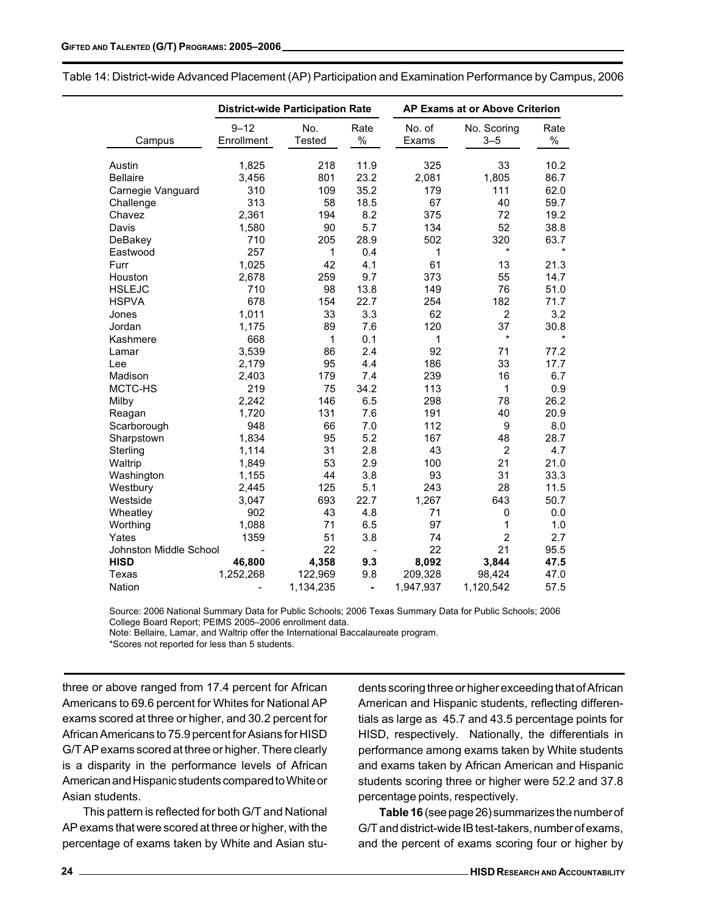Table 14: District-wide Advanced Placement (AP) Participation and Examination Performance by Campus, 2006

| Campus | District-wide Participation Rate | | | AP Exams at or Above Criterion | | |
|---|---|---|---|---|---|---|
| | 9–12 Enrollment | No. Tested | Rate % | No. of Exams | No. Scoring 3–5 | Rate % |
| Austin | 1,825 | 218 | 11.9 | 325 | 33 | 10.2 |
| Bellaire | 3,456 | 801 | 23.2 | 2,081 | 1,805 | 86.7 |
| Carnegie Vanguard | 310 | 109 | 35.2 | 179 | 111 | 62.0 |
| Challenge | 313 | 58 | 18.5 | 67 | 40 | 59.7 |
| Chavez | 2,361 | 194 | 8.2 | 375 | 72 | 19.2 |
| Davis | 1,580 | 90 | 5.7 | 134 | 52 | 38.8 |
| DeBakey | 710 | 205 | 28.9 | 502 | 320 | 63.7 |
| Eastwood | 257 | 1 | 0.4 | 1 | * | * |
| Furr | 1,025 | 42 | 4.1 | 61 | 13 | 21.3 |
| Houston | 2,678 | 259 | 9.7 | 373 | 55 | 14.7 |
| HSLEJC | 710 | 98 | 13.8 | 149 | 76 | 51.0 |
| HSPVA | 678 | 154 | 22.7 | 254 | 182 | 71.7 |
| Jones | 1,011 | 33 | 3.3 | 62 | 2 | 3.2 |
| Jordan | 1,175 | 89 | 7.6 | 120 | 37 | 30.8 |
| Kashmere | 668 | 1 | 0.1 | 1 | * | * |
| Lamar | 3,539 | 86 | 2.4 | 92 | 71 | 77.2 |
| Lee | 2,179 | 95 | 4.4 | 186 | 33 | 17.7 |
| Madison | 2,403 | 179 | 7.4 | 239 | 16 | 6.7 |
| MCTC-HS | 219 | 75 | 34.2 | 113 | 1 | 0.9 |
| Milby | 2,242 | 146 | 6.5 | 298 | 78 | 26.2 |
| Reagan | 1,720 | 131 | 7.6 | 191 | 40 | 20.9 |
| Scarborough | 948 | 66 | 7.0 | 112 | 9 | 8.0 |
| Sharpstown | 1,834 | 95 | 5.2 | 167 | 48 | 28.7 |
| Sterling | 1,114 | 31 | 2.8 | 43 | 2 | 4.7 |
| Waltrip | 1,849 | 53 | 2.9 | 100 | 21 | 21.0 |
| Washington | 1,155 | 44 | 3.8 | 93 | 31 | 33.3 |
| Westbury | 2,445 | 125 | 5.1 | 243 | 28 | 11.5 |
| Westside | 3,047 | 693 | 22.7 | 1,267 | 643 | 50.7 |
| Wheatley | 902 | 43 | 4.8 | 71 | 0 | 0.0 |
| Worthing | 1,088 | 71 | 6.5 | 97 | 1 | 1.0 |
| Yates | 1359 | 51 | 3.8 | 74 | 2 | 2.7 |
| Johnston Middle School | - | 22 | - | 22 | 21 | 95.5 |
| **HISD** | **46,800** | **4,358** | **9.3** | **8,092** | **3,844** | **47.5** |
| Texas | 1,252,268 | 122,969 | 9.8 | 209,328 | 98,424 | 47.0 |
| Nation | - | 1,134,235 | - | 1,947,937 | 1,120,542 | 57.5 |

Source: 2006 National Summary Data for Public Schools; 2006 Texas Summary Data for Public Schools; 2006 College Board Report; PEIMS 2005–2006 enrollment data.
Note: Bellaire, Lamar, and Waltrip offer the International Baccalaureate program.
*Scores not reported for less than 5 students.

three or above ranged from 17.4 percent for African Americans to 69.6 percent for Whites for National AP exams scored at three or higher, and 30.2 percent for African Americans to 75.9 percent for Asians for HISD G/T AP exams scored at three or higher. There clearly is a disparity in the performance levels of African American and Hispanic students compared to White or Asian students.

This pattern is reflected for both G/T and National AP exams that were scored at three or higher, with the percentage of exams taken by White and Asian students scoring three or higher exceeding that of African American and Hispanic students, reflecting differentials as large as 45.7 and 43.5 percentage points for HISD, respectively. Nationally, the differentials in performance among exams taken by White students and exams taken by African American and Hispanic students scoring three or higher were 52.2 and 37.8 percentage points, respectively.

**Table 16** (see page 26) summarizes the number of G/T and district-wide IB test-takers, number of exams, and the percent of exams scoring four or higher by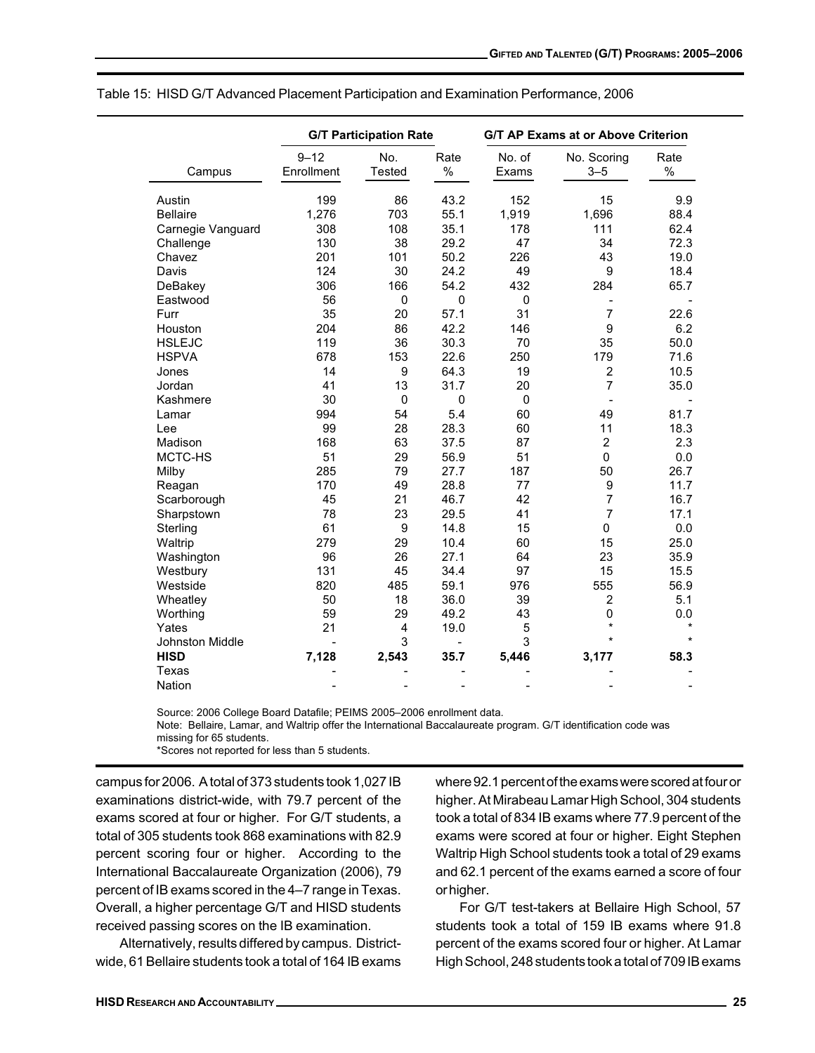Table 15: HISD G/T Advanced Placement Participation and Examination Performance, 2006

| | G/T Participation Rate | | | G/T AP Exams at or Above Criterion | | |
|---|---|---|---|---|---|---|
| Campus | 9–12 Enrollment | No. Tested | Rate % | No. of Exams | No. Scoring 3–5 | Rate % |
| Austin | 199 | 86 | 43.2 | 152 | 15 | 9.9 |
| Bellaire | 1,276 | 703 | 55.1 | 1,919 | 1,696 | 88.4 |
| Carnegie Vanguard | 308 | 108 | 35.1 | 178 | 111 | 62.4 |
| Challenge | 130 | 38 | 29.2 | 47 | 34 | 72.3 |
| Chavez | 201 | 101 | 50.2 | 226 | 43 | 19.0 |
| Davis | 124 | 30 | 24.2 | 49 | 9 | 18.4 |
| DeBakey | 306 | 166 | 54.2 | 432 | 284 | 65.7 |
| Eastwood | 56 | 0 | 0 | 0 | - | - |
| Furr | 35 | 20 | 57.1 | 31 | 7 | 22.6 |
| Houston | 204 | 86 | 42.2 | 146 | 9 | 6.2 |
| HSLEJC | 119 | 36 | 30.3 | 70 | 35 | 50.0 |
| HSPVA | 678 | 153 | 22.6 | 250 | 179 | 71.6 |
| Jones | 14 | 9 | 64.3 | 19 | 2 | 10.5 |
| Jordan | 41 | 13 | 31.7 | 20 | 7 | 35.0 |
| Kashmere | 30 | 0 | 0 | 0 | - | - |
| Lamar | 994 | 54 | 5.4 | 60 | 49 | 81.7 |
| Lee | 99 | 28 | 28.3 | 60 | 11 | 18.3 |
| Madison | 168 | 63 | 37.5 | 87 | 2 | 2.3 |
| MCTC-HS | 51 | 29 | 56.9 | 51 | 0 | 0.0 |
| Milby | 285 | 79 | 27.7 | 187 | 50 | 26.7 |
| Reagan | 170 | 49 | 28.8 | 77 | 9 | 11.7 |
| Scarborough | 45 | 21 | 46.7 | 42 | 7 | 16.7 |
| Sharpstown | 78 | 23 | 29.5 | 41 | 7 | 17.1 |
| Sterling | 61 | 9 | 14.8 | 15 | 0 | 0.0 |
| Waltrip | 279 | 29 | 10.4 | 60 | 15 | 25.0 |
| Washington | 96 | 26 | 27.1 | 64 | 23 | 35.9 |
| Westbury | 131 | 45 | 34.4 | 97 | 15 | 15.5 |
| Westside | 820 | 485 | 59.1 | 976 | 555 | 56.9 |
| Wheatley | 50 | 18 | 36.0 | 39 | 2 | 5.1 |
| Worthing | 59 | 29 | 49.2 | 43 | 0 | 0.0 |
| Yates | 21 | 4 | 19.0 | 5 | * | * |
| Johnston Middle | - | 3 | - | 3 | * | * |
| **HISD** | **7,128** | **2,543** | **35.7** | **5,446** | **3,177** | **58.3** |
| Texas | - | - | - | - | - | - |
| Nation | - | - | - | - | - | - |

Source: 2006 College Board Datafile; PEIMS 2005–2006 enrollment data.
Note: Bellaire, Lamar, and Waltrip offer the International Baccalaureate program. G/T identification code was missing for 65 students.
*Scores not reported for less than 5 students.

campus for 2006. A total of 373 students took 1,027 IB examinations district-wide, with 79.7 percent of the exams scored at four or higher. For G/T students, a total of 305 students took 868 examinations with 82.9 percent scoring four or higher. According to the International Baccalaureate Organization (2006), 79 percent of IB exams scored in the 4–7 range in Texas. Overall, a higher percentage G/T and HISD students received passing scores on the IB examination.

Alternatively, results differed by campus. District-wide, 61 Bellaire students took a total of 164 IB exams where 92.1 percent of the exams were scored at four or higher. At Mirabeau Lamar High School, 304 students took a total of 834 IB exams where 77.9 percent of the exams were scored at four or higher. Eight Stephen Waltrip High School students took a total of 29 exams and 62.1 percent of the exams earned a score of four or higher.

For G/T test-takers at Bellaire High School, 57 students took a total of 159 IB exams where 91.8 percent of the exams scored four or higher. At Lamar High School, 248 students took a total of 709 IB exams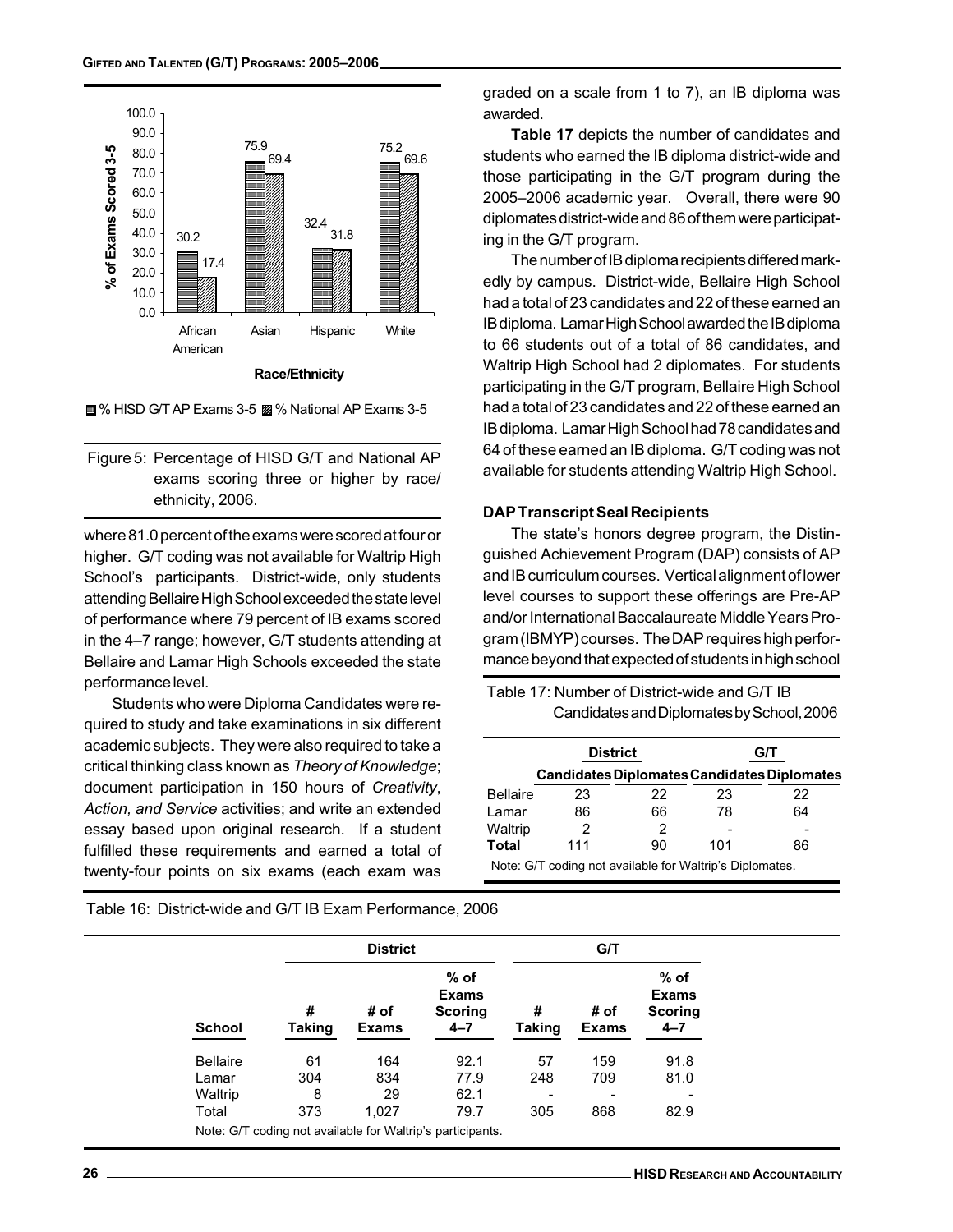Figure 5: Percentage of HISD G/T and National AP exams scoring three or higher by race/ethnicity, 2006.

| Race/Ethnicity | % HISD G/T AP Exams 3-5 | % National AP Exams 3-5 |
|---|---|---|
| African American | 30.2 | 17.4 |
| Asian | 75.9 | 69.4 |
| Hispanic | 32.4 | 31.8 |
| White | 75.2 | 69.6 |

where 81.0 percent of the exams were scored at four or higher. G/T coding was not available for Waltrip High School's participants. District-wide, only students attending Bellaire High School exceeded the state level of performance where 79 percent of IB exams scored in the 4–7 range; however, G/T students attending at Bellaire and Lamar High Schools exceeded the state performance level.

Students who were Diploma Candidates were required to study and take examinations in six different academic subjects. They were also required to take a critical thinking class known as *Theory of Knowledge*; document participation in 150 hours of *Creativity, Action, and Service* activities; and write an extended essay based upon original research. If a student fulfilled these requirements and earned a total of twenty-four points on six exams (each exam was graded on a scale from 1 to 7), an IB diploma was awarded.

**Table 17** depicts the number of candidates and students who earned the IB diploma district-wide and those participating in the G/T program during the 2005–2006 academic year. Overall, there were 90 diplomates district-wide and 86 of them were participating in the G/T program.

The number of IB diploma recipients differed markedly by campus. District-wide, Bellaire High School had a total of 23 candidates and 22 of these earned an IB diploma. Lamar High School awarded the IB diploma to 66 students out of a total of 86 candidates, and Waltrip High School had 2 diplomates. For students participating in the G/T program, Bellaire High School had a total of 23 candidates and 22 of these earned an IB diploma. Lamar High School had 78 candidates and 64 of these earned an IB diploma. G/T coding was not available for students attending Waltrip High School.

### DAP Transcript Seal Recipients

The state's honors degree program, the Distinguished Achievement Program (DAP) consists of AP and IB curriculum courses. Vertical alignment of lower level courses to support these offerings are Pre-AP and/or International Baccalaureate Middle Years Program (IBMYP) courses. The DAP requires high performance beyond that expected of students in high school

Table 17: Number of District-wide and G/T IB Candidates and Diplomates by School, 2006

| | District | | G/T | |
|---|---|---|---|---|
| | Candidates | Diplomates | Candidates | Diplomates |
| Bellaire | 23 | 22 | 23 | 22 |
| Lamar | 86 | 66 | 78 | 64 |
| Waltrip | 2 | 2 | - | - |
| **Total** | 111 | 90 | 101 | 86 |

Note: G/T coding not available for Waltrip's Diplomates.

Table 16: District-wide and G/T IB Exam Performance, 2006

| | District | | | G/T | | |
|---|---|---|---|---|---|---|
| **School** | **# Taking** | **# of Exams** | **% of Exams Scoring 4–7** | **# Taking** | **# of Exams** | **% of Exams Scoring 4–7** |
| Bellaire | 61 | 164 | 92.1 | 57 | 159 | 91.8 |
| Lamar | 304 | 834 | 77.9 | 248 | 709 | 81.0 |
| Waltrip | 8 | 29 | 62.1 | - | - | - |
| Total | 373 | 1,027 | 79.7 | 305 | 868 | 82.9 |

Note: G/T coding not available for Waltrip's participants.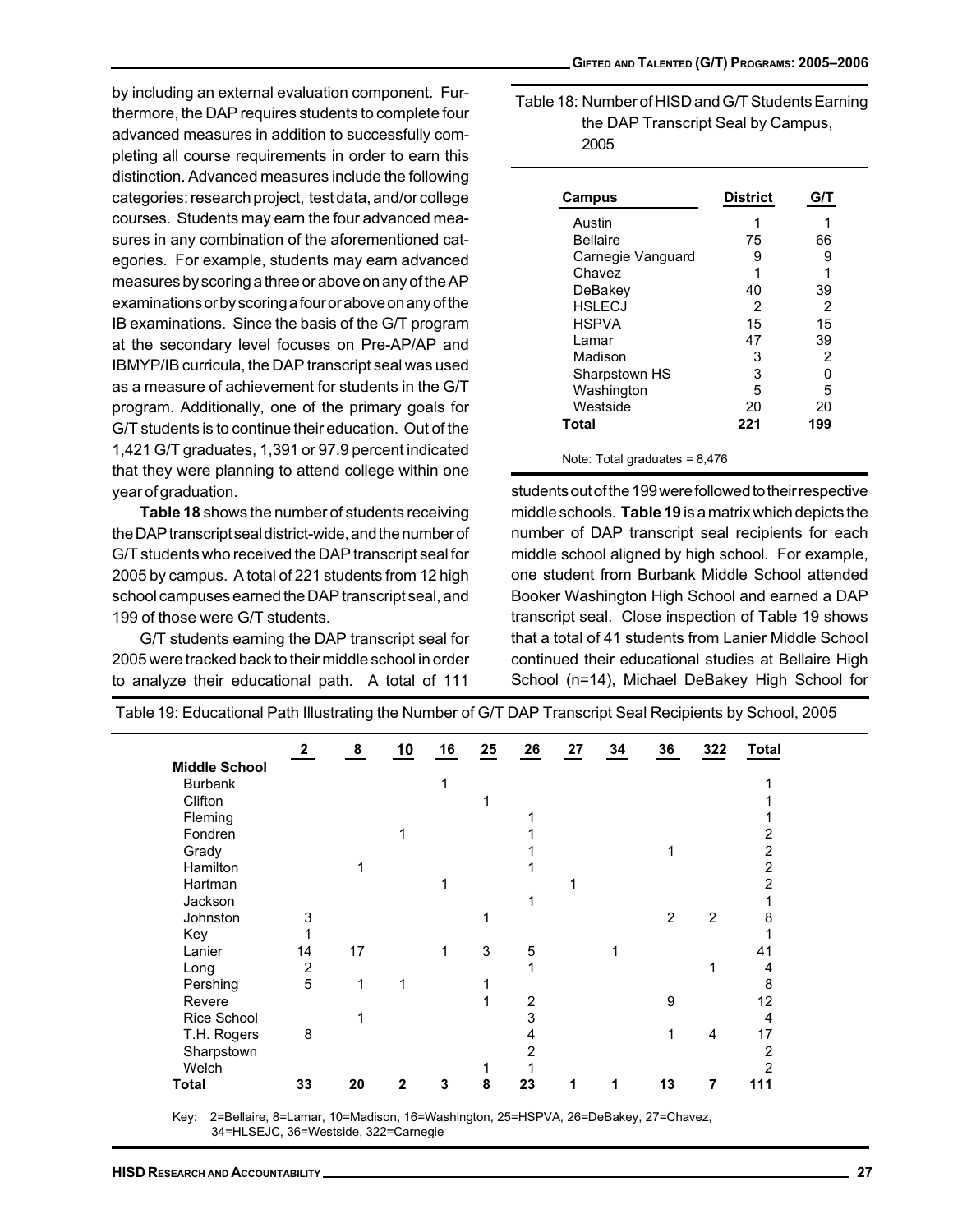by including an external evaluation component. Furthermore, the DAP requires students to complete four advanced measures in addition to successfully completing all course requirements in order to earn this distinction. Advanced measures include the following categories: research project, test data, and/or college courses. Students may earn the four advanced measures in any combination of the aforementioned categories. For example, students may earn advanced measures by scoring a three or above on any of the AP examinations or by scoring a four or above on any of the IB examinations. Since the basis of the G/T program at the secondary level focuses on Pre-AP/AP and IBMYP/IB curricula, the DAP transcript seal was used as a measure of achievement for students in the G/T program. Additionally, one of the primary goals for G/T students is to continue their education. Out of the 1,421 G/T graduates, 1,391 or 97.9 percent indicated that they were planning to attend college within one year of graduation.

**Table 18** shows the number of students receiving the DAP transcript seal district-wide, and the number of G/T students who received the DAP transcript seal for 2005 by campus. A total of 221 students from 12 high school campuses earned the DAP transcript seal, and 199 of those were G/T students.

G/T students earning the DAP transcript seal for 2005 were tracked back to their middle school in order to analyze their educational path. A total of 111 students out of the 199 were followed to their respective middle schools. **Table 19** is a matrix which depicts the number of DAP transcript seal recipients for each middle school aligned by high school. For example, one student from Burbank Middle School attended Booker Washington High School and earned a DAP transcript seal. Close inspection of Table 19 shows that a total of 41 students from Lanier Middle School continued their educational studies at Bellaire High School (n=14), Michael DeBakey High School for

Table 18: Number of HISD and G/T Students Earning the DAP Transcript Seal by Campus, 2005

| Campus | District | G/T |
|---|---|---|
| Austin | 1 | 1 |
| Bellaire | 75 | 66 |
| Carnegie Vanguard | 9 | 9 |
| Chavez | 1 | 1 |
| DeBakey | 40 | 39 |
| HSLECJ | 2 | 2 |
| HSPVA | 15 | 15 |
| Lamar | 47 | 39 |
| Madison | 3 | 2 |
| Sharpstown HS | 3 | 0 |
| Washington | 5 | 5 |
| Westside | 20 | 20 |
| **Total** | **221** | **199** |

Note: Total graduates = 8,476

Table 19: Educational Path Illustrating the Number of G/T DAP Transcript Seal Recipients by School, 2005

| | 2 | 8 | 10 | 16 | 25 | 26 | 27 | 34 | 36 | 322 | Total |
|---|---|---|---|---|---|---|---|---|---|---|---|
| **Middle School** | | | | | | | | | | | |
| Burbank | | | | 1 | | | | | | | 1 |
| Clifton | | | | | 1 | | | | | | 1 |
| Fleming | | | | | | 1 | | | | | 1 |
| Fondren | | | 1 | | | 1 | | | | | 2 |
| Grady | | | | | | 1 | | | 1 | | 2 |
| Hamilton | | 1 | | | | 1 | | | | | 2 |
| Hartman | | | | 1 | | | 1 | | | | 2 |
| Jackson | | | | | | 1 | | | | | 1 |
| Johnston | 3 | | | | 1 | | | | 2 | 2 | 8 |
| Key | 1 | | | | | | | | | | 1 |
| Lanier | 14 | 17 | | 1 | 3 | 5 | | 1 | | | 41 |
| Long | 2 | | | | | 1 | | | | 1 | 4 |
| Pershing | 5 | 1 | 1 | | 1 | | | | | | 8 |
| Revere | | | | | 1 | 2 | | | 9 | | 12 |
| Rice School | | 1 | | | | 3 | | | | | 4 |
| T.H. Rogers | 8 | | | | | 4 | | | 1 | 4 | 17 |
| Sharpstown | | | | | | 2 | | | | | 2 |
| Welch | | | | | 1 | 1 | | | | | 2 |
| **Total** | **33** | **20** | **2** | **3** | **8** | **23** | **1** | **1** | **13** | **7** | **111** |

Key: 2=Bellaire, 8=Lamar, 10=Madison, 16=Washington, 25=HSPVA, 26=DeBakey, 27=Chavez, 34=HLSEJC, 36=Westside, 322=Carnegie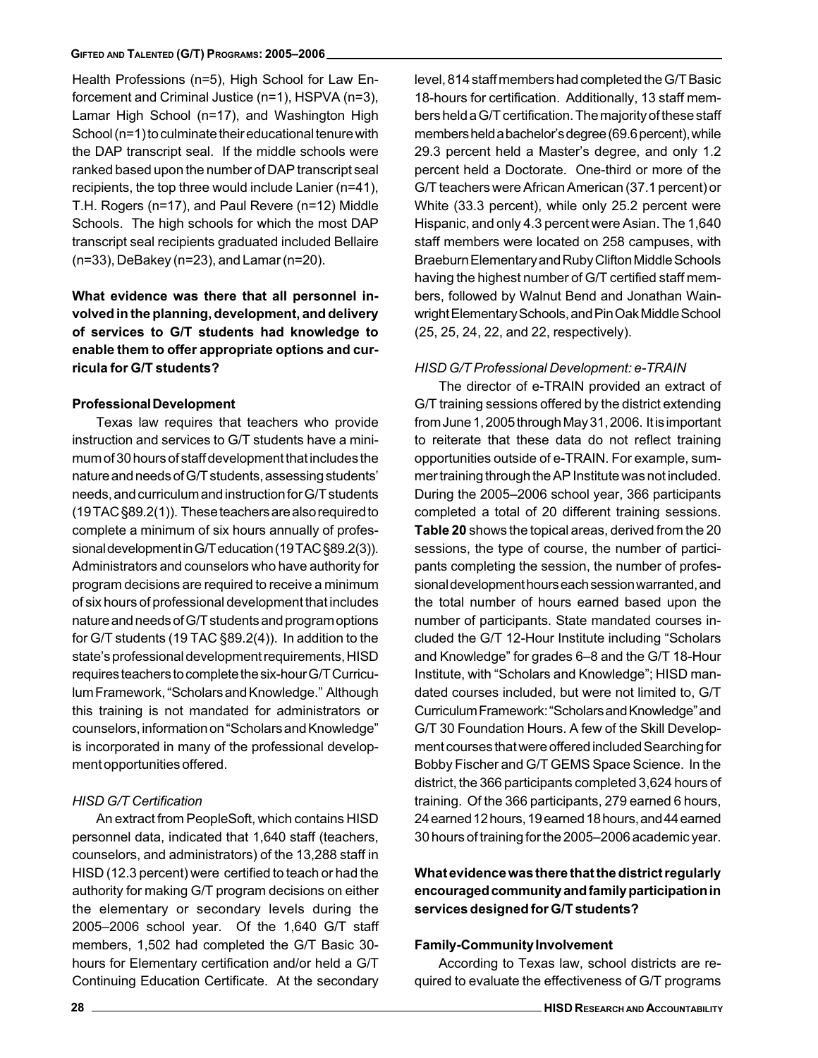Health Professions (n=5), High School for Law Enforcement and Criminal Justice (n=1), HSPVA (n=3), Lamar High School (n=17), and Washington High School (n=1) to culminate their educational tenure with the DAP transcript seal. If the middle schools were ranked based upon the number of DAP transcript seal recipients, the top three would include Lanier (n=41), T.H. Rogers (n=17), and Paul Revere (n=12) Middle Schools. The high schools for which the most DAP transcript seal recipients graduated included Bellaire (n=33), DeBakey (n=23), and Lamar (n=20).

**What evidence was there that all personnel involved in the planning, development, and delivery of services to G/T students had knowledge to enable them to offer appropriate options and curricula for G/T students?**

**Professional Development**

Texas law requires that teachers who provide instruction and services to G/T students have a minimum of 30 hours of staff development that includes the nature and needs of G/T students, assessing students' needs, and curriculum and instruction for G/T students (19 TAC §89.2(1)). These teachers are also required to complete a minimum of six hours annually of professional development in G/T education (19 TAC §89.2(3)). Administrators and counselors who have authority for program decisions are required to receive a minimum of six hours of professional development that includes nature and needs of G/T students and program options for G/T students (19 TAC §89.2(4)). In addition to the state's professional development requirements, HISD requires teachers to complete the six-hour G/T Curriculum Framework, "Scholars and Knowledge." Although this training is not mandated for administrators or counselors, information on "Scholars and Knowledge" is incorporated in many of the professional development opportunities offered.

*HISD G/T Certification*

An extract from PeopleSoft, which contains HISD personnel data, indicated that 1,640 staff (teachers, counselors, and administrators) of the 13,288 staff in HISD (12.3 percent) were certified to teach or had the authority for making G/T program decisions on either the elementary or secondary levels during the 2005–2006 school year. Of the 1,640 G/T staff members, 1,502 had completed the G/T Basic 30-hours for Elementary certification and/or held a G/T Continuing Education Certificate. At the secondary level, 814 staff members had completed the G/T Basic 18-hours for certification. Additionally, 13 staff members held a G/T certification. The majority of these staff members held a bachelor's degree (69.6 percent), while 29.3 percent held a Master's degree, and only 1.2 percent held a Doctorate. One-third or more of the G/T teachers were African American (37.1 percent) or White (33.3 percent), while only 25.2 percent were Hispanic, and only 4.3 percent were Asian. The 1,640 staff members were located on 258 campuses, with Braeburn Elementary and Ruby Clifton Middle Schools having the highest number of G/T certified staff members, followed by Walnut Bend and Jonathan Wainwright Elementary Schools, and Pin Oak Middle School (25, 25, 24, 22, and 22, respectively).

*HISD G/T Professional Development: e-TRAIN*

The director of e-TRAIN provided an extract of G/T training sessions offered by the district extending from June 1, 2005 through May 31, 2006. It is important to reiterate that these data do not reflect training opportunities outside of e-TRAIN. For example, summer training through the AP Institute was not included. During the 2005–2006 school year, 366 participants completed a total of 20 different training sessions. **Table 20** shows the topical areas, derived from the 20 sessions, the type of course, the number of participants completing the session, the number of professional development hours each session warranted, and the total number of hours earned based upon the number of participants. State mandated courses included the G/T 12-Hour Institute including "Scholars and Knowledge" for grades 6–8 and the G/T 18-Hour Institute, with "Scholars and Knowledge"; HISD mandated courses included, but were not limited to, G/T Curriculum Framework: "Scholars and Knowledge" and G/T 30 Foundation Hours. A few of the Skill Development courses that were offered included Searching for Bobby Fischer and G/T GEMS Space Science. In the district, the 366 participants completed 3,624 hours of training. Of the 366 participants, 279 earned 6 hours, 24 earned 12 hours, 19 earned 18 hours, and 44 earned 30 hours of training for the 2005–2006 academic year.

**What evidence was there that the district regularly encouraged community and family participation in services designed for G/T students?**

**Family-Community Involvement**

According to Texas law, school districts are required to evaluate the effectiveness of G/T programs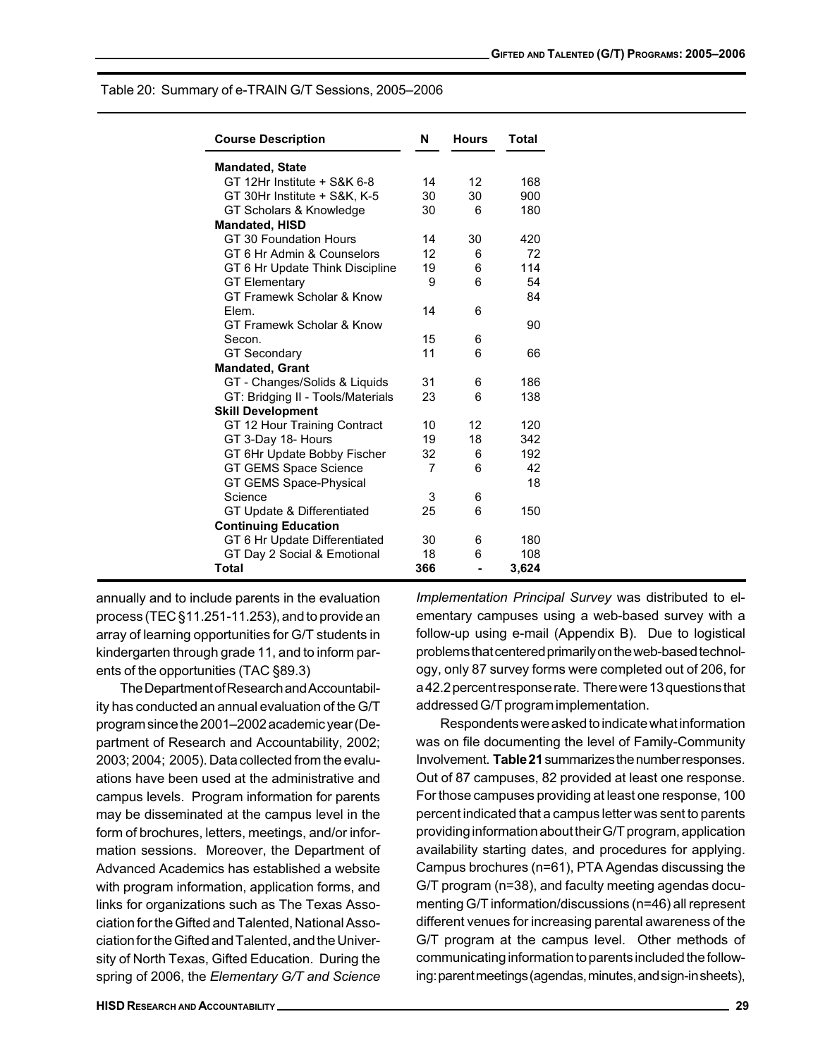Table 20: Summary of e-TRAIN G/T Sessions, 2005–2006

| Course Description | N | Hours | Total |
|---|---|---|---|
| **Mandated, State** | | | |
| GT 12Hr Institute + S&K 6-8 | 14 | 12 | 168 |
| GT 30Hr Institute + S&K, K-5 | 30 | 30 | 900 |
| GT Scholars & Knowledge | 30 | 6 | 180 |
| **Mandated, HISD** | | | |
| GT 30 Foundation Hours | 14 | 30 | 420 |
| GT 6 Hr Admin & Counselors | 12 | 6 | 72 |
| GT 6 Hr Update Think Discipline | 19 | 6 | 114 |
| GT Elementary | 9 | 6 | 54 |
| GT Framewk Scholar & Know Elem. | 14 | 6 | 84 |
| GT Framewk Scholar & Know Secon. | 15 | 6 | 90 |
| GT Secondary | 11 | 6 | 66 |
| **Mandated, Grant** | | | |
| GT - Changes/Solids & Liquids | 31 | 6 | 186 |
| GT: Bridging II - Tools/Materials | 23 | 6 | 138 |
| **Skill Development** | | | |
| GT 12 Hour Training Contract | 10 | 12 | 120 |
| GT 3-Day 18- Hours | 19 | 18 | 342 |
| GT 6Hr Update Bobby Fischer | 32 | 6 | 192 |
| GT GEMS Space Science | 7 | 6 | 42 |
| GT GEMS Space-Physical Science | 3 | 6 | 18 |
| GT Update & Differentiated | 25 | 6 | 150 |
| **Continuing Education** | | | |
| GT 6 Hr Update Differentiated | 30 | 6 | 180 |
| GT Day 2 Social & Emotional | 18 | 6 | 108 |
| **Total** | **366** | **-** | **3,624** |

annually and to include parents in the evaluation process (TEC §11.251-11.253), and to provide an array of learning opportunities for G/T students in kindergarten through grade 11, and to inform parents of the opportunities (TAC §89.3)

The Department of Research and Accountability has conducted an annual evaluation of the G/T program since the 2001–2002 academic year (Department of Research and Accountability, 2002; 2003; 2004; 2005). Data collected from the evaluations have been used at the administrative and campus levels. Program information for parents may be disseminated at the campus level in the form of brochures, letters, meetings, and/or information sessions. Moreover, the Department of Advanced Academics has established a website with program information, application forms, and links for organizations such as The Texas Association for the Gifted and Talented, National Association for the Gifted and Talented, and the University of North Texas, Gifted Education. During the spring of 2006, the *Elementary G/T and Science Implementation Principal Survey* was distributed to elementary campuses using a web-based survey with a follow-up using e-mail (Appendix B). Due to logistical problems that centered primarily on the web-based technology, only 87 survey forms were completed out of 206, for a 42.2 percent response rate. There were 13 questions that addressed G/T program implementation.

Respondents were asked to indicate what information was on file documenting the level of Family-Community Involvement. **Table 21** summarizes the number responses. Out of 87 campuses, 82 provided at least one response. For those campuses providing at least one response, 100 percent indicated that a campus letter was sent to parents providing information about their G/T program, application availability starting dates, and procedures for applying. Campus brochures (n=61), PTA Agendas discussing the G/T program (n=38), and faculty meeting agendas documenting G/T information/discussions (n=46) all represent different venues for increasing parental awareness of the G/T program at the campus level. Other methods of communicating information to parents included the following: parent meetings (agendas, minutes, and sign-in sheets),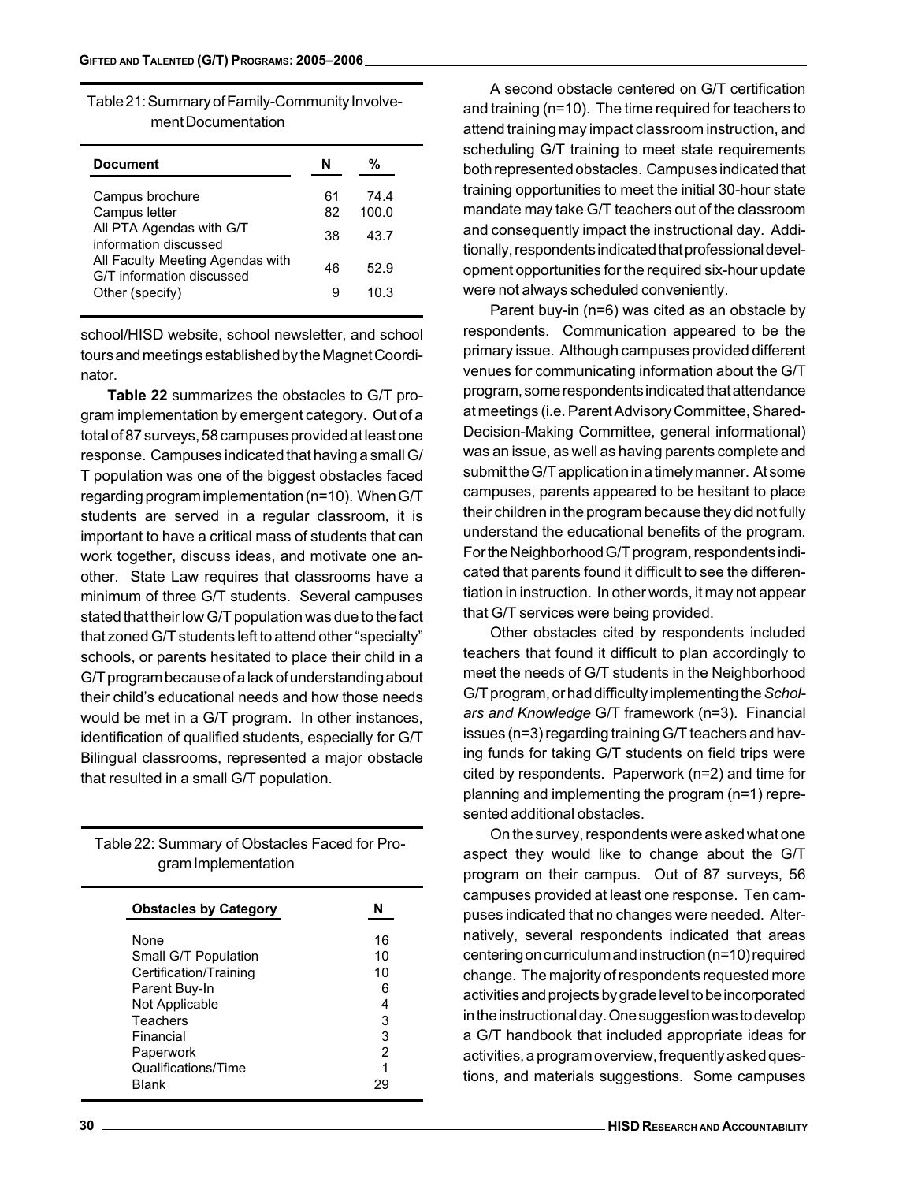Table 21: Summary of Family-Community Involvement Documentation

| Document | N | % |
|---|---|---|
| Campus brochure | 61 | 74.4 |
| Campus letter | 82 | 100.0 |
| All PTA Agendas with G/T information discussed | 38 | 43.7 |
| All Faculty Meeting Agendas with G/T information discussed | 46 | 52.9 |
| Other (specify) | 9 | 10.3 |

school/HISD website, school newsletter, and school tours and meetings established by the Magnet Coordinator.

**Table 22** summarizes the obstacles to G/T program implementation by emergent category. Out of a total of 87 surveys, 58 campuses provided at least one response. Campuses indicated that having a small G/T population was one of the biggest obstacles faced regarding program implementation (n=10). When G/T students are served in a regular classroom, it is important to have a critical mass of students that can work together, discuss ideas, and motivate one another. State Law requires that classrooms have a minimum of three G/T students. Several campuses stated that their low G/T population was due to the fact that zoned G/T students left to attend other "specialty" schools, or parents hesitated to place their child in a G/T program because of a lack of understanding about their child's educational needs and how those needs would be met in a G/T program. In other instances, identification of qualified students, especially for G/T Bilingual classrooms, represented a major obstacle that resulted in a small G/T population.

Table 22: Summary of Obstacles Faced for Program Implementation

| Obstacles by Category | N |
|---|---|
| None | 16 |
| Small G/T Population | 10 |
| Certification/Training | 10 |
| Parent Buy-In | 6 |
| Not Applicable | 4 |
| Teachers | 3 |
| Financial | 3 |
| Paperwork | 2 |
| Qualifications/Time | 1 |
| Blank | 29 |

A second obstacle centered on G/T certification and training (n=10). The time required for teachers to attend training may impact classroom instruction, and scheduling G/T training to meet state requirements both represented obstacles. Campuses indicated that training opportunities to meet the initial 30-hour state mandate may take G/T teachers out of the classroom and consequently impact the instructional day. Additionally, respondents indicated that professional development opportunities for the required six-hour update were not always scheduled conveniently.

Parent buy-in (n=6) was cited as an obstacle by respondents. Communication appeared to be the primary issue. Although campuses provided different venues for communicating information about the G/T program, some respondents indicated that attendance at meetings (i.e. Parent Advisory Committee, Shared-Decision-Making Committee, general informational) was an issue, as well as having parents complete and submit the G/T application in a timely manner. At some campuses, parents appeared to be hesitant to place their children in the program because they did not fully understand the educational benefits of the program. For the Neighborhood G/T program, respondents indicated that parents found it difficult to see the differentiation in instruction. In other words, it may not appear that G/T services were being provided.

Other obstacles cited by respondents included teachers that found it difficult to plan accordingly to meet the needs of G/T students in the Neighborhood G/T program, or had difficulty implementing the *Scholars and Knowledge* G/T framework (n=3). Financial issues (n=3) regarding training G/T teachers and having funds for taking G/T students on field trips were cited by respondents. Paperwork (n=2) and time for planning and implementing the program (n=1) represented additional obstacles.

On the survey, respondents were asked what one aspect they would like to change about the G/T program on their campus. Out of 87 surveys, 56 campuses provided at least one response. Ten campuses indicated that no changes were needed. Alternatively, several respondents indicated that areas centering on curriculum and instruction (n=10) required change. The majority of respondents requested more activities and projects by grade level to be incorporated in the instructional day. One suggestion was to develop a G/T handbook that included appropriate ideas for activities, a program overview, frequently asked questions, and materials suggestions. Some campuses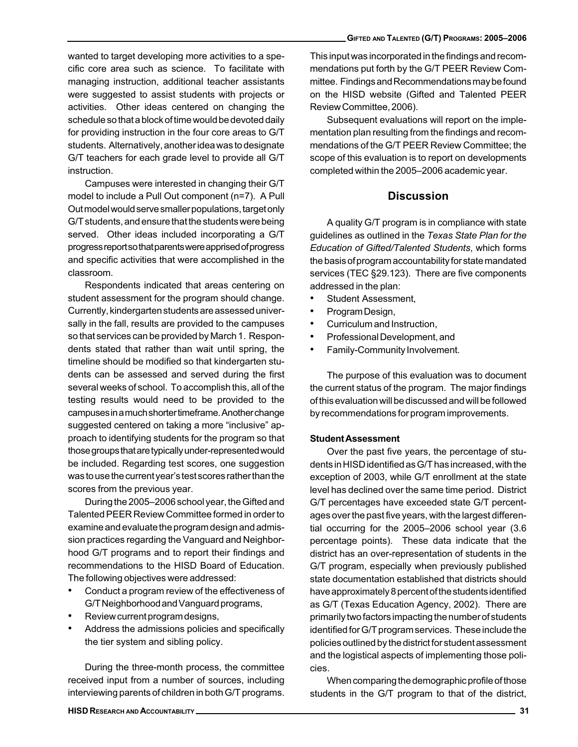wanted to target developing more activities to a specific core area such as science. To facilitate with managing instruction, additional teacher assistants were suggested to assist students with projects or activities. Other ideas centered on changing the schedule so that a block of time would be devoted daily for providing instruction in the four core areas to G/T students. Alternatively, another idea was to designate G/T teachers for each grade level to provide all G/T instruction.

Campuses were interested in changing their G/T model to include a Pull Out component (n=7). A Pull Out model would serve smaller populations, target only G/T students, and ensure that the students were being served. Other ideas included incorporating a G/T progress report so that parents were apprised of progress and specific activities that were accomplished in the classroom.

Respondents indicated that areas centering on student assessment for the program should change. Currently, kindergarten students are assessed universally in the fall, results are provided to the campuses so that services can be provided by March 1. Respondents stated that rather than wait until spring, the timeline should be modified so that kindergarten students can be assessed and served during the first several weeks of school. To accomplish this, all of the testing results would need to be provided to the campuses in a much shorter timeframe. Another change suggested centered on taking a more "inclusive" approach to identifying students for the program so that those groups that are typically under-represented would be included. Regarding test scores, one suggestion was to use the current year's test scores rather than the scores from the previous year.

During the 2005–2006 school year, the Gifted and Talented PEER Review Committee formed in order to examine and evaluate the program design and admission practices regarding the Vanguard and Neighborhood G/T programs and to report their findings and recommendations to the HISD Board of Education. The following objectives were addressed:

- Conduct a program review of the effectiveness of G/T Neighborhood and Vanguard programs,
- Review current program designs,
- Address the admissions policies and specifically the tier system and sibling policy.

During the three-month process, the committee received input from a number of sources, including interviewing parents of children in both G/T programs. This input was incorporated in the findings and recommendations put forth by the G/T PEER Review Committee. Findings and Recommendations may be found on the HISD website (Gifted and Talented PEER Review Committee, 2006).

Subsequent evaluations will report on the implementation plan resulting from the findings and recommendations of the G/T PEER Review Committee; the scope of this evaluation is to report on developments completed within the 2005–2006 academic year.

## Discussion

A quality G/T program is in compliance with state guidelines as outlined in the *Texas State Plan for the Education of Gifted/Talented Students*, which forms the basis of program accountability for state mandated services (TEC §29.123). There are five components addressed in the plan:

- Student Assessment,
- Program Design,
- Curriculum and Instruction,
- Professional Development, and
- Family-Community Involvement.

The purpose of this evaluation was to document the current status of the program. The major findings of this evaluation will be discussed and will be followed by recommendations for program improvements.

**Student Assessment**

Over the past five years, the percentage of students in HISD identified as G/T has increased, with the exception of 2003, while G/T enrollment at the state level has declined over the same time period. District G/T percentages have exceeded state G/T percentages over the past five years, with the largest differential occurring for the 2005–2006 school year (3.6 percentage points). These data indicate that the district has an over-representation of students in the G/T program, especially when previously published state documentation established that districts should have approximately 8 percent of the students identified as G/T (Texas Education Agency, 2002). There are primarily two factors impacting the number of students identified for G/T program services. These include the policies outlined by the district for student assessment and the logistical aspects of implementing those policies.

When comparing the demographic profile of those students in the G/T program to that of the district,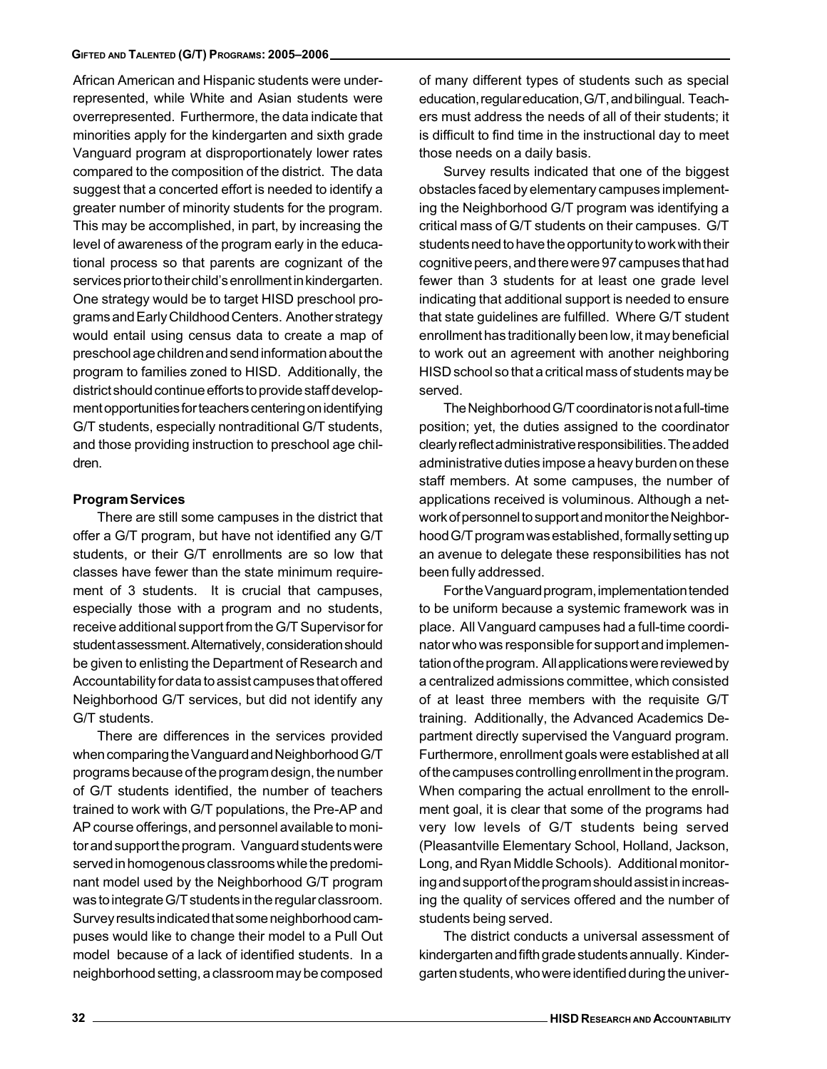African American and Hispanic students were underrepresented, while White and Asian students were overrepresented. Furthermore, the data indicate that minorities apply for the kindergarten and sixth grade Vanguard program at disproportionately lower rates compared to the composition of the district. The data suggest that a concerted effort is needed to identify a greater number of minority students for the program. This may be accomplished, in part, by increasing the level of awareness of the program early in the educational process so that parents are cognizant of the services prior to their child's enrollment in kindergarten. One strategy would be to target HISD preschool programs and Early Childhood Centers. Another strategy would entail using census data to create a map of preschool age children and send information about the program to families zoned to HISD. Additionally, the district should continue efforts to provide staff development opportunities for teachers centering on identifying G/T students, especially nontraditional G/T students, and those providing instruction to preschool age children.

**Program Services**

There are still some campuses in the district that offer a G/T program, but have not identified any G/T students, or their G/T enrollments are so low that classes have fewer than the state minimum requirement of 3 students. It is crucial that campuses, especially those with a program and no students, receive additional support from the G/T Supervisor for student assessment. Alternatively, consideration should be given to enlisting the Department of Research and Accountability for data to assist campuses that offered Neighborhood G/T services, but did not identify any G/T students.

There are differences in the services provided when comparing the Vanguard and Neighborhood G/T programs because of the program design, the number of G/T students identified, the number of teachers trained to work with G/T populations, the Pre-AP and AP course offerings, and personnel available to monitor and support the program. Vanguard students were served in homogenous classrooms while the predominant model used by the Neighborhood G/T program was to integrate G/T students in the regular classroom. Survey results indicated that some neighborhood campuses would like to change their model to a Pull Out model because of a lack of identified students. In a neighborhood setting, a classroom may be composed of many different types of students such as special education, regular education, G/T, and bilingual. Teachers must address the needs of all of their students; it is difficult to find time in the instructional day to meet those needs on a daily basis.

Survey results indicated that one of the biggest obstacles faced by elementary campuses implementing the Neighborhood G/T program was identifying a critical mass of G/T students on their campuses. G/T students need to have the opportunity to work with their cognitive peers, and there were 97 campuses that had fewer than 3 students for at least one grade level indicating that additional support is needed to ensure that state guidelines are fulfilled. Where G/T student enrollment has traditionally been low, it may beneficial to work out an agreement with another neighboring HISD school so that a critical mass of students may be served.

The Neighborhood G/T coordinator is not a full-time position; yet, the duties assigned to the coordinator clearly reflect administrative responsibilities. The added administrative duties impose a heavy burden on these staff members. At some campuses, the number of applications received is voluminous. Although a network of personnel to support and monitor the Neighborhood G/T program was established, formally setting up an avenue to delegate these responsibilities has not been fully addressed.

For the Vanguard program, implementation tended to be uniform because a systemic framework was in place. All Vanguard campuses had a full-time coordinator who was responsible for support and implementation of the program. All applications were reviewed by a centralized admissions committee, which consisted of at least three members with the requisite G/T training. Additionally, the Advanced Academics Department directly supervised the Vanguard program. Furthermore, enrollment goals were established at all of the campuses controlling enrollment in the program. When comparing the actual enrollment to the enrollment goal, it is clear that some of the programs had very low levels of G/T students being served (Pleasantville Elementary School, Holland, Jackson, Long, and Ryan Middle Schools). Additional monitoring and support of the program should assist in increasing the quality of services offered and the number of students being served.

The district conducts a universal assessment of kindergarten and fifth grade students annually. Kindergarten students, who were identified during the univer-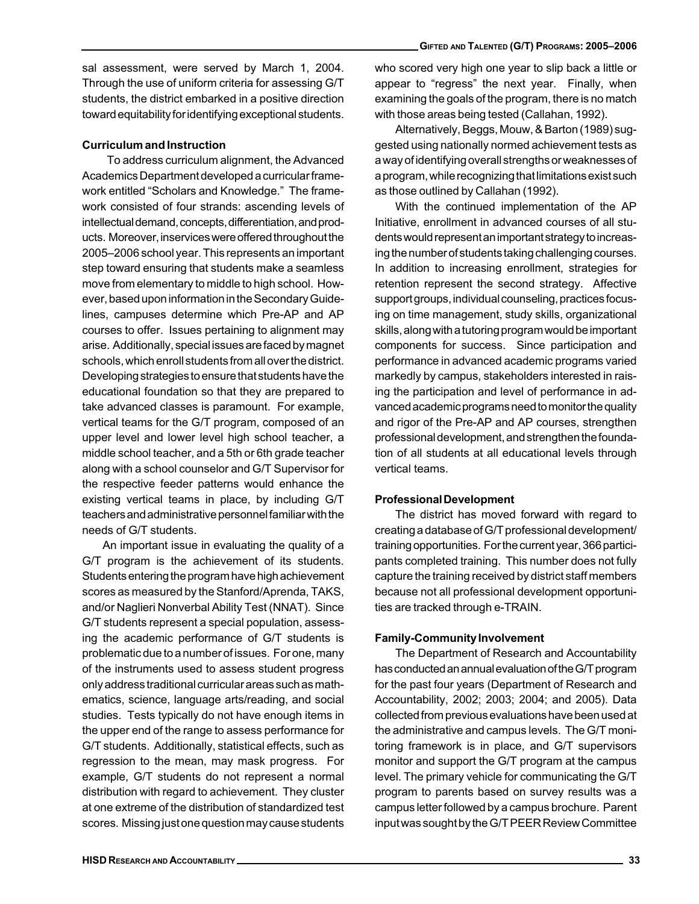sal assessment, were served by March 1, 2004. Through the use of uniform criteria for assessing G/T students, the district embarked in a positive direction toward equitability for identifying exceptional students.

**Curriculum and Instruction**

To address curriculum alignment, the Advanced Academics Department developed a curricular framework entitled "Scholars and Knowledge." The framework consisted of four strands: ascending levels of intellectual demand, concepts, differentiation, and products. Moreover, inservices were offered throughout the 2005–2006 school year. This represents an important step toward ensuring that students make a seamless move from elementary to middle to high school. However, based upon information in the Secondary Guidelines, campuses determine which Pre-AP and AP courses to offer. Issues pertaining to alignment may arise. Additionally, special issues are faced by magnet schools, which enroll students from all over the district. Developing strategies to ensure that students have the educational foundation so that they are prepared to take advanced classes is paramount. For example, vertical teams for the G/T program, composed of an upper level and lower level high school teacher, a middle school teacher, and a 5th or 6th grade teacher along with a school counselor and G/T Supervisor for the respective feeder patterns would enhance the existing vertical teams in place, by including G/T teachers and administrative personnel familiar with the needs of G/T students.

An important issue in evaluating the quality of a G/T program is the achievement of its students. Students entering the program have high achievement scores as measured by the Stanford/Aprenda, TAKS, and/or Naglieri Nonverbal Ability Test (NNAT). Since G/T students represent a special population, assessing the academic performance of G/T students is problematic due to a number of issues. For one, many of the instruments used to assess student progress only address traditional curricular areas such as mathematics, science, language arts/reading, and social studies. Tests typically do not have enough items in the upper end of the range to assess performance for G/T students. Additionally, statistical effects, such as regression to the mean, may mask progress. For example, G/T students do not represent a normal distribution with regard to achievement. They cluster at one extreme of the distribution of standardized test scores. Missing just one question may cause students who scored very high one year to slip back a little or appear to "regress" the next year. Finally, when examining the goals of the program, there is no match with those areas being tested (Callahan, 1992).

Alternatively, Beggs, Mouw, & Barton (1989) suggested using nationally normed achievement tests as a way of identifying overall strengths or weaknesses of a program, while recognizing that limitations exist such as those outlined by Callahan (1992).

With the continued implementation of the AP Initiative, enrollment in advanced courses of all students would represent an important strategy to increasing the number of students taking challenging courses. In addition to increasing enrollment, strategies for retention represent the second strategy. Affective support groups, individual counseling, practices focusing on time management, study skills, organizational skills, along with a tutoring program would be important components for success. Since participation and performance in advanced academic programs varied markedly by campus, stakeholders interested in raising the participation and level of performance in advanced academic programs need to monitor the quality and rigor of the Pre-AP and AP courses, strengthen professional development, and strengthen the foundation of all students at all educational levels through vertical teams.

**Professional Development**

The district has moved forward with regard to creating a database of G/T professional development/training opportunities. For the current year, 366 participants completed training. This number does not fully capture the training received by district staff members because not all professional development opportunities are tracked through e-TRAIN.

**Family-Community Involvement**

The Department of Research and Accountability has conducted an annual evaluation of the G/T program for the past four years (Department of Research and Accountability, 2002; 2003; 2004; and 2005). Data collected from previous evaluations have been used at the administrative and campus levels. The G/T monitoring framework is in place, and G/T supervisors monitor and support the G/T program at the campus level. The primary vehicle for communicating the G/T program to parents based on survey results was a campus letter followed by a campus brochure. Parent input was sought by the G/T PEER Review Committee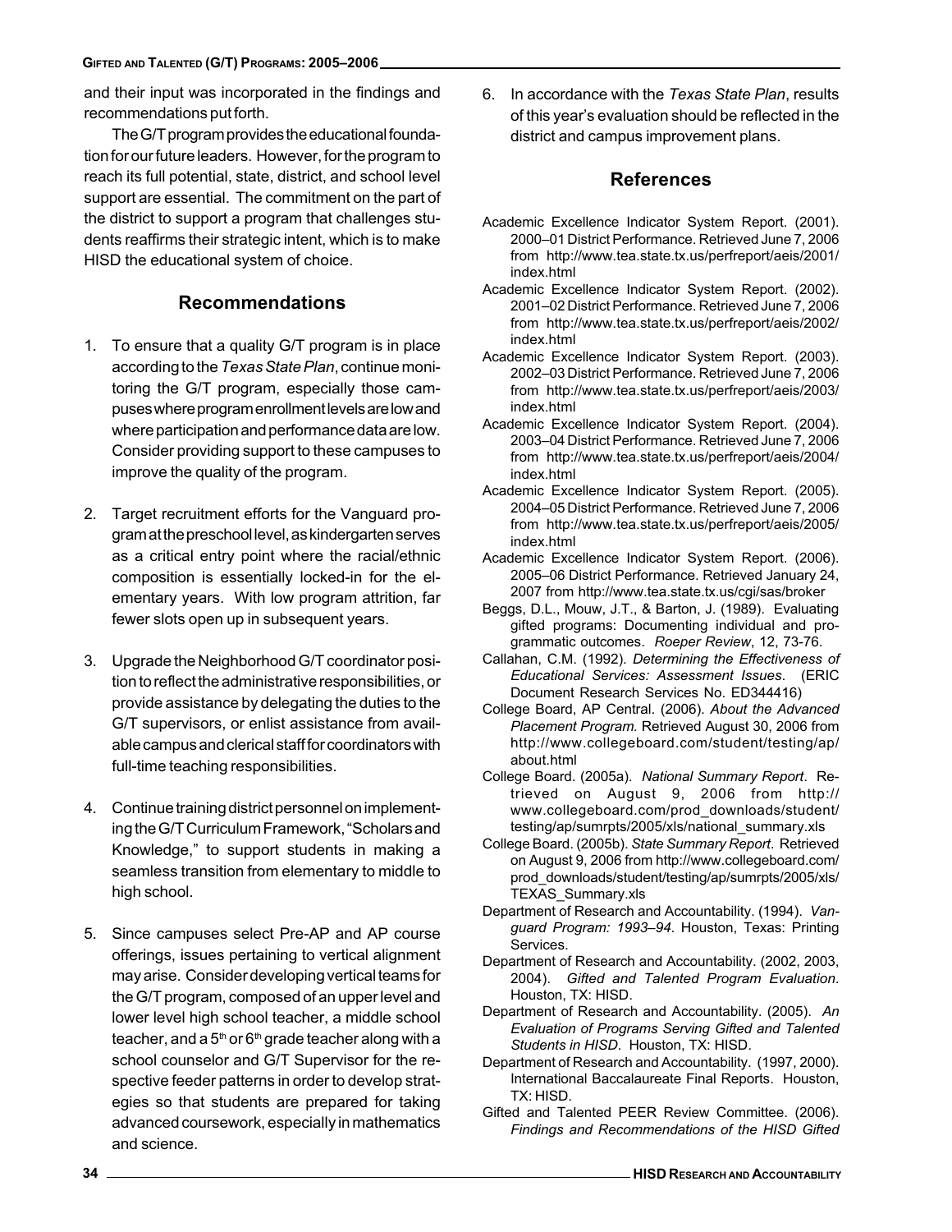and their input was incorporated in the findings and recommendations put forth.

The G/T program provides the educational foundation for our future leaders. However, for the program to reach its full potential, state, district, and school level support are essential. The commitment on the part of the district to support a program that challenges students reaffirms their strategic intent, which is to make HISD the educational system of choice.

## Recommendations

1. To ensure that a quality G/T program is in place according to the *Texas State Plan*, continue monitoring the G/T program, especially those campuses where program enrollment levels are low and where participation and performance data are low. Consider providing support to these campuses to improve the quality of the program.

2. Target recruitment efforts for the Vanguard program at the preschool level, as kindergarten serves as a critical entry point where the racial/ethnic composition is essentially locked-in for the elementary years. With low program attrition, far fewer slots open up in subsequent years.

3. Upgrade the Neighborhood G/T coordinator position to reflect the administrative responsibilities, or provide assistance by delegating the duties to the G/T supervisors, or enlist assistance from available campus and clerical staff for coordinators with full-time teaching responsibilities.

4. Continue training district personnel on implementing the G/T Curriculum Framework, "Scholars and Knowledge," to support students in making a seamless transition from elementary to middle to high school.

5. Since campuses select Pre-AP and AP course offerings, issues pertaining to vertical alignment may arise. Consider developing vertical teams for the G/T program, composed of an upper level and lower level high school teacher, a middle school teacher, and a 5th or 6th grade teacher along with a school counselor and G/T Supervisor for the respective feeder patterns in order to develop strategies so that students are prepared for taking advanced coursework, especially in mathematics and science.

6. In accordance with the *Texas State Plan*, results of this year's evaluation should be reflected in the district and campus improvement plans.

## References

Academic Excellence Indicator System Report. (2001). 2000–01 District Performance. Retrieved June 7, 2006 from http://www.tea.state.tx.us/perfreport/aeis/2001/index.html

Academic Excellence Indicator System Report. (2002). 2001–02 District Performance. Retrieved June 7, 2006 from http://www.tea.state.tx.us/perfreport/aeis/2002/index.html

Academic Excellence Indicator System Report. (2003). 2002–03 District Performance. Retrieved June 7, 2006 from http://www.tea.state.tx.us/perfreport/aeis/2003/index.html

Academic Excellence Indicator System Report. (2004). 2003–04 District Performance. Retrieved June 7, 2006 from http://www.tea.state.tx.us/perfreport/aeis/2004/index.html

Academic Excellence Indicator System Report. (2005). 2004–05 District Performance. Retrieved June 7, 2006 from http://www.tea.state.tx.us/perfreport/aeis/2005/index.html

Academic Excellence Indicator System Report. (2006). 2005–06 District Performance. Retrieved January 24, 2007 from http://www.tea.state.tx.us/cgi/sas/broker

Beggs, D.L., Mouw, J.T., & Barton, J. (1989). Evaluating gifted programs: Documenting individual and programmatic outcomes. *Roeper Review*, 12, 73-76.

Callahan, C.M. (1992). *Determining the Effectiveness of Educational Services: Assessment Issues*. (ERIC Document Research Services No. ED344416)

College Board, AP Central. (2006). *About the Advanced Placement Program.* Retrieved August 30, 2006 from http://www.collegeboard.com/student/testing/ap/about.html

College Board. (2005a). *National Summary Report*. Retrieved on August 9, 2006 from http://www.collegeboard.com/prod_downloads/student/testing/ap/sumrpts/2005/xls/national_summary.xls

College Board. (2005b). *State Summary Report.* Retrieved on August 9, 2006 from http://www.collegeboard.com/prod_downloads/student/testing/ap/sumrpts/2005/xls/TEXAS_Summary.xls

Department of Research and Accountability. (1994). *Vanguard Program: 1993–94*. Houston, Texas: Printing Services.

Department of Research and Accountability. (2002, 2003, 2004). *Gifted and Talented Program Evaluation*. Houston, TX: HISD.

Department of Research and Accountability. (2005). *An Evaluation of Programs Serving Gifted and Talented Students in HISD*. Houston, TX: HISD.

Department of Research and Accountability. (1997, 2000). International Baccalaureate Final Reports. Houston, TX: HISD.

Gifted and Talented PEER Review Committee. (2006). *Findings and Recommendations of the HISD Gifted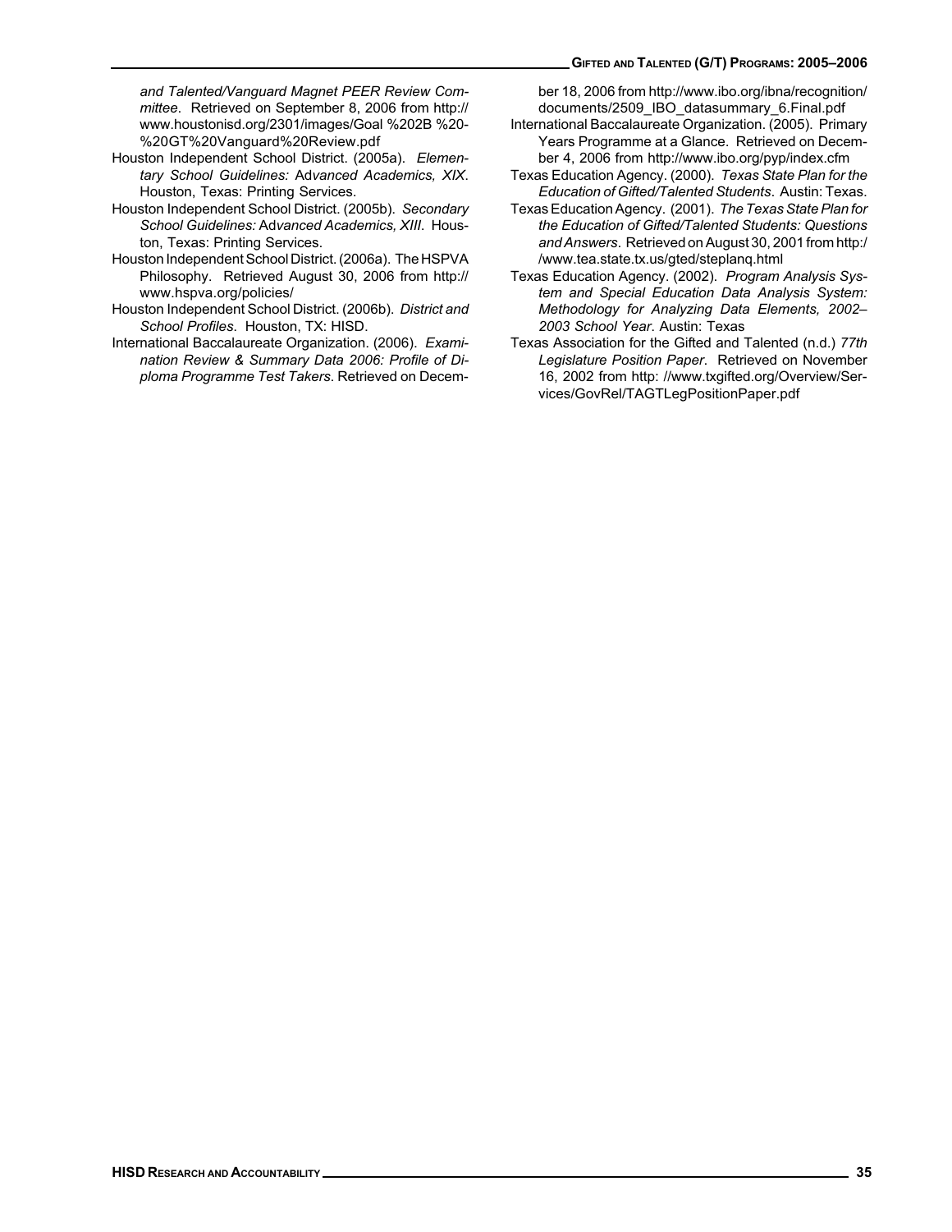*and Talented/Vanguard Magnet PEER Review Committee*. Retrieved on September 8, 2006 from http://www.houstonisd.org/2301/images/Goal %202B %20-%20GT%20Vanguard%20Review.pdf

Houston Independent School District. (2005a). *Elementary School Guidelines:* Advanced Academics, *XIX*. Houston, Texas: Printing Services.

Houston Independent School District. (2005b). *Secondary School Guidelines:* Advanced *Academics, XIII*. Houston, Texas: Printing Services.

Houston Independent School District. (2006a). The HSPVA Philosophy. Retrieved August 30, 2006 from http://www.hspva.org/policies/

Houston Independent School District. (2006b). *District and School Profiles*. Houston, TX: HISD.

International Baccalaureate Organization. (2006). *Examination Review & Summary Data 2006: Profile of Diploma Programme Test Takers*. Retrieved on December 18, 2006 from http://www.ibo.org/ibna/recognition/documents/2509_IBO_datasummary_6.Final.pdf

International Baccalaureate Organization. (2005). Primary Years Programme at a Glance. Retrieved on December 4, 2006 from http://www.ibo.org/pyp/index.cfm

Texas Education Agency. (2000). *Texas State Plan for the Education of Gifted/Talented Students*. Austin: Texas.

Texas Education Agency. (2001). *The Texas State Plan for the Education of Gifted/Talented Students: Questions and Answers*. Retrieved on August 30, 2001 from http://www.tea.state.tx.us/gted/steplanq.html

Texas Education Agency. (2002). *Program Analysis System and Special Education Data Analysis System: Methodology for Analyzing Data Elements, 2002–2003 School Year*. Austin: Texas

Texas Association for the Gifted and Talented (n.d.) *77th Legislature Position Paper*. Retrieved on November 16, 2002 from http: //www.txgifted.org/Overview/Services/GovRel/TAGTLegPositionPaper.pdf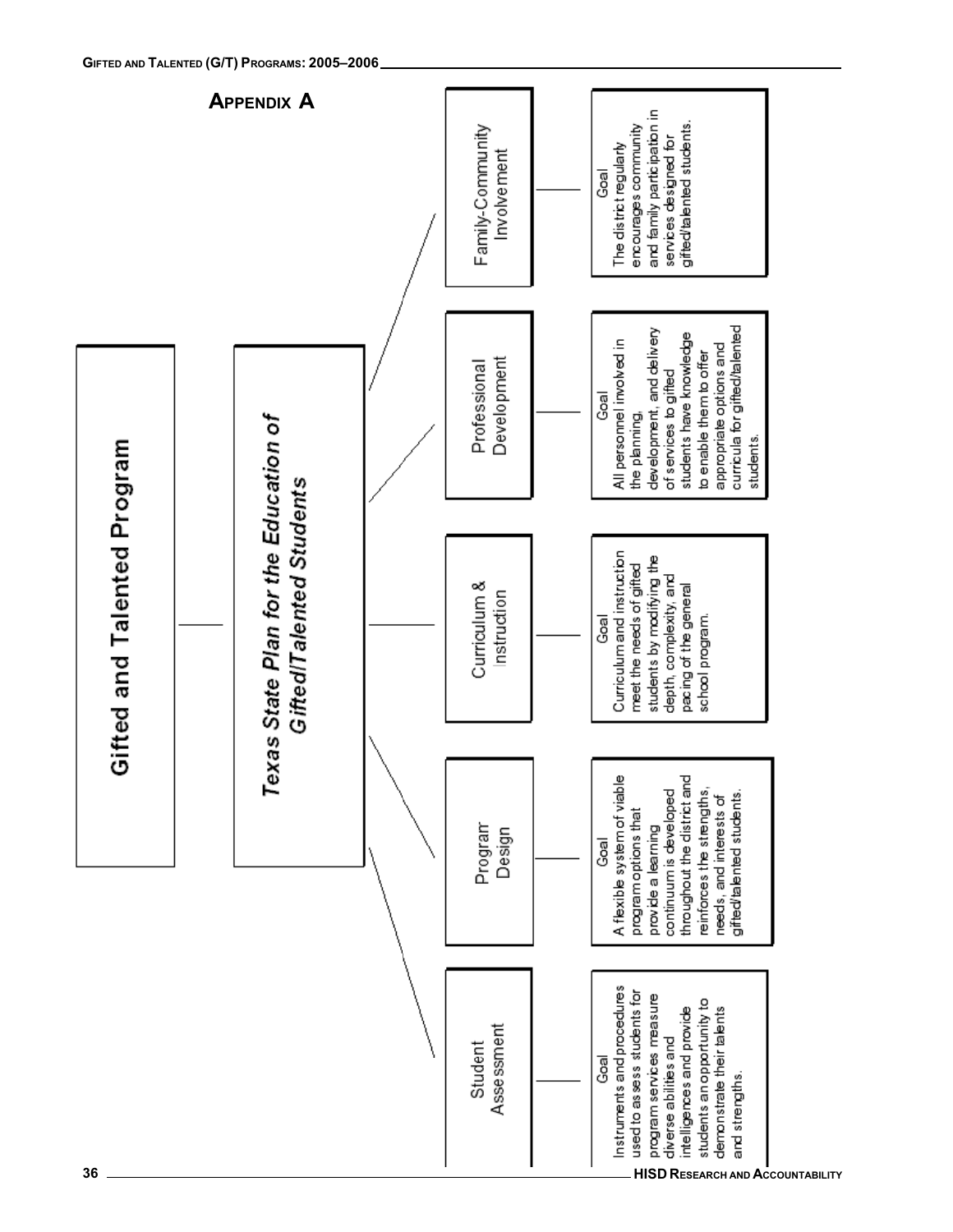## APPENDIX A

# Gifted and Talented Program

## *Texas State Plan for the Education of Gifted/Talented Students*

### Student Assessment

Goal
Instruments and procedures used to assess students for program services measure diverse abilities and intelligences and provide students an opportunity to demonstrate their talents and strengths.

### Program Design

Goal
A flexible system of viable program options that provide a learning continuum is developed throughout the district and reinforces the strengths, needs, and interests of gifted/talented students.

### Curriculum & Instruction

Goal
Curriculum and instruction meet the needs of gifted students by modifying the depth, complexity, and pacing of the general school program.

### Professional Development

Goal
All personnel involved in the planning, development, and delivery of services to gifted students have knowledge to enable them to offer appropriate options and curricula for gifted/talented students.

### Family-Community Involvement

Goal
The district regularly encourages community and family participation in services designed for gifted/talented students.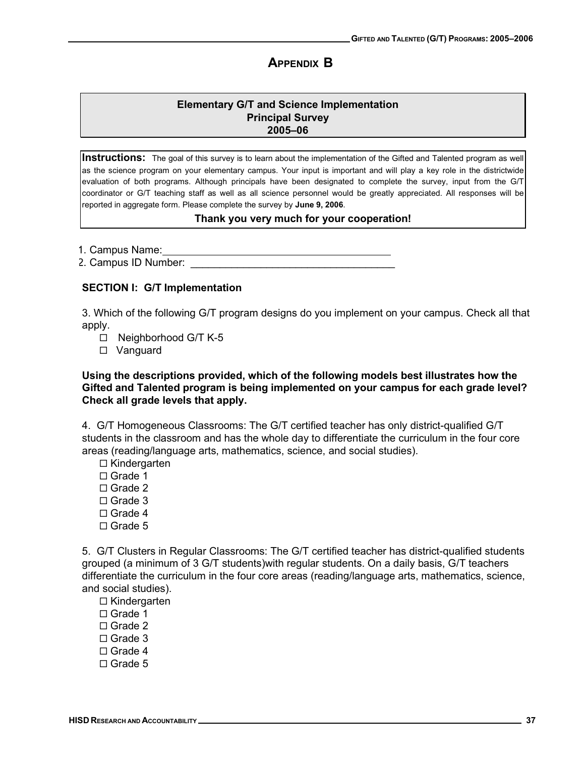# Appendix B

**Elementary G/T and Science Implementation**
**Principal Survey**
**2005–06**

**Instructions:** The goal of this survey is to learn about the implementation of the Gifted and Talented program as well as the science program on your elementary campus. Your input is important and will play a key role in the districtwide evaluation of both programs. Although principals have been designated to complete the survey, input from the G/T coordinator or G/T teaching staff as well as all science personnel would be greatly appreciated. All responses will be reported in aggregate form. Please complete the survey by **June 9, 2006**.

**Thank you very much for your cooperation!**

1. Campus Name:________________________________________
2. Campus ID Number: ___________________________________

## SECTION I: G/T Implementation

3. Which of the following G/T program designs do you implement on your campus. Check all that apply.
   - ☐ Neighborhood G/T K-5
   - ☐ Vanguard

**Using the descriptions provided, which of the following models best illustrates how the Gifted and Talented program is being implemented on your campus for each grade level? Check all grade levels that apply.**

4. G/T Homogeneous Classrooms: The G/T certified teacher has only district-qualified G/T students in the classroom and has the whole day to differentiate the curriculum in the four core areas (reading/language arts, mathematics, science, and social studies).
   - ☐ Kindergarten
   - ☐ Grade 1
   - ☐ Grade 2
   - ☐ Grade 3
   - ☐ Grade 4
   - ☐ Grade 5

5. G/T Clusters in Regular Classrooms: The G/T certified teacher has district-qualified students grouped (a minimum of 3 G/T students)with regular students. On a daily basis, G/T teachers differentiate the curriculum in the four core areas (reading/language arts, mathematics, science, and social studies).
   - ☐ Kindergarten
   - ☐ Grade 1
   - ☐ Grade 2
   - ☐ Grade 3
   - ☐ Grade 4
   - ☐ Grade 5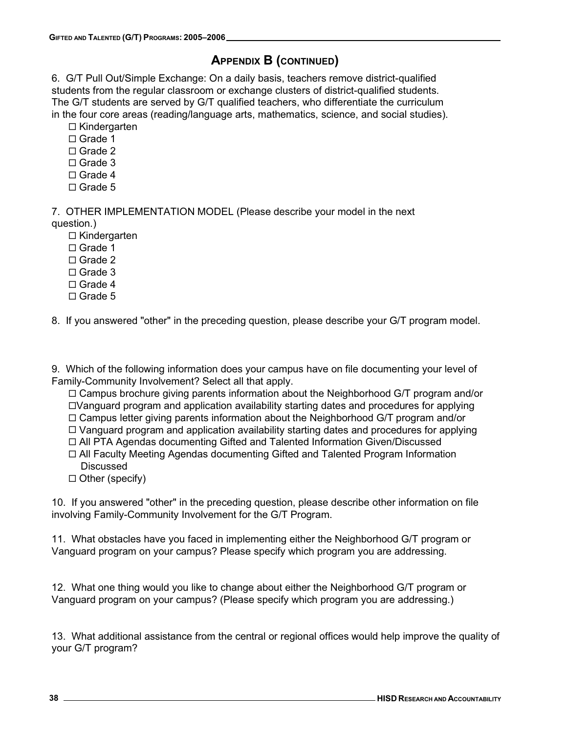## APPENDIX B (CONTINUED)

6. G/T Pull Out/Simple Exchange: On a daily basis, teachers remove district-qualified students from the regular classroom or exchange clusters of district-qualified students. The G/T students are served by G/T qualified teachers, who differentiate the curriculum in the four core areas (reading/language arts, mathematics, science, and social studies).
   - ☐ Kindergarten
   - ☐ Grade 1
   - ☐ Grade 2
   - ☐ Grade 3
   - ☐ Grade 4
   - ☐ Grade 5

7. OTHER IMPLEMENTATION MODEL (Please describe your model in the next question.)
   - ☐ Kindergarten
   - ☐ Grade 1
   - ☐ Grade 2
   - ☐ Grade 3
   - ☐ Grade 4
   - ☐ Grade 5

8. If you answered "other" in the preceding question, please describe your G/T program model.

9. Which of the following information does your campus have on file documenting your level of Family-Community Involvement? Select all that apply.
   - ☐ Campus brochure giving parents information about the Neighborhood G/T program and/or
   - ☐ Vanguard program and application availability starting dates and procedures for applying
   - ☐ Campus letter giving parents information about the Neighborhood G/T program and/or
   - ☐ Vanguard program and application availability starting dates and procedures for applying
   - ☐ All PTA Agendas documenting Gifted and Talented Information Given/Discussed
   - ☐ All Faculty Meeting Agendas documenting Gifted and Talented Program Information Discussed
   - ☐ Other (specify)

10. If you answered "other" in the preceding question, please describe other information on file involving Family-Community Involvement for the G/T Program.

11. What obstacles have you faced in implementing either the Neighborhood G/T program or Vanguard program on your campus? Please specify which program you are addressing.

12. What one thing would you like to change about either the Neighborhood G/T program or Vanguard program on your campus? (Please specify which program you are addressing.)

13. What additional assistance from the central or regional offices would help improve the quality of your G/T program?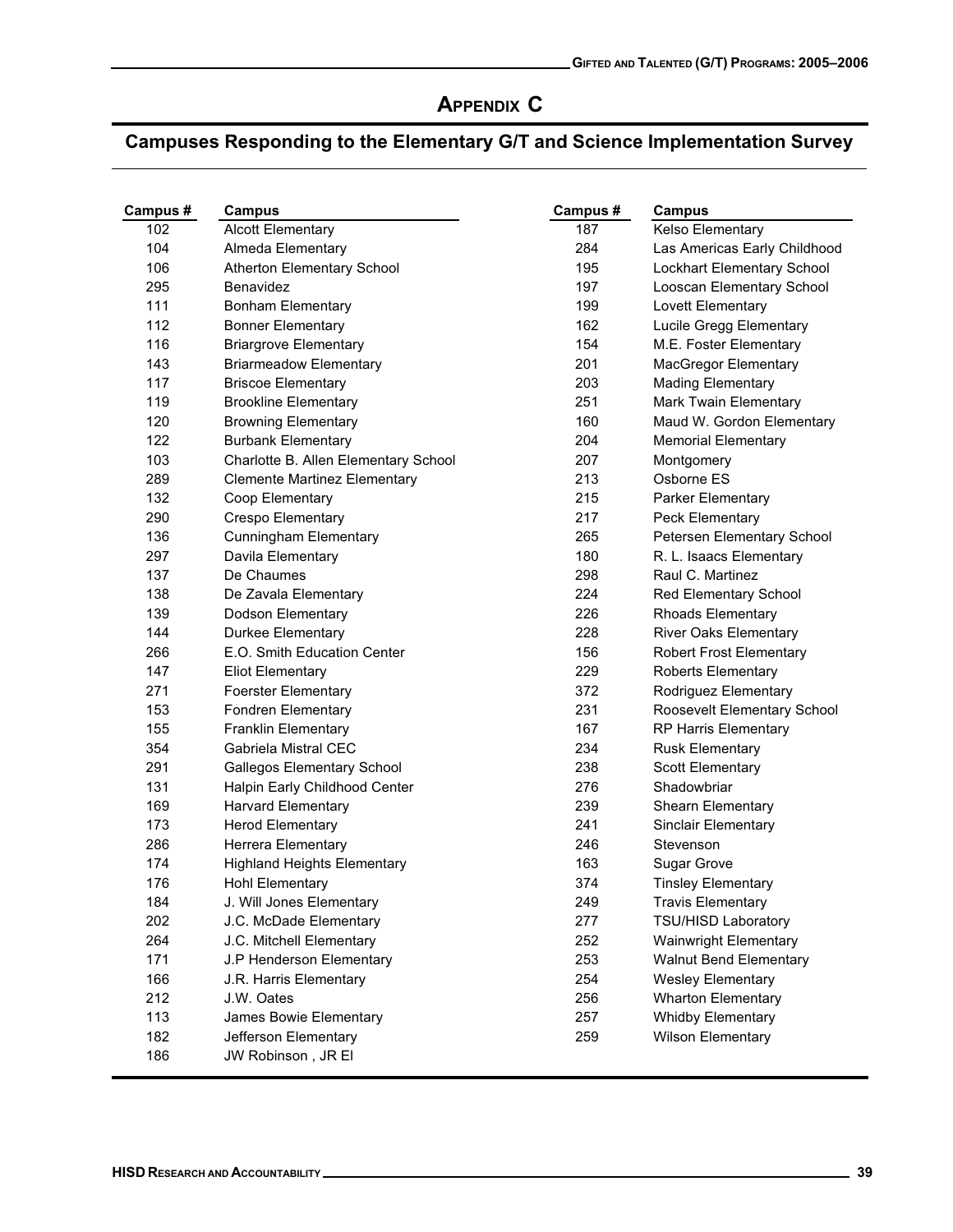# Appendix C

## Campuses Responding to the Elementary G/T and Science Implementation Survey

| Campus # | Campus |
|---|---|
| 102 | Alcott Elementary |
| 104 | Almeda Elementary |
| 106 | Atherton Elementary School |
| 295 | Benavidez |
| 111 | Bonham Elementary |
| 112 | Bonner Elementary |
| 116 | Briargrove Elementary |
| 143 | Briarmeadow Elementary |
| 117 | Briscoe Elementary |
| 119 | Brookline Elementary |
| 120 | Browning Elementary |
| 122 | Burbank Elementary |
| 103 | Charlotte B. Allen Elementary School |
| 289 | Clemente Martinez Elementary |
| 132 | Coop Elementary |
| 290 | Crespo Elementary |
| 136 | Cunningham Elementary |
| 297 | Davila Elementary |
| 137 | De Chaumes |
| 138 | De Zavala Elementary |
| 139 | Dodson Elementary |
| 144 | Durkee Elementary |
| 266 | E.O. Smith Education Center |
| 147 | Eliot Elementary |
| 271 | Foerster Elementary |
| 153 | Fondren Elementary |
| 155 | Franklin Elementary |
| 354 | Gabriela Mistral CEC |
| 291 | Gallegos Elementary School |
| 131 | Halpin Early Childhood Center |
| 169 | Harvard Elementary |
| 173 | Herod Elementary |
| 286 | Herrera Elementary |
| 174 | Highland Heights Elementary |
| 176 | Hohl Elementary |
| 184 | J. Will Jones Elementary |
| 202 | J.C. McDade Elementary |
| 264 | J.C. Mitchell Elementary |
| 171 | J.P Henderson Elementary |
| 166 | J.R. Harris Elementary |
| 212 | J.W. Oates |
| 113 | James Bowie Elementary |
| 182 | Jefferson Elementary |
| 186 | JW Robinson , JR El |
| 187 | Kelso Elementary |
| 284 | Las Americas Early Childhood |
| 195 | Lockhart Elementary School |
| 197 | Looscan Elementary School |
| 199 | Lovett Elementary |
| 162 | Lucile Gregg Elementary |
| 154 | M.E. Foster Elementary |
| 201 | MacGregor Elementary |
| 203 | Mading Elementary |
| 251 | Mark Twain Elementary |
| 160 | Maud W. Gordon Elementary |
| 204 | Memorial Elementary |
| 207 | Montgomery |
| 213 | Osborne ES |
| 215 | Parker Elementary |
| 217 | Peck Elementary |
| 265 | Petersen Elementary School |
| 180 | R. L. Isaacs Elementary |
| 298 | Raul C. Martinez |
| 224 | Red Elementary School |
| 226 | Rhoads Elementary |
| 228 | River Oaks Elementary |
| 156 | Robert Frost Elementary |
| 229 | Roberts Elementary |
| 372 | Rodriguez Elementary |
| 231 | Roosevelt Elementary School |
| 167 | RP Harris Elementary |
| 234 | Rusk Elementary |
| 238 | Scott Elementary |
| 276 | Shadowbriar |
| 239 | Shearn Elementary |
| 241 | Sinclair Elementary |
| 246 | Stevenson |
| 163 | Sugar Grove |
| 374 | Tinsley Elementary |
| 249 | Travis Elementary |
| 277 | TSU/HISD Laboratory |
| 252 | Wainwright Elementary |
| 253 | Walnut Bend Elementary |
| 254 | Wesley Elementary |
| 256 | Wharton Elementary |
| 257 | Whidby Elementary |
| 259 | Wilson Elementary |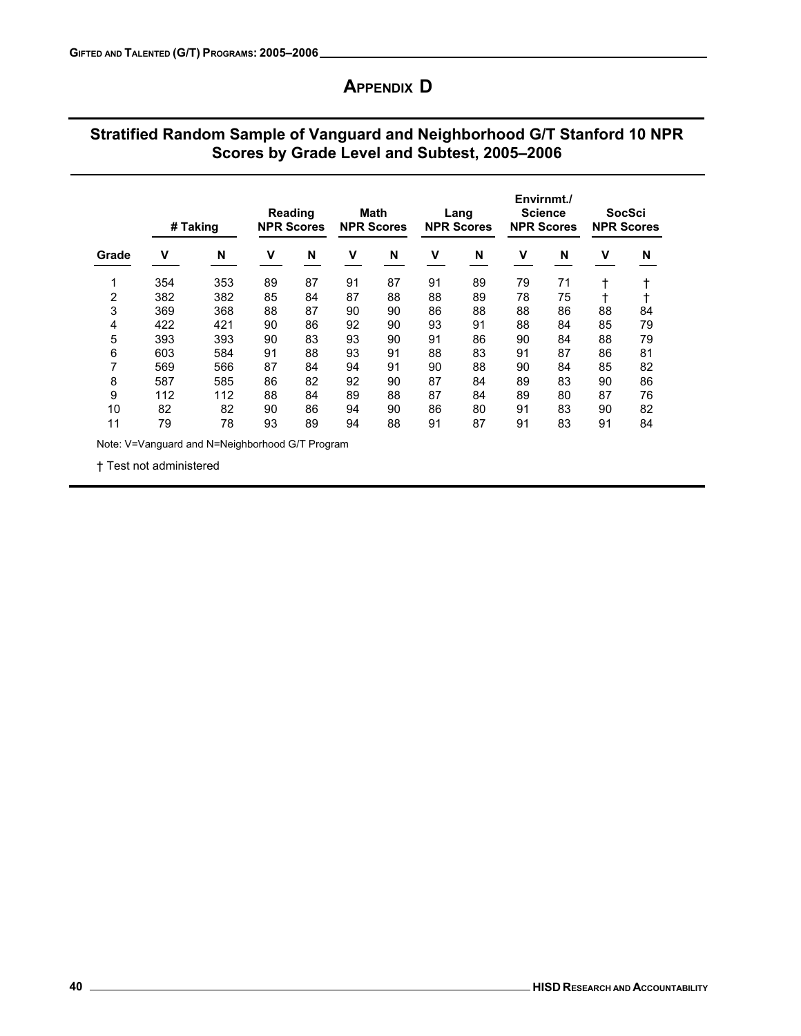# Appendix D

## Stratified Random Sample of Vanguard and Neighborhood G/T Stanford 10 NPR Scores by Grade Level and Subtest, 2005–2006

| | # Taking | | Reading NPR Scores | | Math NPR Scores | | Lang NPR Scores | | Envirnmt./ Science NPR Scores | | SocSci NPR Scores | |
|---|---|---|---|---|---|---|---|---|---|---|---|---|
| Grade | V | N | V | N | V | N | V | N | V | N | V | N |
| 1 | 354 | 353 | 89 | 87 | 91 | 87 | 91 | 89 | 79 | 71 | † | † |
| 2 | 382 | 382 | 85 | 84 | 87 | 88 | 88 | 89 | 78 | 75 | † | † |
| 3 | 369 | 368 | 88 | 87 | 90 | 90 | 86 | 88 | 88 | 86 | 88 | 84 |
| 4 | 422 | 421 | 90 | 86 | 92 | 90 | 93 | 91 | 88 | 84 | 85 | 79 |
| 5 | 393 | 393 | 90 | 83 | 93 | 90 | 91 | 86 | 90 | 84 | 88 | 79 |
| 6 | 603 | 584 | 91 | 88 | 93 | 91 | 88 | 83 | 91 | 87 | 86 | 81 |
| 7 | 569 | 566 | 87 | 84 | 94 | 91 | 90 | 88 | 90 | 84 | 85 | 82 |
| 8 | 587 | 585 | 86 | 82 | 92 | 90 | 87 | 84 | 89 | 83 | 90 | 86 |
| 9 | 112 | 112 | 88 | 84 | 89 | 88 | 87 | 84 | 89 | 80 | 87 | 76 |
| 10 | 82 | 82 | 90 | 86 | 94 | 90 | 86 | 80 | 91 | 83 | 90 | 82 |
| 11 | 79 | 78 | 93 | 89 | 94 | 88 | 91 | 87 | 91 | 83 | 91 | 84 |

Note: V=Vanguard and N=Neighborhood G/T Program

† Test not administered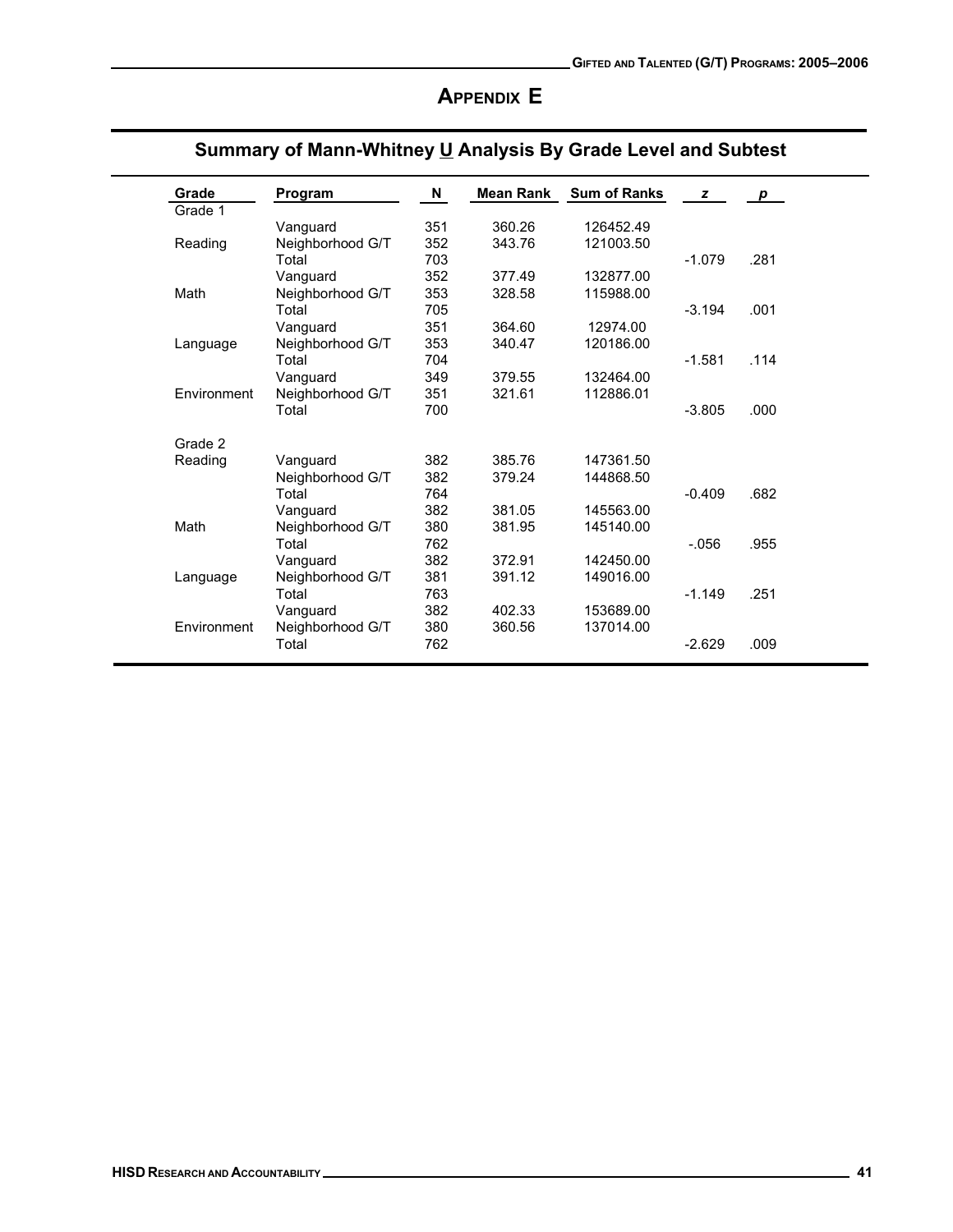# Appendix E

## Summary of Mann-Whitney U Analysis By Grade Level and Subtest

| Grade | Program | N | Mean Rank | Sum of Ranks | *z* | *p* |
|---|---|---|---|---|---|---|
| Grade 1 | | | | | | |
| | Vanguard | 351 | 360.26 | 126452.49 | | |
| Reading | Neighborhood G/T | 352 | 343.76 | 121003.50 | | |
| | Total | 703 | | | -1.079 | .281 |
| | Vanguard | 352 | 377.49 | 132877.00 | | |
| Math | Neighborhood G/T | 353 | 328.58 | 115988.00 | | |
| | Total | 705 | | | -3.194 | .001 |
| | Vanguard | 351 | 364.60 | 12974.00 | | |
| Language | Neighborhood G/T | 353 | 340.47 | 120186.00 | | |
| | Total | 704 | | | -1.581 | .114 |
| | Vanguard | 349 | 379.55 | 132464.00 | | |
| Environment | Neighborhood G/T | 351 | 321.61 | 112886.01 | | |
| | Total | 700 | | | -3.805 | .000 |
| Grade 2 | | | | | | |
| Reading | Vanguard | 382 | 385.76 | 147361.50 | | |
| | Neighborhood G/T | 382 | 379.24 | 144868.50 | | |
| | Total | 764 | | | -0.409 | .682 |
| | Vanguard | 382 | 381.05 | 145563.00 | | |
| Math | Neighborhood G/T | 380 | 381.95 | 145140.00 | | |
| | Total | 762 | | | -.056 | .955 |
| | Vanguard | 382 | 372.91 | 142450.00 | | |
| Language | Neighborhood G/T | 381 | 391.12 | 149016.00 | | |
| | Total | 763 | | | -1.149 | .251 |
| | Vanguard | 382 | 402.33 | 153689.00 | | |
| Environment | Neighborhood G/T | 380 | 360.56 | 137014.00 | | |
| | Total | 762 | | | -2.629 | .009 |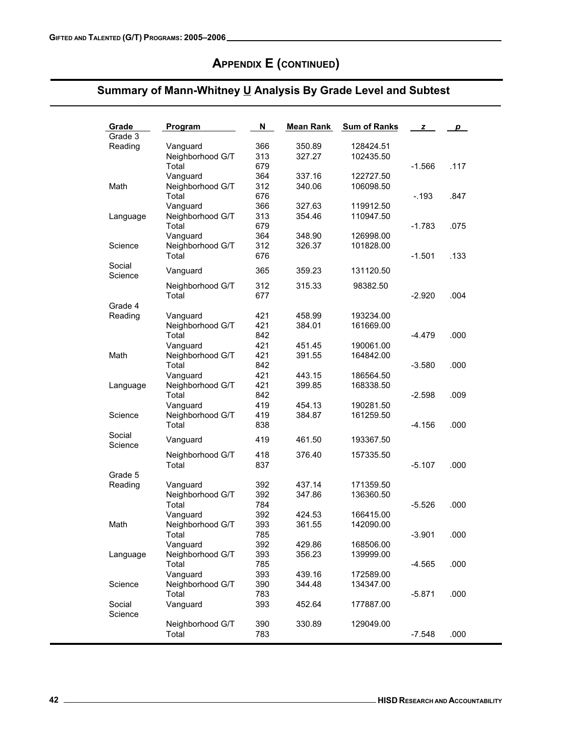## APPENDIX E (CONTINUED)

### Summary of Mann-Whitney U Analysis By Grade Level and Subtest

| Grade | Program | N | Mean Rank | Sum of Ranks | z | p |
|---|---|---|---|---|---|---|
| Grade 3 | | | | | | |
| Reading | Vanguard | 366 | 350.89 | 128424.51 | | |
| | Neighborhood G/T | 313 | 327.27 | 102435.50 | | |
| | Total | 679 | | | -1.566 | .117 |
| Math | Vanguard | 364 | 337.16 | 122727.50 | | |
| | Neighborhood G/T | 312 | 340.06 | 106098.50 | | |
| | Total | 676 | | | -.193 | .847 |
| Language | Vanguard | 366 | 327.63 | 119912.50 | | |
| | Neighborhood G/T | 313 | 354.46 | 110947.50 | | |
| | Total | 679 | | | -1.783 | .075 |
| Science | Vanguard | 364 | 348.90 | 126998.00 | | |
| | Neighborhood G/T | 312 | 326.37 | 101828.00 | | |
| | Total | 676 | | | -1.501 | .133 |
| Social Science | Vanguard | 365 | 359.23 | 131120.50 | | |
| | Neighborhood G/T | 312 | 315.33 | 98382.50 | | |
| | Total | 677 | | | -2.920 | .004 |
| Grade 4 | | | | | | |
| Reading | Vanguard | 421 | 458.99 | 193234.00 | | |
| | Neighborhood G/T | 421 | 384.01 | 161669.00 | | |
| | Total | 842 | | | -4.479 | .000 |
| Math | Vanguard | 421 | 451.45 | 190061.00 | | |
| | Neighborhood G/T | 421 | 391.55 | 164842.00 | | |
| | Total | 842 | | | -3.580 | .000 |
| Language | Vanguard | 421 | 443.15 | 186564.50 | | |
| | Neighborhood G/T | 421 | 399.85 | 168338.50 | | |
| | Total | 842 | | | -2.598 | .009 |
| Science | Vanguard | 419 | 454.13 | 190281.50 | | |
| | Neighborhood G/T | 419 | 384.87 | 161259.50 | | |
| | Total | 838 | | | -4.156 | .000 |
| Social Science | Vanguard | 419 | 461.50 | 193367.50 | | |
| | Neighborhood G/T | 418 | 376.40 | 157335.50 | | |
| | Total | 837 | | | -5.107 | .000 |
| Grade 5 | | | | | | |
| Reading | Vanguard | 392 | 437.14 | 171359.50 | | |
| | Neighborhood G/T | 392 | 347.86 | 136360.50 | | |
| | Total | 784 | | | -5.526 | .000 |
| Math | Vanguard | 392 | 424.53 | 166415.00 | | |
| | Neighborhood G/T | 393 | 361.55 | 142090.00 | | |
| | Total | 785 | | | -3.901 | .000 |
| Language | Vanguard | 392 | 429.86 | 168506.00 | | |
| | Neighborhood G/T | 393 | 356.23 | 139999.00 | | |
| | Total | 785 | | | -4.565 | .000 |
| Science | Vanguard | 393 | 439.16 | 172589.00 | | |
| | Neighborhood G/T | 390 | 344.48 | 134347.00 | | |
| | Total | 783 | | | -5.871 | .000 |
| Social Science | Vanguard | 393 | 452.64 | 177887.00 | | |
| | Neighborhood G/T | 390 | 330.89 | 129049.00 | | |
| | Total | 783 | | | -7.548 | .000 |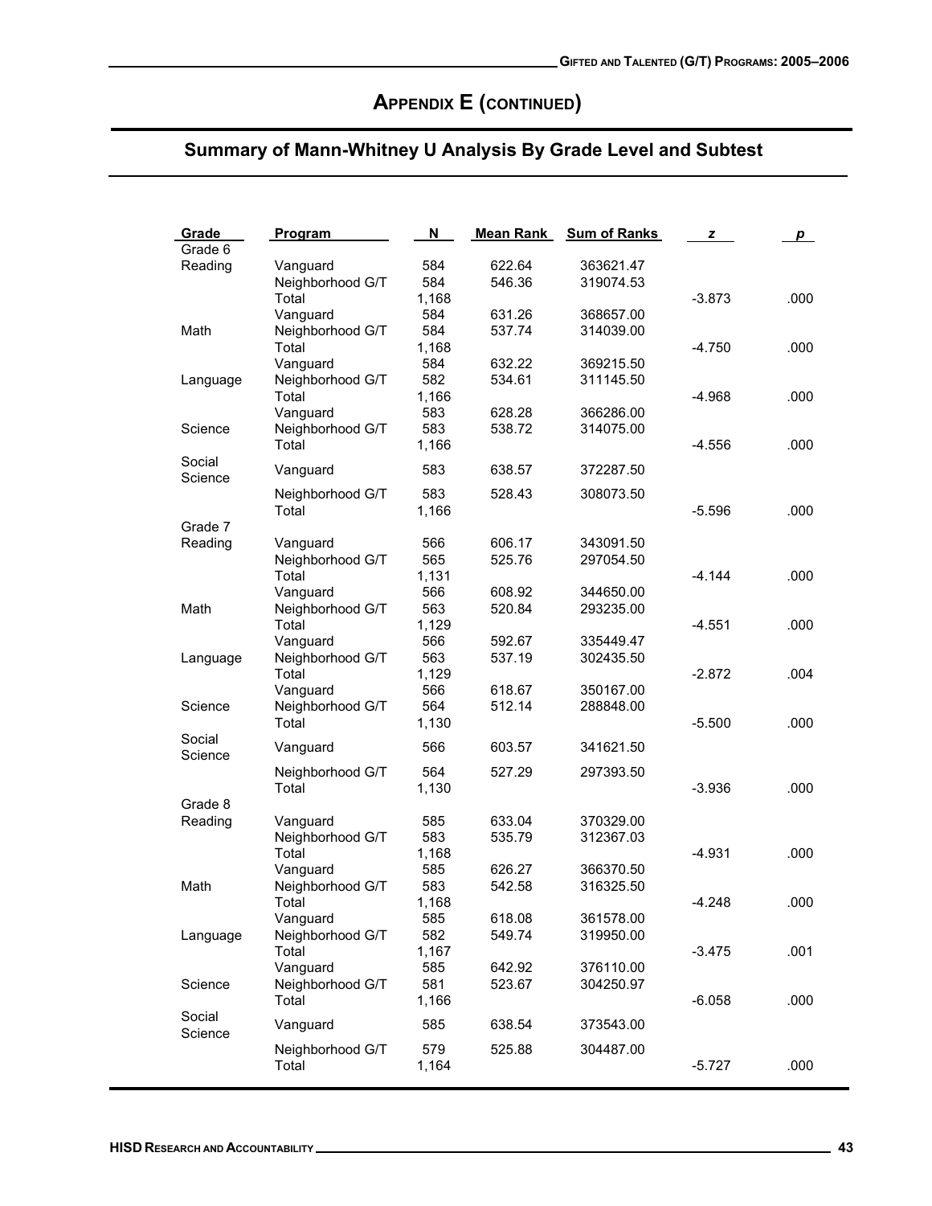## APPENDIX E (CONTINUED)

## Summary of Mann-Whitney U Analysis By Grade Level and Subtest

| Grade | Program | N | Mean Rank | Sum of Ranks | *z* | *p* |
|---|---|---|---|---|---|---|
| Grade 6 | | | | | | |
| Reading | Vanguard | 584 | 622.64 | 363621.47 | | |
| | Neighborhood G/T | 584 | 546.36 | 319074.53 | | |
| | Total | 1,168 | | | -3.873 | .000 |
| Math | Vanguard | 584 | 631.26 | 368657.00 | | |
| | Neighborhood G/T | 584 | 537.74 | 314039.00 | | |
| | Total | 1,168 | | | -4.750 | .000 |
| Language | Vanguard | 584 | 632.22 | 369215.50 | | |
| | Neighborhood G/T | 582 | 534.61 | 311145.50 | | |
| | Total | 1,166 | | | -4.968 | .000 |
| Science | Vanguard | 583 | 628.28 | 366286.00 | | |
| | Neighborhood G/T | 583 | 538.72 | 314075.00 | | |
| | Total | 1,166 | | | -4.556 | .000 |
| Social Science | Vanguard | 583 | 638.57 | 372287.50 | | |
| | Neighborhood G/T | 583 | 528.43 | 308073.50 | | |
| | Total | 1,166 | | | -5.596 | .000 |
| Grade 7 | | | | | | |
| Reading | Vanguard | 566 | 606.17 | 343091.50 | | |
| | Neighborhood G/T | 565 | 525.76 | 297054.50 | | |
| | Total | 1,131 | | | -4.144 | .000 |
| Math | Vanguard | 566 | 608.92 | 344650.00 | | |
| | Neighborhood G/T | 563 | 520.84 | 293235.00 | | |
| | Total | 1,129 | | | -4.551 | .000 |
| Language | Vanguard | 566 | 592.67 | 335449.47 | | |
| | Neighborhood G/T | 563 | 537.19 | 302435.50 | | |
| | Total | 1,129 | | | -2.872 | .004 |
| Science | Vanguard | 566 | 618.67 | 350167.00 | | |
| | Neighborhood G/T | 564 | 512.14 | 288848.00 | | |
| | Total | 1,130 | | | -5.500 | .000 |
| Social Science | Vanguard | 566 | 603.57 | 341621.50 | | |
| | Neighborhood G/T | 564 | 527.29 | 297393.50 | | |
| | Total | 1,130 | | | -3.936 | .000 |
| Grade 8 | | | | | | |
| Reading | Vanguard | 585 | 633.04 | 370329.00 | | |
| | Neighborhood G/T | 583 | 535.79 | 312367.03 | | |
| | Total | 1,168 | | | -4.931 | .000 |
| Math | Vanguard | 585 | 626.27 | 366370.50 | | |
| | Neighborhood G/T | 583 | 542.58 | 316325.50 | | |
| | Total | 1,168 | | | -4.248 | .000 |
| Language | Vanguard | 585 | 618.08 | 361578.00 | | |
| | Neighborhood G/T | 582 | 549.74 | 319950.00 | | |
| | Total | 1,167 | | | -3.475 | .001 |
| Science | Vanguard | 585 | 642.92 | 376110.00 | | |
| | Neighborhood G/T | 581 | 523.67 | 304250.97 | | |
| | Total | 1,166 | | | -6.058 | .000 |
| Social Science | Vanguard | 585 | 638.54 | 373543.00 | | |
| | Neighborhood G/T | 579 | 525.88 | 304487.00 | | |
| | Total | 1,164 | | | -5.727 | .000 |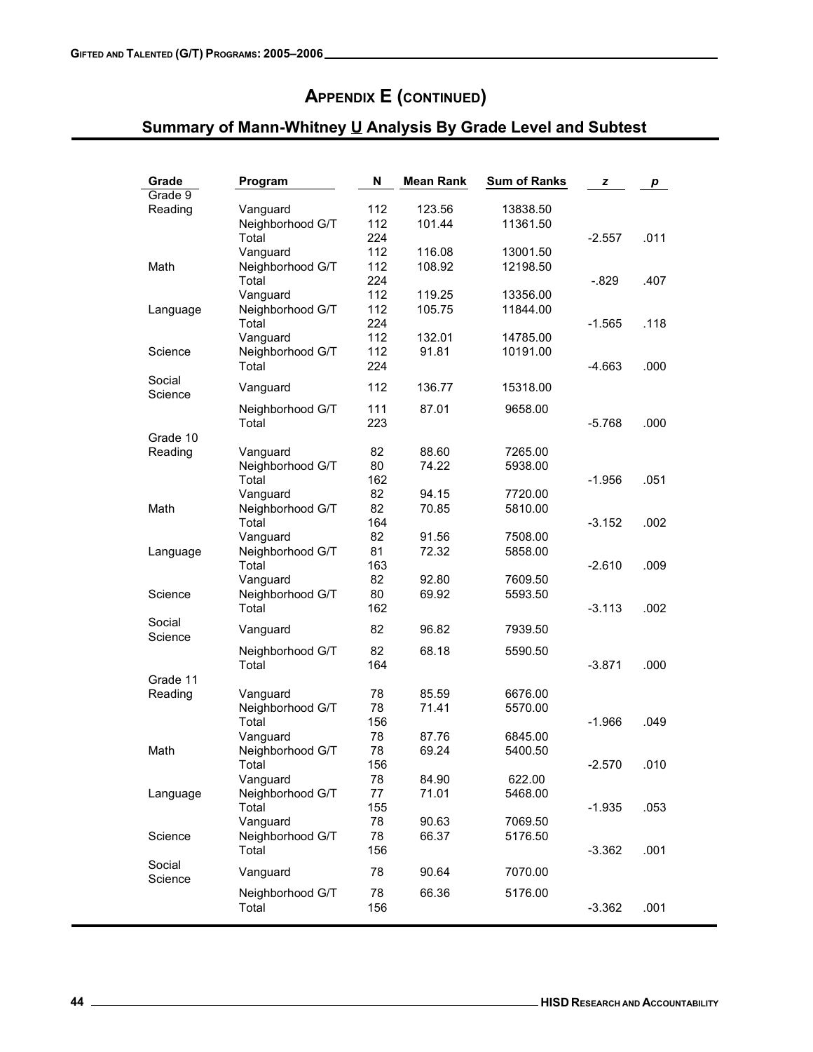## APPENDIX E (CONTINUED)

## Summary of Mann-Whitney U Analysis By Grade Level and Subtest

| Grade | Program | N | Mean Rank | Sum of Ranks | z | p |
|---|---|---|---|---|---|---|
| Grade 9 | | | | | | |
| Reading | Vanguard | 112 | 123.56 | 13838.50 | | |
| | Neighborhood G/T | 112 | 101.44 | 11361.50 | | |
| | Total | 224 | | | -2.557 | .011 |
| | Vanguard | 112 | 116.08 | 13001.50 | | |
| Math | Neighborhood G/T | 112 | 108.92 | 12198.50 | | |
| | Total | 224 | | | -.829 | .407 |
| | Vanguard | 112 | 119.25 | 13356.00 | | |
| Language | Neighborhood G/T | 112 | 105.75 | 11844.00 | | |
| | Total | 224 | | | -1.565 | .118 |
| | Vanguard | 112 | 132.01 | 14785.00 | | |
| Science | Neighborhood G/T | 112 | 91.81 | 10191.00 | | |
| | Total | 224 | | | -4.663 | .000 |
| Social Science | Vanguard | 112 | 136.77 | 15318.00 | | |
| | Neighborhood G/T | 111 | 87.01 | 9658.00 | | |
| | Total | 223 | | | -5.768 | .000 |
| Grade 10 | | | | | | |
| Reading | Vanguard | 82 | 88.60 | 7265.00 | | |
| | Neighborhood G/T | 80 | 74.22 | 5938.00 | | |
| | Total | 162 | | | -1.956 | .051 |
| | Vanguard | 82 | 94.15 | 7720.00 | | |
| Math | Neighborhood G/T | 82 | 70.85 | 5810.00 | | |
| | Total | 164 | | | -3.152 | .002 |
| | Vanguard | 82 | 91.56 | 7508.00 | | |
| Language | Neighborhood G/T | 81 | 72.32 | 5858.00 | | |
| | Total | 163 | | | -2.610 | .009 |
| | Vanguard | 82 | 92.80 | 7609.50 | | |
| Science | Neighborhood G/T | 80 | 69.92 | 5593.50 | | |
| | Total | 162 | | | -3.113 | .002 |
| Social Science | Vanguard | 82 | 96.82 | 7939.50 | | |
| | Neighborhood G/T | 82 | 68.18 | 5590.50 | | |
| | Total | 164 | | | -3.871 | .000 |
| Grade 11 | | | | | | |
| Reading | Vanguard | 78 | 85.59 | 6676.00 | | |
| | Neighborhood G/T | 78 | 71.41 | 5570.00 | | |
| | Total | 156 | | | -1.966 | .049 |
| | Vanguard | 78 | 87.76 | 6845.00 | | |
| Math | Neighborhood G/T | 78 | 69.24 | 5400.50 | | |
| | Total | 156 | | | -2.570 | .010 |
| | Vanguard | 78 | 84.90 | 622.00 | | |
| Language | Neighborhood G/T | 77 | 71.01 | 5468.00 | | |
| | Total | 155 | | | -1.935 | .053 |
| | Vanguard | 78 | 90.63 | 7069.50 | | |
| Science | Neighborhood G/T | 78 | 66.37 | 5176.50 | | |
| | Total | 156 | | | -3.362 | .001 |
| Social Science | Vanguard | 78 | 90.64 | 7070.00 | | |
| | Neighborhood G/T | 78 | 66.36 | 5176.00 | | |
| | Total | 156 | | | -3.362 | .001 |